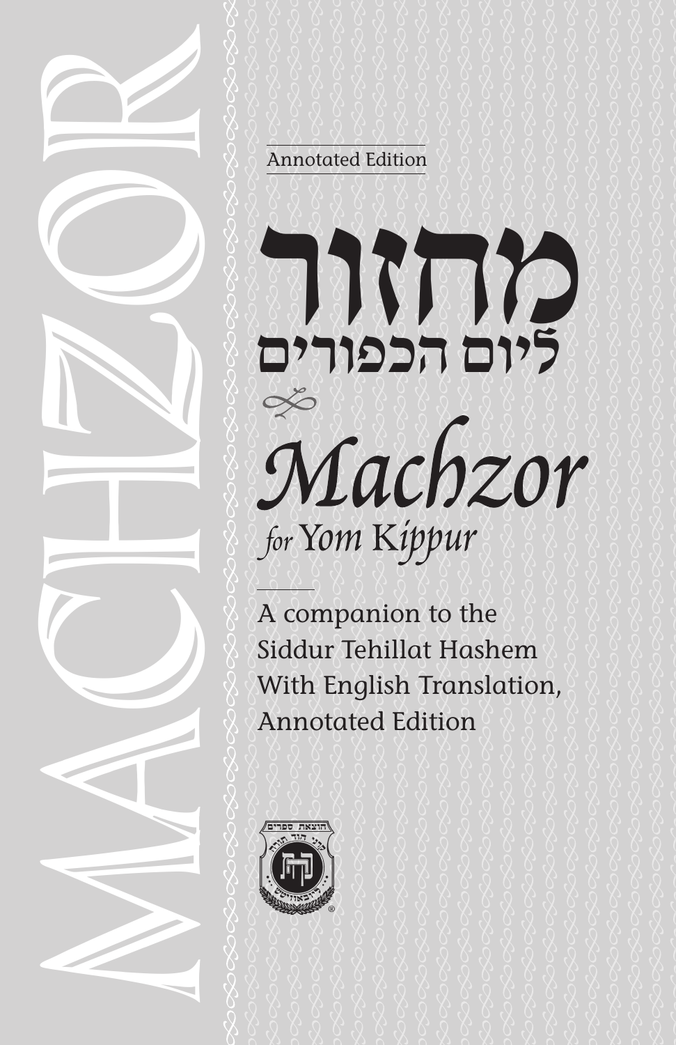MACHZOR

Annotated Edition

# מחזור
## ליום הכפורים

# *Machzor*
## *for Yom Kippur*

A companion to the Siddur Tehillat Hashem With English Translation, Annotated Edition

הוצאת ספרים קה״ת קרני הוד תורה ליובאוויטש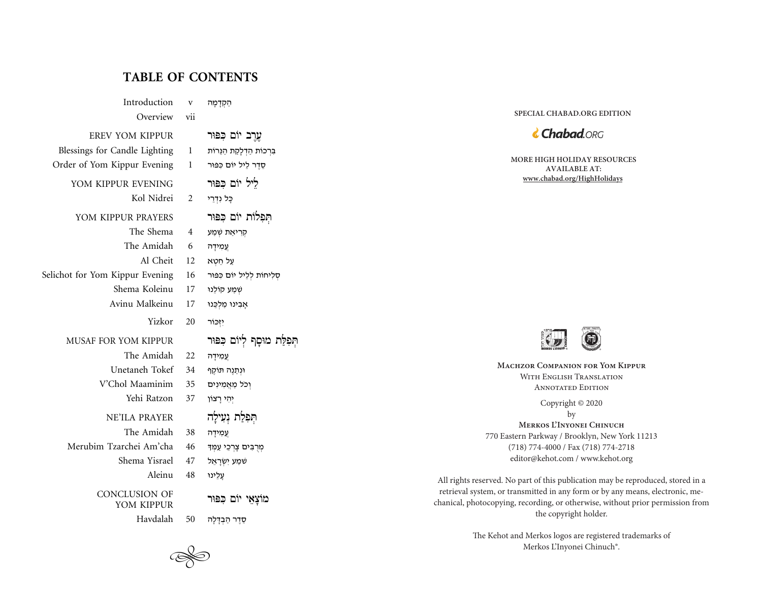# TABLE OF CONTENTS

| | | |
|---|---|---|
| Introduction | v | הַקְדָּמָה |
| Overview | vii | |
| **EREV YOM KIPPUR** | | **עֶרֶב יוֹם כִּפּוּר** |
| Blessings for Candle Lighting | 1 | בִּרְכוֹת הַדְלָקַת הַנֵּרוֹת |
| Order of Yom Kippur Evening | 1 | סֵדֶר לֵיל יוֹם כִּפּוּר |
| **YOM KIPPUR EVENING** | | **לֵיל יוֹם כִּפּוּר** |
| Kol Nidrei | 2 | כָּל נִדְרֵי |
| **YOM KIPPUR PRAYERS** | | **תְּפִלּוֹת יוֹם כִּפּוּר** |
| The Shema | 4 | קְרִיאַת שְׁמַע |
| The Amidah | 6 | עֲמִידָה |
| Al Cheit | 12 | עַל חֵטְא |
| Selichot for Yom Kippur Evening | 16 | סְלִיחוֹת לְלֵיל יוֹם כִּפּוּר |
| Shema Koleinu | 17 | שְׁמַע קוֹלֵנוּ |
| Avinu Malkeinu | 17 | אָבִינוּ מַלְכֵּנוּ |
| Yizkor | 20 | יִזְכּוֹר |
| **MUSAF FOR YOM KIPPUR** | | **תְּפִלַּת מוּסָף לְיוֹם כִּפּוּר** |
| The Amidah | 22 | עֲמִידָה |
| Unetaneh Tokef | 34 | וּנְתַנֶּה תּוֹקֶף |
| V'Chol Maaminim | 35 | וְכֹל מַאֲמִינִים |
| Yehi Ratzon | 37 | יְהִי רָצוֹן |
| **NE'ILA PRAYER** | | **תְּפִלַּת נְעִילָה** |
| The Amidah | 38 | עֲמִידָה |
| Merubim Tzarchei Am'cha | 46 | מְרֻבִּים צָרְכֵי עַמְּךָ |
| Shema Yisrael | 47 | שְׁמַע יִשְׂרָאֵל |
| Aleinu | 48 | עָלֵינוּ |
| **CONCLUSION OF YOM KIPPUR** | | **מוֹצָאֵי יוֹם כִּפּוּר** |
| Havdalah | 50 | סֵדֶר הַבְדָּלָה |

SPECIAL CHABAD.ORG EDITION

Chabad.ORG

MORE HIGH HOLIDAY RESOURCES AVAILABLE AT:
www.chabad.org/HighHolidays

**Machzor Companion for Yom Kippur**
With English Translation
Annotated Edition

Copyright © 2020
by
**Merkos L'Inyonei Chinuch**
770 Eastern Parkway / Brooklyn, New York 11213
(718) 774-4000 / Fax (718) 774-2718
editor@kehot.com / www.kehot.org

All rights reserved. No part of this publication may be reproduced, stored in a retrieval system, or transmitted in any form or by any means, electronic, mechanical, photocopying, recording, or otherwise, without prior permission from the copyright holder.

The Kehot and Merkos logos are registered trademarks of Merkos L'Inyonei Chinuch®.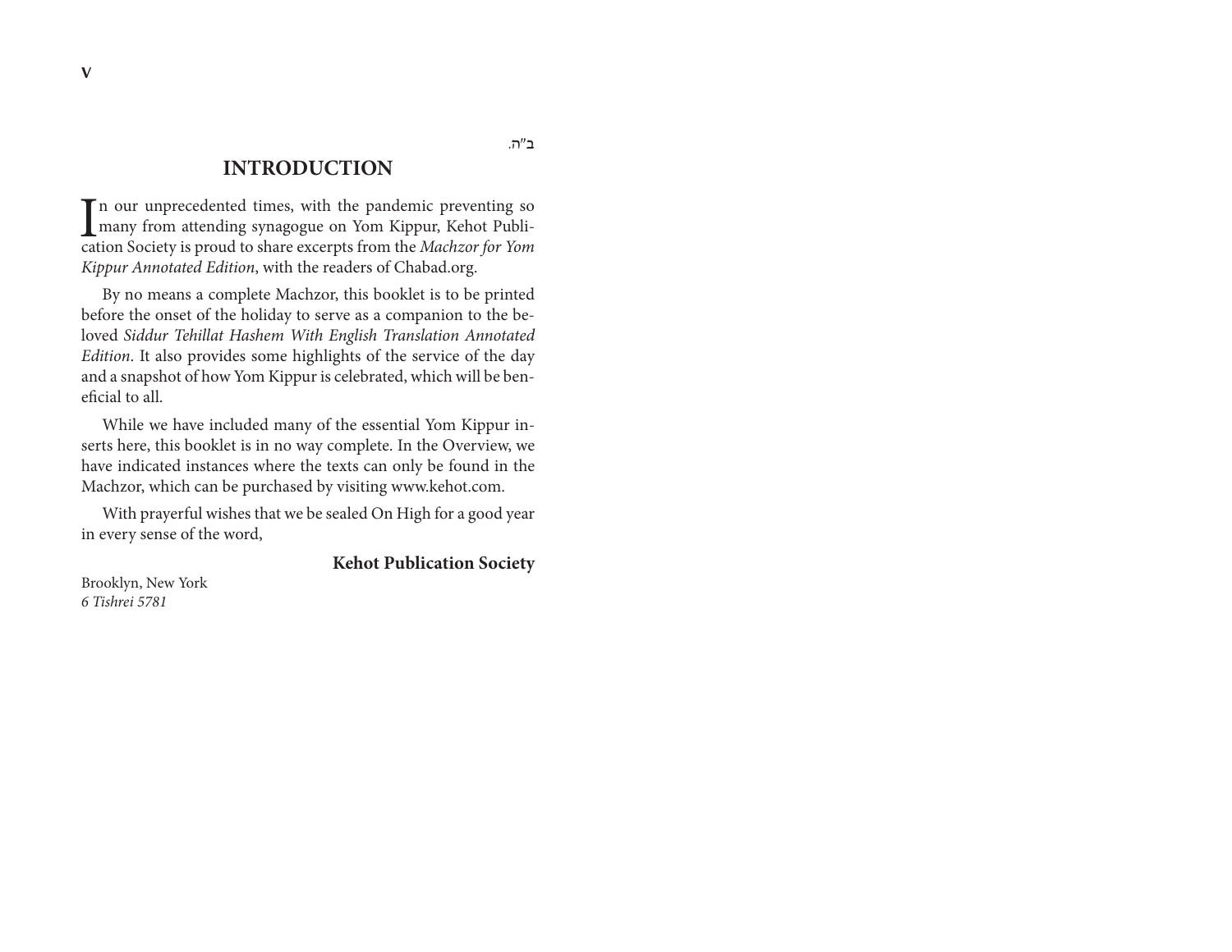ב"ה.

# INTRODUCTION

In our unprecedented times, with the pandemic preventing so many from attending synagogue on Yom Kippur, Kehot Publication Society is proud to share excerpts from the *Machzor for Yom Kippur Annotated Edition*, with the readers of Chabad.org.

By no means a complete Machzor, this booklet is to be printed before the onset of the holiday to serve as a companion to the beloved *Siddur Tehillat Hashem With English Translation Annotated Edition*. It also provides some highlights of the service of the day and a snapshot of how Yom Kippur is celebrated, which will be beneficial to all.

While we have included many of the essential Yom Kippur inserts here, this booklet is in no way complete. In the Overview, we have indicated instances where the texts can only be found in the Machzor, which can be purchased by visiting www.kehot.com.

With prayerful wishes that we be sealed On High for a good year in every sense of the word,

**Kehot Publication Society**

Brooklyn, New York
*6 Tishrei 5781*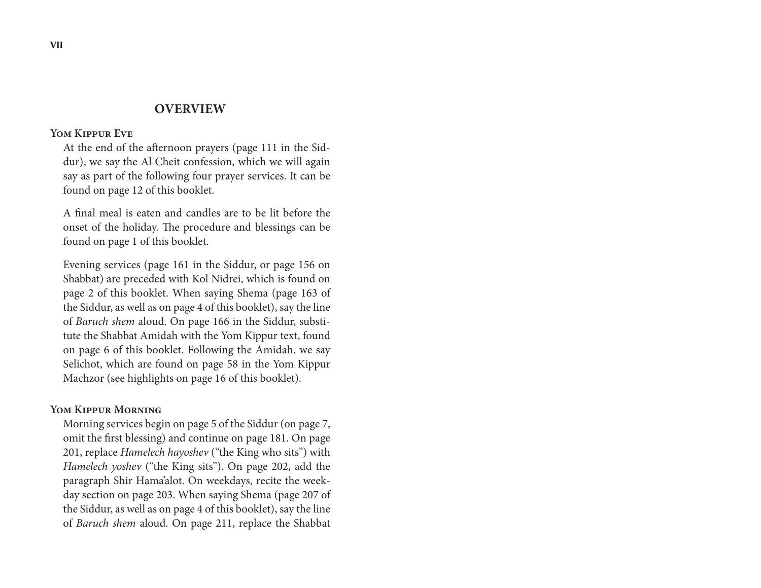## OVERVIEW

### Yom Kippur Eve

At the end of the afternoon prayers (page 111 in the Siddur), we say the Al Cheit confession, which we will again say as part of the following four prayer services. It can be found on page 12 of this booklet.

A final meal is eaten and candles are to be lit before the onset of the holiday. The procedure and blessings can be found on page 1 of this booklet.

Evening services (page 161 in the Siddur, or page 156 on Shabbat) are preceded with Kol Nidrei, which is found on page 2 of this booklet. When saying Shema (page 163 of the Siddur, as well as on page 4 of this booklet), say the line of *Baruch shem* aloud. On page 166 in the Siddur, substitute the Shabbat Amidah with the Yom Kippur text, found on page 6 of this booklet. Following the Amidah, we say Selichot, which are found on page 58 in the Yom Kippur Machzor (see highlights on page 16 of this booklet).

### Yom Kippur Morning

Morning services begin on page 5 of the Siddur (on page 7, omit the first blessing) and continue on page 181. On page 201, replace *Hamelech hayoshev* ("the King who sits") with *Hamelech yoshev* ("the King sits"). On page 202, add the paragraph Shir Hama'alot. On weekdays, recite the weekday section on page 203. When saying Shema (page 207 of the Siddur, as well as on page 4 of this booklet), say the line of *Baruch shem* aloud. On page 211, replace the Shabbat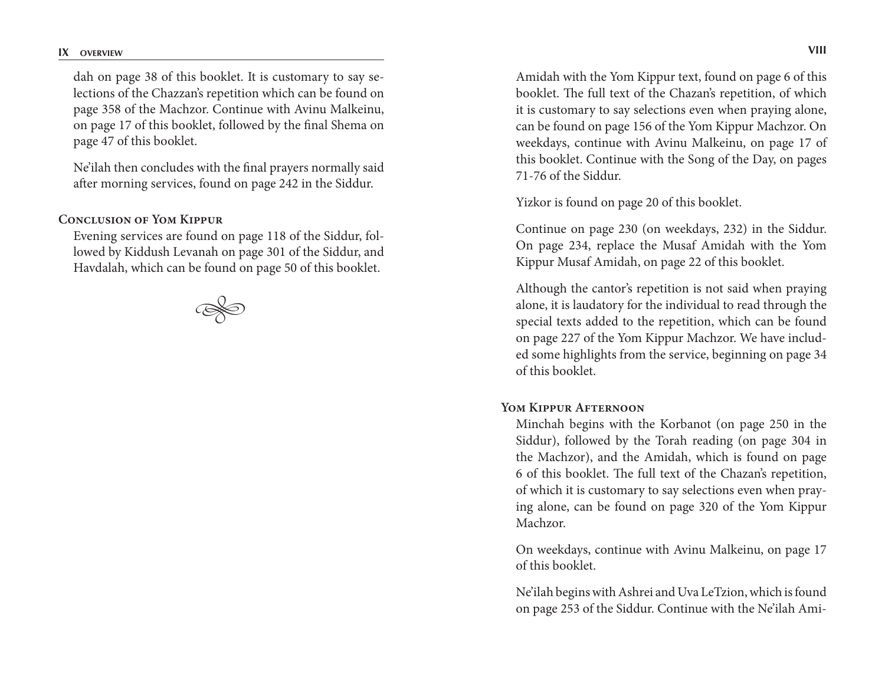Amidah with the Yom Kippur text, found on page 6 of this booklet. The full text of the Chazan's repetition, of which it is customary to say selections even when praying alone, can be found on page 156 of the Yom Kippur Machzor. On weekdays, continue with Avinu Malkeinu, on page 17 of this booklet. Continue with the Song of the Day, on pages 71-76 of the Siddur.

Yizkor is found on page 20 of this booklet.

Continue on page 230 (on weekdays, 232) in the Siddur. On page 234, replace the Musaf Amidah with the Yom Kippur Musaf Amidah, on page 22 of this booklet.

Although the cantor's repetition is not said when praying alone, it is laudatory for the individual to read through the special texts added to the repetition, which can be found on page 227 of the Yom Kippur Machzor. We have included some highlights from the service, beginning on page 34 of this booklet.

### Yom Kippur Afternoon

Minchah begins with the Korbanot (on page 250 in the Siddur), followed by the Torah reading (on page 304 in the Machzor), and the Amidah, which is found on page 6 of this booklet. The full text of the Chazan's repetition, of which it is customary to say selections even when praying alone, can be found on page 320 of the Yom Kippur Machzor.

On weekdays, continue with Avinu Malkeinu, on page 17 of this booklet.

Ne'ilah begins with Ashrei and Uva LeTzion, which is found on page 253 of the Siddur. Continue with the Ne'ilah Amidah on page 38 of this booklet. It is customary to say selections of the Chazzan's repetition which can be found on page 358 of the Machzor. Continue with Avinu Malkeinu, on page 17 of this booklet, followed by the final Shema on page 47 of this booklet.

Ne'ilah then concludes with the final prayers normally said after morning services, found on page 242 in the Siddur.

### Conclusion of Yom Kippur

Evening services are found on page 118 of the Siddur, followed by Kiddush Levanah on page 301 of the Siddur, and Havdalah, which can be found on page 50 of this booklet.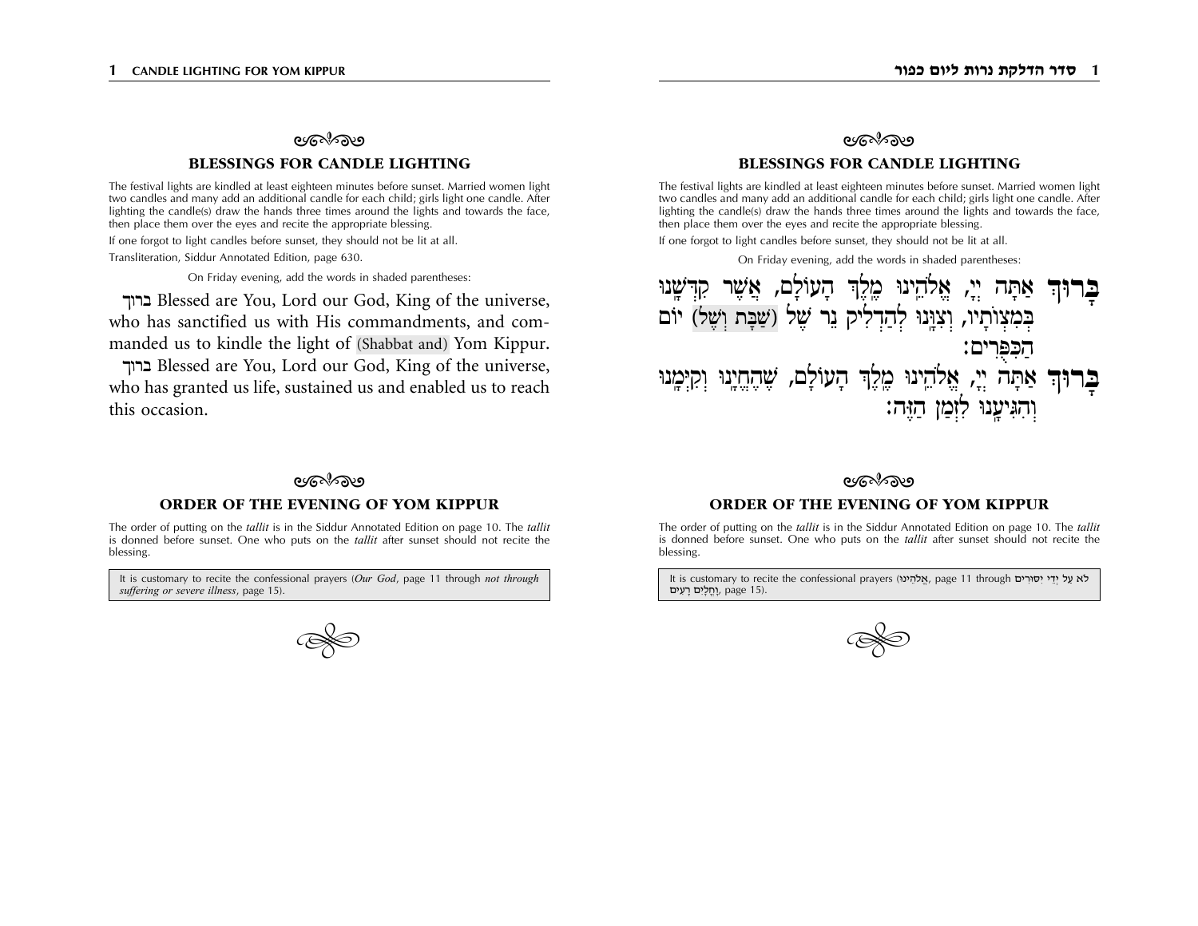## BLESSINGS FOR CANDLE LIGHTING

The festival lights are kindled at least eighteen minutes before sunset. Married women light two candles and many add an additional candle for each child; girls light one candle. After lighting the candle(s) draw the hands three times around the lights and towards the face, then place them over the eyes and recite the appropriate blessing.

If one forgot to light candles before sunset, they should not be lit at all.

Transliteration, Siddur Annotated Edition, page 630.

On Friday evening, add the words in shaded parentheses:

ברוך Blessed are You, Lord our God, King of the universe, who has sanctified us with His commandments, and commanded us to kindle the light of (Shabbat and) Yom Kippur.

ברוך Blessed are You, Lord our God, King of the universe, who has granted us life, sustained us and enabled us to reach this occasion.

## ORDER OF THE EVENING OF YOM KIPPUR

The order of putting on the *tallit* is in the Siddur Annotated Edition on page 10. The *tallit* is donned before sunset. One who puts on the *tallit* after sunset should not recite the blessing.

It is customary to recite the confessional prayers (*Our God*, page 11 through *not through suffering or severe illness*, page 15).

## BLESSINGS FOR CANDLE LIGHTING

The festival lights are kindled at least eighteen minutes before sunset. Married women light two candles and many add an additional candle for each child; girls light one candle. After lighting the candle(s) draw the hands three times around the lights and towards the face, then place them over the eyes and recite the appropriate blessing.

If one forgot to light candles before sunset, they should not be lit at all.

On Friday evening, add the words in shaded parentheses:

**בָּרוּךְ** אַתָּה יְיָ, אֱלֹהֵינוּ מֶלֶךְ הָעוֹלָם, אֲשֶׁר קִדְּשָׁנוּ בְּמִצְוֹתָיו, וְצִוָּנוּ לְהַדְלִיק נֵר שֶׁל (שַׁבָּת וְשֶׁל) יוֹם הַכִּפֻּרִים:

**בָּרוּךְ** אַתָּה יְיָ, אֱלֹהֵינוּ מֶלֶךְ הָעוֹלָם, שֶׁהֶחֱיָנוּ וְקִיְּמָנוּ וְהִגִּיעָנוּ לִזְמַן הַזֶּה:

## ORDER OF THE EVENING OF YOM KIPPUR

The order of putting on the *tallit* is in the Siddur Annotated Edition on page 10. The *tallit* is donned before sunset. One who puts on the *tallit* after sunset should not recite the blessing.

It is customary to recite the confessional prayers (אֱלֹהֵינוּ, page 11 through לֹא עַל יְדֵי יִסּוּרִים וָחֳלָיִים רָעִים, page 15).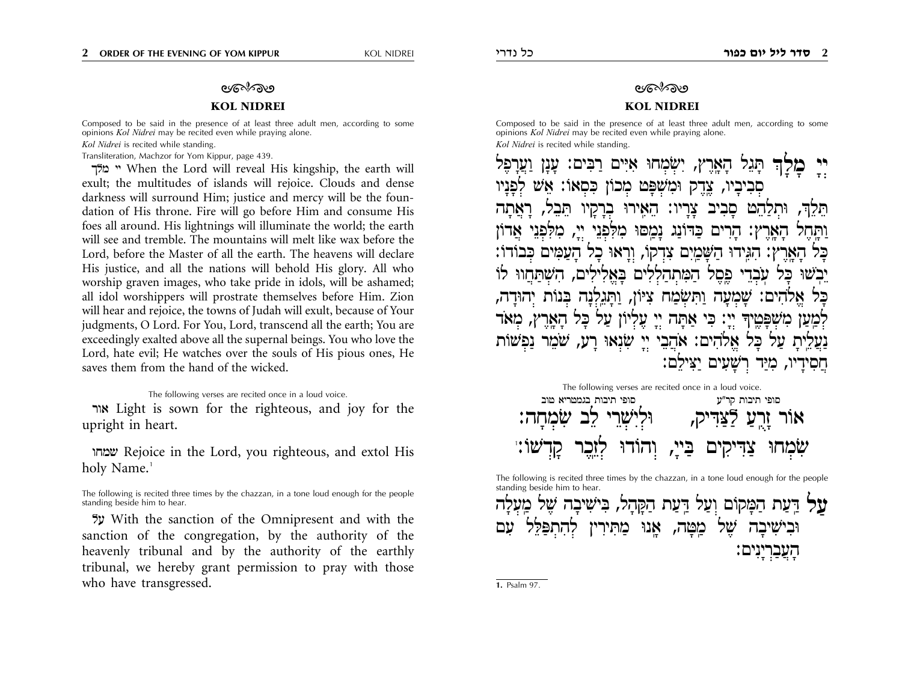## KOL NIDREI

Composed to be said in the presence of at least three adult men, according to some opinions *Kol Nidrei* may be recited even while praying alone.

*Kol Nidrei* is recited while standing.

Transliteration, Machzor for Yom Kippur, page 439.

יי מלך When the Lord will reveal His kingship, the earth will exult; the multitudes of islands will rejoice. Clouds and dense darkness will surround Him; justice and mercy will be the foundation of His throne. Fire will go before Him and consume His foes all around. His lightnings will illuminate the world; the earth will see and tremble. The mountains will melt like wax before the Lord, before the Master of all the earth. The heavens will declare His justice, and all the nations will behold His glory. All who worship graven images, who take pride in idols, will be ashamed; all idol worshippers will prostrate themselves before Him. Zion will hear and rejoice, the towns of Judah will exult, because of Your judgments, O Lord. For You, Lord, transcend all the earth; You are exceedingly exalted above all the supernal beings. You who love the Lord, hate evil; He watches over the souls of His pious ones, He saves them from the hand of the wicked.

The following verses are recited once in a loud voice.

אור Light is sown for the righteous, and joy for the upright in heart.

שמחו Rejoice in the Lord, you righteous, and extol His holy Name.[1]

The following is recited three times by the chazzan, in a tone loud enough for the people standing beside him to hear.

על With the sanction of the Omnipresent and with the sanction of the congregation, by the authority of the heavenly tribunal and by the authority of the earthly tribunal, we hereby grant permission to pray with those who have transgressed.

## KOL NIDREI

Composed to be said in the presence of at least three adult men, according to some opinions *Kol Nidrei* may be recited even while praying alone.

*Kol Nidrei* is recited while standing.

יְיָ מָלָךְ תָּגֵל הָאָרֶץ, יִשְׂמְחוּ אִיִּים רַבִּים: עָנָן וַעֲרָפֶל סְבִיבָיו, צֶדֶק וּמִשְׁפָּט מְכוֹן כִּסְאוֹ: אֵשׁ לְפָנָיו תֵּלֵךְ, וּתְלַהֵט סָבִיב צָרָיו: הֵאִירוּ בְרָקָיו תֵּבֵל, רָאֲתָה וַתָּחֵל הָאָרֶץ: הָרִים כַּדּוֹנַג נָמַסּוּ מִלִּפְנֵי יְיָ, מִלִּפְנֵי אֲדוֹן כָּל הָאָרֶץ: הִגִּידוּ הַשָּׁמַיִם צִדְקוֹ, וְרָאוּ כָל הָעַמִּים כְּבוֹדוֹ: יֵבֹשׁוּ כָּל עֹבְדֵי פֶסֶל הַמִּתְהַלְלִים בָּאֱלִילִים, הִשְׁתַּחֲווּ לוֹ כָּל אֱלֹהִים: שָׁמְעָה וַתִּשְׂמַח צִיּוֹן, וַתָּגֵלְנָה בְּנוֹת יְהוּדָה, לְמַעַן מִשְׁפָּטֶיךָ יְיָ: כִּי אַתָּה יְיָ עֶלְיוֹן עַל כָּל הָאָרֶץ, מְאֹד נַעֲלֵיתָ עַל כָּל אֱלֹהִים: אֹהֲבֵי יְיָ שִׂנְאוּ רָע, שֹׁמֵר נַפְשׁוֹת חֲסִידָיו, מִיַּד רְשָׁעִים יַצִּילֵם:

The following verses are recited once in a loud voice.

סופי תיבות קר"ע — סופי תיבות בגמטריא טוב

אוֹר זָרֻעַ לַצַּדִּיק, וּלְיִשְׁרֵי לֵב שִׂמְחָה:

שִׂמְחוּ צַדִּיקִים בַּייָ, וְהוֹדוּ לְזֵכֶר קָדְשׁוֹ:[1]

The following is recited three times by the chazzan, in a tone loud enough for the people standing beside him to hear.

עַל דַּעַת הַמָּקוֹם וְעַל דַּעַת הַקָּהָל, בִּישִׁיבָה שֶׁל מַעְלָה וּבִישִׁיבָה שֶׁל מַטָּה, אָנוּ מַתִּירִין לְהִתְפַּלֵּל עִם הָעֲבַרְיָנִים:

1. Psalm 97.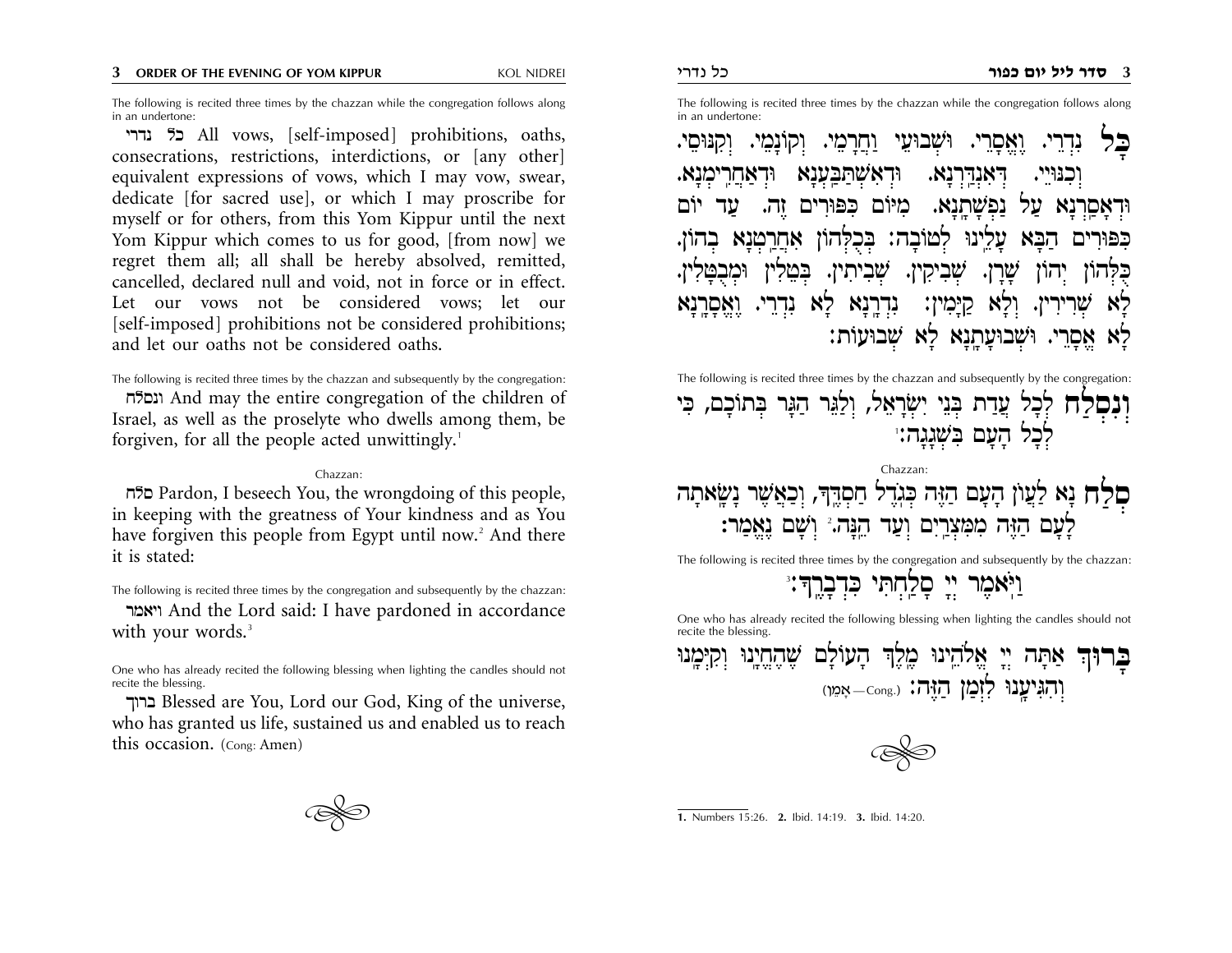The following is recited three times by the chazzan while the congregation follows along in an undertone:

כל נדרי All vows, [self-imposed] prohibitions, oaths, consecrations, restrictions, interdictions, or [any other] equivalent expressions of vows, which I may vow, swear, dedicate [for sacred use], or which I may proscribe for myself or for others, from this Yom Kippur until the next Yom Kippur which comes to us for good, [from now] we regret them all; all shall be hereby absolved, remitted, cancelled, declared null and void, not in force or in effect. Let our vows not be considered vows; let our [self-imposed] prohibitions not be considered prohibitions; and let our oaths not be considered oaths.

The following is recited three times by the chazzan and subsequently by the congregation:

ונסלח And may the entire congregation of the children of Israel, as well as the proselyte who dwells among them, be forgiven, for all the people acted unwittingly.[1]

Chazzan:

סלח Pardon, I beseech You, the wrongdoing of this people, in keeping with the greatness of Your kindness and as You have forgiven this people from Egypt until now.[2] And there it is stated:

The following is recited three times by the congregation and subsequently by the chazzan:

ויאמר And the Lord said: I have pardoned in accordance with your words.[3]

One who has already recited the following blessing when lighting the candles should not recite the blessing.

ברוך Blessed are You, Lord our God, King of the universe, who has granted us life, sustained us and enabled us to reach this occasion. (Cong: Amen)

The following is recited three times by the chazzan while the congregation follows along in an undertone:

כָּל נִדְרֵי. וֶאֱסָרֵי. וּשְׁבוּעֵי וַחֲרָמֵי. וְקוֹנָמֵי. וְקִנּוּסֵי. וְכִנּוּיֵי. דְּאִנְדַּרְנָא. וּדְאִשְׁתַּבַּעְנָא וּדְאַחֲרִימְנָא. וּדְאָסַרְנָא עַל נַפְשָׁתָנָא. מִיּוֹם כִּפּוּרִים זֶה. עַד יוֹם כִּפּוּרִים הַבָּא עָלֵינוּ לְטוֹבָה: בְּכֻלְּהוֹן אִחֲרַטְנָא בְהוֹן. כֻּלְּהוֹן יְהוֹן שָׁרָן. שְׁבִיקִין. שְׁבִיתִין. בְּטֵלִין וּמְבֻטָּלִין. לָא שְׁרִירִין. וְלָא קַיָּמִין: נִדְרָנָא לָא נִדְרֵי. וֶאֱסָרָנָא לָא אֱסָרֵי. וּשְׁבוּעָתָנָא לָא שְׁבוּעוֹת:

The following is recited three times by the chazzan and subsequently by the congregation:

וְנִסְלַח לְכָל עֲדַת בְּנֵי יִשְׂרָאֵל, וְלַגֵּר הַגָּר בְּתוֹכָם, כִּי לְכָל הָעָם בִּשְׁגָגָה:[1]

Chazzan:

סְלַח נָא לַעֲוֹן הָעָם הַזֶּה כְּגֹדֶל חַסְדֶּךָ, וְכַאֲשֶׁר נָשָׂאתָה לָעָם הַזֶּה מִמִּצְרַיִם וְעַד הֵנָּה.[2] וְשָׁם נֶאֱמַר:

The following is recited three times by the congregation and subsequently by the chazzan:

וַיֹּאמֶר יְיָ סָלַחְתִּי כִּדְבָרֶךָ:[3]

One who has already recited the following blessing when lighting the candles should not recite the blessing.

בָּרוּךְ אַתָּה יְיָ אֱלֹהֵינוּ מֶלֶךְ הָעוֹלָם שֶׁהֶחֱיָנוּ וְקִיְּמָנוּ וְהִגִּיעָנוּ לִזְמַן הַזֶּה: (Cong.—אָמֵן)

1. Numbers 15:26. 2. Ibid. 14:19. 3. Ibid. 14:20.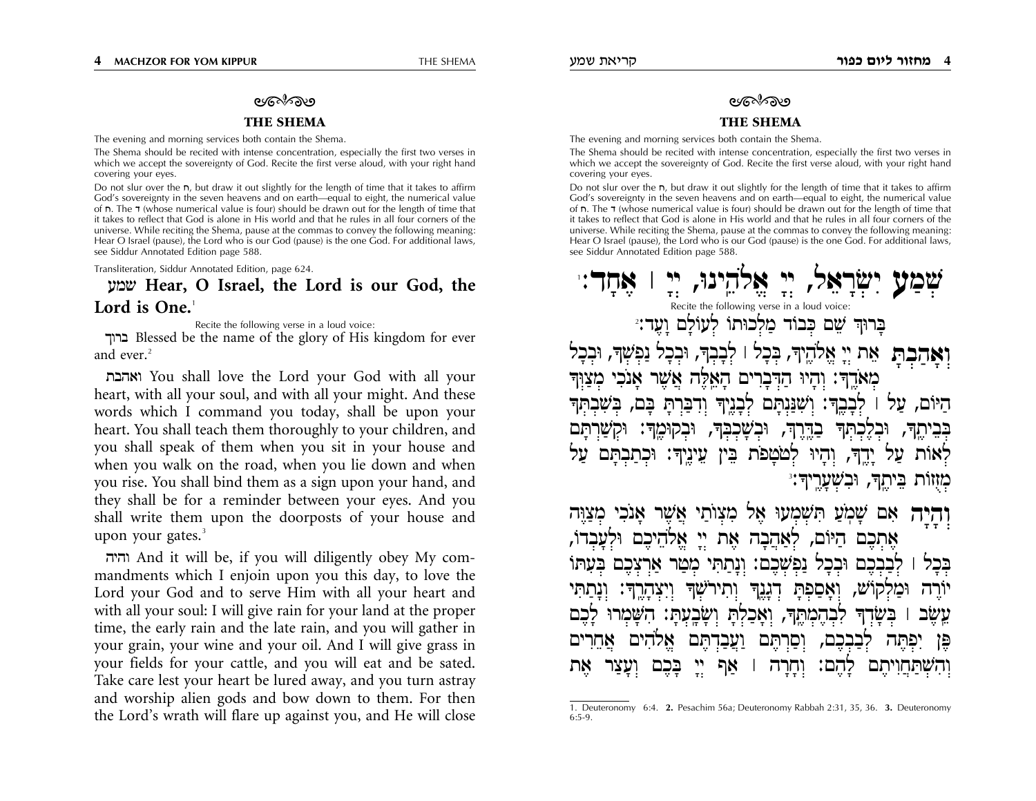## THE SHEMA

The evening and morning services both contain the Shema.

The Shema should be recited with intense concentration, especially the first two verses in which we accept the sovereignty of God. Recite the first verse aloud, with your right hand covering your eyes.

Do not slur over the ח, but draw it out slightly for the length of time that it takes to affirm God's sovereignty in the seven heavens and on earth—equal to eight, the numerical value of ח. The ד (whose numerical value is four) should be drawn out for the length of time that it takes to reflect that God is alone in His world and that he rules in all four corners of the universe. While reciting the Shema, pause at the commas to convey the following meaning: Hear O Israel (pause), the Lord who is our God (pause) is the one God. For additional laws, see Siddur Annotated Edition page 588.

Transliteration, Siddur Annotated Edition, page 624.

**שמע Hear, O Israel, the Lord is our God, the Lord is One.**[1]

Recite the following verse in a loud voice:

ברוך Blessed be the name of the glory of His kingdom for ever and ever.[2]

ואהבת You shall love the Lord your God with all your heart, with all your soul, and with all your might. And these words which I command you today, shall be upon your heart. You shall teach them thoroughly to your children, and you shall speak of them when you sit in your house and when you walk on the road, when you lie down and when you rise. You shall bind them as a sign upon your hand, and they shall be for a reminder between your eyes. And you shall write them upon the doorposts of your house and upon your gates.[3]

והיה And it will be, if you will diligently obey My commandments which I enjoin upon you this day, to love the Lord your God and to serve Him with all your heart and with all your soul: I will give rain for your land at the proper time, the early rain and the late rain, and you will gather in your grain, your wine and your oil. And I will give grass in your fields for your cattle, and you will eat and be sated. Take care lest your heart be lured away, and you turn astray and worship alien gods and bow down to them. For then the Lord's wrath will flare up against you, and He will close

---

## THE SHEMA

The evening and morning services both contain the Shema.

The Shema should be recited with intense concentration, especially the first two verses in which we accept the sovereignty of God. Recite the first verse aloud, with your right hand covering your eyes.

Do not slur over the ח, but draw it out slightly for the length of time that it takes to affirm God's sovereignty in the seven heavens and on earth—equal to eight, the numerical value of ח. The ד (whose numerical value is four) should be drawn out for the length of time that it takes to reflect that God is alone in His world and that he rules in all four corners of the universe. While reciting the Shema, pause at the commas to convey the following meaning: Hear O Israel (pause), the Lord who is our God (pause) is the one God. For additional laws, see Siddur Annotated Edition page 588.

**שְׁמַע יִשְׂרָאֵל, יְיָ אֱלֹהֵינוּ, יְיָ | אֶחָד:**[1]

Recite the following verse in a loud voice:

בָּרוּךְ שֵׁם כְּבוֹד מַלְכוּתוֹ לְעוֹלָם וָעֶד:[2]

**וְאָהַבְתָּ** אֵת יְיָ אֱלֹהֶיךָ, בְּכָל | לְבָבְךָ, וּבְכָל נַפְשְׁךָ, וּבְכָל מְאֹדֶךָ: וְהָיוּ הַדְּבָרִים הָאֵלֶּה אֲשֶׁר אָנֹכִי מְצַוְּךָ הַיּוֹם, עַל | לְבָבֶךָ: וְשִׁנַּנְתָּם לְבָנֶיךָ וְדִבַּרְתָּ בָּם, בְּשִׁבְתְּךָ בְּבֵיתֶךָ, וּבְלֶכְתְּךָ בַדֶּרֶךְ, וּבְשָׁכְבְּךָ, וּבְקוּמֶךָ: וּקְשַׁרְתָּם לְאוֹת עַל יָדֶךָ, וְהָיוּ לְטֹטָפֹת בֵּין עֵינֶיךָ: וּכְתַבְתָּם עַל מְזֻזוֹת בֵּיתֶךָ, וּבִשְׁעָרֶיךָ:[3]

**וְהָיָה** אִם שָׁמֹעַ תִּשְׁמְעוּ אֶל מִצְוֹתַי אֲשֶׁר אָנֹכִי מְצַוֶּה אֶתְכֶם הַיּוֹם, לְאַהֲבָה אֶת יְיָ אֱלֹהֵיכֶם וּלְעָבְדוֹ, בְּכָל | לְבַבְכֶם וּבְכָל נַפְשְׁכֶם: וְנָתַתִּי מְטַר אַרְצְכֶם בְּעִתּוֹ יוֹרֶה וּמַלְקוֹשׁ, וְאָסַפְתָּ דְגָנֶךָ וְתִירֹשְׁךָ וְיִצְהָרֶךָ: וְנָתַתִּי עֵשֶׂב | בְּשָׂדְךָ לִבְהֶמְתֶּךָ, וְאָכַלְתָּ וְשָׂבָעְתָּ: הִשָּׁמְרוּ לָכֶם פֶּן יִפְתֶּה לְבַבְכֶם, וְסַרְתֶּם וַעֲבַדְתֶּם אֱלֹהִים אֲחֵרִים וְהִשְׁתַּחֲוִיתֶם לָהֶם: וְחָרָה | אַף יְיָ בָּכֶם וְעָצַר אֶת

---

1. Deuteronomy 6:4. 2. Pesachim 56a; Deuteronomy Rabbah 2:31, 35, 36. 3. Deuteronomy 6:5-9.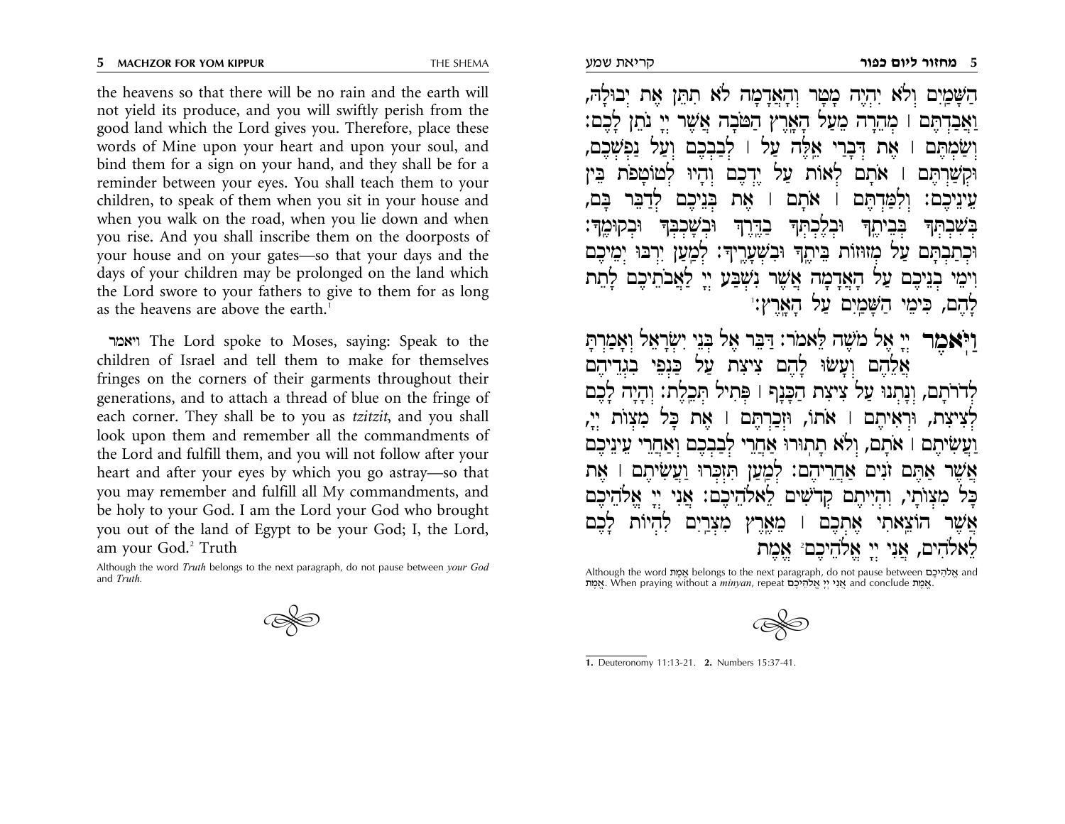the heavens so that there will be no rain and the earth will not yield its produce, and you will swiftly perish from the good land which the Lord gives you. Therefore, place these words of Mine upon your heart and upon your soul, and bind them for a sign on your hand, and they shall be for a reminder between your eyes. You shall teach them to your children, to speak of them when you sit in your house and when you walk on the road, when you lie down and when you rise. And you shall inscribe them on the doorposts of your house and on your gates—so that your days and the days of your children may be prolonged on the land which the Lord swore to your fathers to give to them for as long as the heavens are above the earth.[1]

**ויאמר** The Lord spoke to Moses, saying: Speak to the children of Israel and tell them to make for themselves fringes on the corners of their garments throughout their generations, and to attach a thread of blue on the fringe of each corner. They shall be to you as *tzitzit*, and you shall look upon them and remember all the commandments of the Lord and fulfill them, and you will not follow after your heart and after your eyes by which you go astray—so that you may remember and fulfill all My commandments, and be holy to your God. I am the Lord your God who brought you out of the land of Egypt to be your God; I, the Lord, am your God.[2] Truth

Although the word *Truth* belongs to the next paragraph, do not pause between *your God* and *Truth.*

הַשָּׁמַיִם וְלֹא יִהְיֶה מָטָר וְהָאֲדָמָה לֹא תִתֵּן אֶת יְבוּלָהּ, וַאֲבַדְתֶּם | מְהֵרָה מֵעַל הָאָרֶץ הַטֹּבָה אֲשֶׁר יְיָ נֹתֵן לָכֶם: וְשַׂמְתֶּם | אֶת דְּבָרַי אֵלֶּה עַל | לְבַבְכֶם וְעַל נַפְשְׁכֶם, וּקְשַׁרְתֶּם | אֹתָם לְאוֹת עַל יֶדְכֶם וְהָיוּ לְטוֹטָפֹת בֵּין עֵינֵיכֶם: וְלִמַּדְתֶּם | אֹתָם | אֶת בְּנֵיכֶם לְדַבֵּר בָּם, בְּשִׁבְתְּךָ בְּבֵיתֶךָ וּבְלֶכְתְּךָ בַדֶּרֶךְ וּבְשָׁכְבְּךָ וּבְקוּמֶךָ: וּכְתַבְתָּם עַל מְזוּזוֹת בֵּיתֶךָ וּבִשְׁעָרֶיךָ: לְמַעַן יִרְבּוּ יְמֵיכֶם וִימֵי בְנֵיכֶם עַל הָאֲדָמָה אֲשֶׁר נִשְׁבַּע יְיָ לַאֲבֹתֵיכֶם לָתֵת לָהֶם, כִּימֵי הַשָּׁמַיִם עַל הָאָרֶץ:[1]

**וַיֹּאמֶר** יְיָ אֶל מֹשֶׁה לֵּאמֹר: דַּבֵּר אֶל בְּנֵי יִשְׂרָאֵל וְאָמַרְתָּ אֲלֵהֶם וְעָשׂוּ לָהֶם צִיצִת עַל כַּנְפֵי בִגְדֵיהֶם לְדֹרֹתָם, וְנָתְנוּ עַל צִיצִת הַכָּנָף | פְּתִיל תְּכֵלֶת: וְהָיָה לָכֶם לְצִיצִת, וּרְאִיתֶם | אֹתוֹ, וּזְכַרְתֶּם | אֶת כָּל מִצְוֹת יְיָ, וַעֲשִׂיתֶם | אֹתָם, וְלֹא תָתוּרוּ אַחֲרֵי לְבַבְכֶם וְאַחֲרֵי עֵינֵיכֶם אֲשֶׁר אַתֶּם זֹנִים אַחֲרֵיהֶם: לְמַעַן תִּזְכְּרוּ וַעֲשִׂיתֶם | אֶת כָּל מִצְוֹתָי, וִהְיִיתֶם קְדשִׁים לֵאלֹהֵיכֶם: אֲנִי יְיָ אֱלֹהֵיכֶם אֲשֶׁר הוֹצֵאתִי אֶתְכֶם | מֵאֶרֶץ מִצְרַיִם לִהְיוֹת לָכֶם לֵאלֹהִים, אֲנִי יְיָ אֱלֹהֵיכֶם[2] אֱמֶת

Although the word אֱמֶת belongs to the next paragraph, do not pause between אֱלֹהֵיכֶם and אֱמֶת. When praying without a *minyan*, repeat אֲנִי יְיָ אֱלֹהֵיכֶם and conclude אֱמֶת.

1. Deuteronomy 11:13-21. 2. Numbers 15:37-41.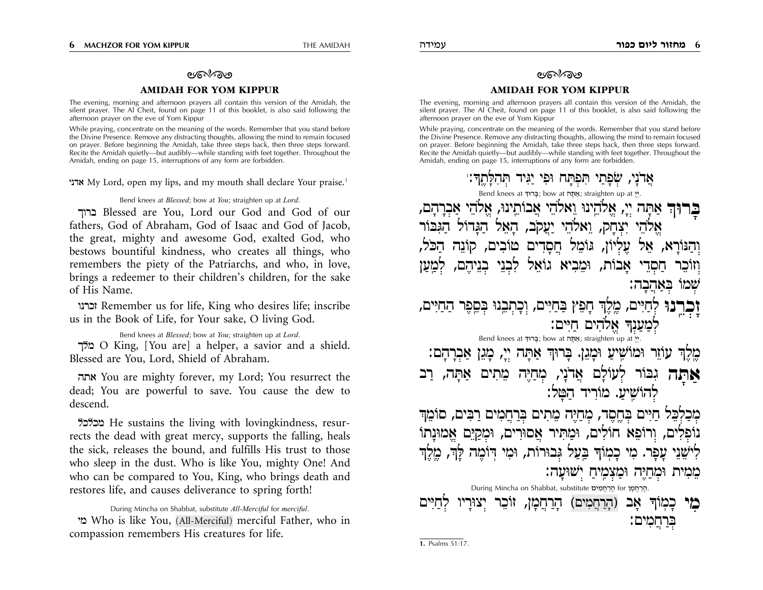## AMIDAH FOR YOM KIPPUR

The evening, morning and afternoon prayers all contain this version of the Amidah, the silent prayer. The Al Cheit, found on page 11 of this booklet, is also said following the afternoon prayer on the eve of Yom Kippur

While praying, concentrate on the meaning of the words. Remember that you stand before the Divine Presence. Remove any distracting thoughts, allowing the mind to remain focused on prayer. Before beginning the Amidah, take three steps back, then three steps forward. Recite the Amidah quietly—but audibly—while standing with feet together. Throughout the Amidah, ending on page 15, interruptions of any form are forbidden.

אדני My Lord, open my lips, and my mouth shall declare Your praise.[1]

*Bend knees at Blessed; bow at You; straighten up at Lord.*

ברוך Blessed are You, Lord our God and God of our fathers, God of Abraham, God of Isaac and God of Jacob, the great, mighty and awesome God, exalted God, who bestows bountiful kindness, who creates all things, who remembers the piety of the Patriarchs, and who, in love, brings a redeemer to their children's children, for the sake of His Name.

זכרנו Remember us for life, King who desires life; inscribe us in the Book of Life, for Your sake, O living God.

*Bend knees at Blessed; bow at You; straighten up at Lord.*

מלך O King, [You are] a helper, a savior and a shield. Blessed are You, Lord, Shield of Abraham.

אתה You are mighty forever, my Lord; You resurrect the dead; You are powerful to save. You cause the dew to descend.

מכלכל He sustains the living with lovingkindness, resurrects the dead with great mercy, supports the falling, heals the sick, releases the bound, and fulfills His trust to those who sleep in the dust. Who is like You, mighty One! And who can be compared to You, King, who brings death and restores life, and causes deliverance to spring forth!

*During Mincha on Shabbat, substitute All-Merciful for merciful.*

מי Who is like You, (All-Merciful) merciful Father, who in compassion remembers His creatures for life.

## AMIDAH FOR YOM KIPPUR

The evening, morning and afternoon prayers all contain this version of the Amidah, the silent prayer. The Al Cheit, found on page 11 of this booklet, is also said following the afternoon prayer on the eve of Yom Kippur

While praying, concentrate on the meaning of the words. Remember that you stand before the Divine Presence. Remove any distracting thoughts, allowing the mind to remain focused on prayer. Before beginning the Amidah, take three steps back, then three steps forward. Recite the Amidah quietly—but audibly—while standing with feet together. Throughout the Amidah, ending on page 15, interruptions of any form are forbidden.

אֲדֹנָי, שְׂפָתַי תִּפְתָּח וּפִי יַגִּיד תְּהִלָּתֶךָ:[1]

*Bend knees at* בָּרוּךְ*; bow at* אַתָּה*; straighten up at* יְיָ.

**בָּרוּךְ** אַתָּה יְיָ, אֱלֹהֵינוּ וֵאלֹהֵי אֲבוֹתֵינוּ, אֱלֹהֵי אַבְרָהָם, אֱלֹהֵי יִצְחָק, וֵאלֹהֵי יַעֲקֹב, הָאֵל הַגָּדוֹל הַגִּבּוֹר וְהַנּוֹרָא, אֵל עֶלְיוֹן, גּוֹמֵל חֲסָדִים טוֹבִים, קוֹנֵה הַכֹּל, וְזוֹכֵר חַסְדֵי אָבוֹת, וּמֵבִיא גוֹאֵל לִבְנֵי בְנֵיהֶם, לְמַעַן שְׁמוֹ בְּאַהֲבָה:

**זָכְרֵנוּ** לְחַיִּים, מֶלֶךְ חָפֵץ בַּחַיִּים, וְכָתְבֵנוּ בְּסֵפֶר הַחַיִּים, לְמַעַנְךָ אֱלֹהִים חַיִּים:

*Bend knees at* בָּרוּךְ*; bow at* אַתָּה*; straighten up at* יְיָ.

מֶלֶךְ עוֹזֵר וּמוֹשִׁיעַ וּמָגֵן. בָּרוּךְ אַתָּה יְיָ, מָגֵן אַבְרָהָם:

**אַתָּה** גִּבּוֹר לְעוֹלָם אֲדֹנָי, מְחַיֶּה מֵתִים אַתָּה, רַב לְהוֹשִׁיעַ. מוֹרִיד הַטָּל:

מְכַלְכֵּל חַיִּים בְּחֶסֶד, מְחַיֶּה מֵתִים בְּרַחֲמִים רַבִּים, סוֹמֵךְ נוֹפְלִים, וְרוֹפֵא חוֹלִים, וּמַתִּיר אֲסוּרִים, וּמְקַיֵּם אֱמוּנָתוֹ לִישֵׁנֵי עָפָר. מִי כָמוֹךָ בַּעַל גְּבוּרוֹת, וּמִי דּוֹמֶה לָּךְ, מֶלֶךְ מֵמִית וּמְחַיֶּה וּמַצְמִיחַ יְשׁוּעָה:

*During Mincha on Shabbat, substitute* הָרַחֲמִים *for* הָרַחֲמָן.

**מִי** כָמוֹךָ אָב (הָרַחֲמִים) הָרַחֲמָן, זוֹכֵר יְצוּרָיו לְחַיִּים בְּרַחֲמִים:

1. Psalms 51:17.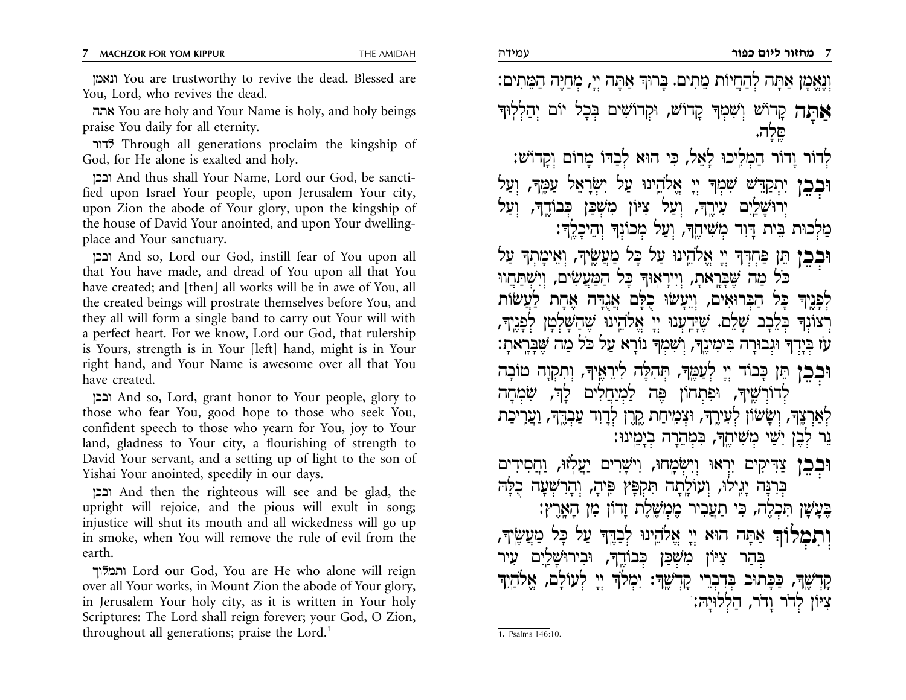ונאמן You are trustworthy to revive the dead. Blessed are You, Lord, who revives the dead.

אתה You are holy and Your Name is holy, and holy beings praise You daily for all eternity.

לדור Through all generations proclaim the kingship of God, for He alone is exalted and holy.

ובכן And thus shall Your Name, Lord our God, be sanctified upon Israel Your people, upon Jerusalem Your city, upon Zion the abode of Your glory, upon the kingship of the house of David Your anointed, and upon Your dwelling-place and Your sanctuary.

ובכן And so, Lord our God, instill fear of You upon all that You have made, and dread of You upon all that You have created; and [then] all works will be in awe of You, all the created beings will prostrate themselves before You, and they all will form a single band to carry out Your will with a perfect heart. For we know, Lord our God, that rulership is Yours, strength is in Your [left] hand, might is in Your right hand, and Your Name is awesome over all that You have created.

ובכן And so, Lord, grant honor to Your people, glory to those who fear You, good hope to those who seek You, confident speech to those who yearn for You, joy to Your land, gladness to Your city, a flourishing of strength to David Your servant, and a setting up of light to the son of Yishai Your anointed, speedily in our days.

ובכן And then the righteous will see and be glad, the upright will rejoice, and the pious will exult in song; injustice will shut its mouth and all wickedness will go up in smoke, when You will remove the rule of evil from the earth.

ותמלוך Lord our God, You are He who alone will reign over all Your works, in Mount Zion the abode of Your glory, in Jerusalem Your holy city, as it is written in Your holy Scriptures: The Lord shall reign forever; your God, O Zion, throughout all generations; praise the Lord.[1]

וְנֶאֱמָן אַתָּה לְהַחֲיוֹת מֵתִים. בָּרוּךְ אַתָּה יְיָ, מְחַיֵּה הַמֵּתִים:

**אַתָּה** קָדוֹשׁ וְשִׁמְךָ קָדוֹשׁ, וּקְדוֹשִׁים בְּכָל יוֹם יְהַלְלוּךָ סֶּלָה.

לְדוֹר וָדוֹר הַמְלִיכוּ לָאֵל, כִּי הוּא לְבַדּוֹ מָרוֹם וְקָדוֹשׁ:

**וּבְכֵן** יִתְקַדַּשׁ שִׁמְךָ יְיָ אֱלֹהֵינוּ עַל יִשְׂרָאֵל עַמֶּךָ, וְעַל יְרוּשָׁלַיִם עִירֶךָ, וְעַל צִיּוֹן מִשְׁכַּן כְּבוֹדֶךָ, וְעַל מַלְכוּת בֵּית דָּוִד מְשִׁיחֶךָ, וְעַל מְכוֹנְךָ וְהֵיכָלֶךָ:

**וּבְכֵן** תֵּן פַּחְדְּךָ יְיָ אֱלֹהֵינוּ עַל כָּל מַעֲשֶׂיךָ, וְאֵימָתְךָ עַל כֹּל מַה שֶּׁבָּרָאתָ, וְיִירָאוּךָ כָּל הַמַּעֲשִׂים, וְיִשְׁתַּחֲווּ לְפָנֶיךָ כָּל הַבְּרוּאִים, וְיֵעָשׂוּ כֻלָּם אֲגֻדָּה אֶחָת לַעֲשׂוֹת רְצוֹנְךָ בְּלֵבָב שָׁלֵם. שֶׁיָּדַעְנוּ יְיָ אֱלֹהֵינוּ שֶׁהַשָּׁלְטָן לְפָנֶיךָ, עֹז בְּיָדְךָ וּגְבוּרָה בִּימִינֶךָ, וְשִׁמְךָ נוֹרָא עַל כֹּל מַה שֶּׁבָּרָאתָ:

**וּבְכֵן** תֵּן כָּבוֹד יְיָ לְעַמֶּךָ, תְּהִלָּה לִירֵאֶיךָ, וְתִקְוָה טוֹבָה לְדוֹרְשֶׁיךָ, וּפִתְחוֹן פֶּה לַמְיַחֲלִים לָךְ, שִׂמְחָה לְאַרְצֶךָ, וְשָׂשׂוֹן לְעִירֶךָ, וּצְמִיחַת קֶרֶן לְדָוִד עַבְדֶּךָ, וַעֲרִיכַת נֵר לְבֶן יִשַׁי מְשִׁיחֶךָ, בִּמְהֵרָה בְיָמֵינוּ:

**וּבְכֵן** צַדִּיקִים יִרְאוּ וְיִשְׂמָחוּ, וִישָׁרִים יַעֲלֹזוּ, וַחֲסִידִים בְּרִנָּה יָגִילוּ, וְעוֹלָתָה תִּקְפָּץ פִּיהָ, וְהָרִשְׁעָה כֻּלָּהּ כְּעָשָׁן תִּכְלֶה, כִּי תַעֲבִיר מֶמְשֶׁלֶת זָדוֹן מִן הָאָרֶץ:

**וְתִמְלוֹךְ** אַתָּה הוּא יְיָ אֱלֹהֵינוּ לְבַדֶּךָ עַל כָּל מַעֲשֶׂיךָ, בְּהַר צִיּוֹן מִשְׁכַּן כְּבוֹדֶךָ, וּבִירוּשָׁלַיִם עִיר קָדְשֶׁךָ, כַּכָּתוּב בְּדִבְרֵי קָדְשֶׁךָ: יִמְלֹךְ יְיָ לְעוֹלָם, אֱלֹהַיִךְ צִיּוֹן לְדֹר וָדֹר, הַלְלוּיָהּ:[1]

1. Psalms 146:10.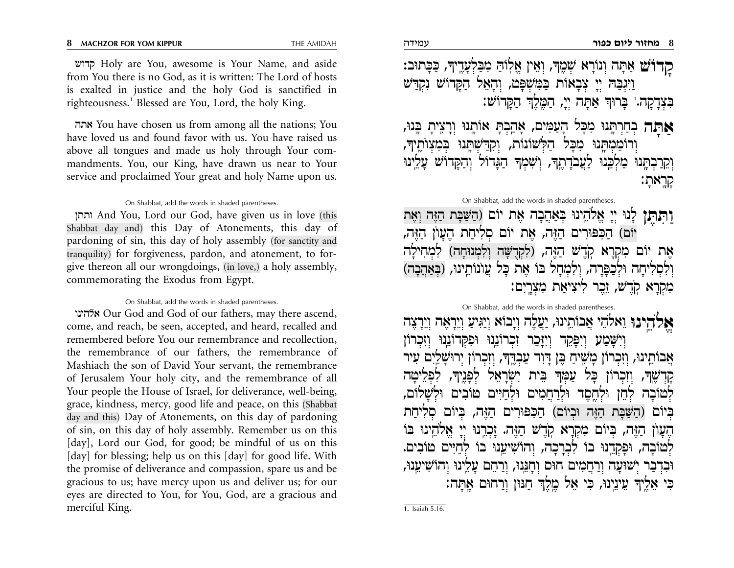קדוש Holy are You, awesome is Your Name, and aside from You there is no God, as it is written: The Lord of hosts is exalted in justice and the holy God is sanctified in righteousness.[1] Blessed are You, Lord, the holy King.

אתה You have chosen us from among all the nations; You have loved us and found favor with us. You have raised us above all tongues and made us holy through Your commandments. You, our King, have drawn us near to Your service and proclaimed Your great and holy Name upon us.

On Shabbat, add the words in shaded parentheses.

ותתן And You, Lord our God, have given us in love (this Shabbat day and) this Day of Atonements, this day of pardoning of sin, this day of holy assembly (for sanctity and tranquility) for forgiveness, pardon, and atonement, to forgive thereon all our wrongdoings, (in love,) a holy assembly, commemorating the Exodus from Egypt.

On Shabbat, add the words in shaded parentheses.

אלהינו Our God and God of our fathers, may there ascend, come, and reach, be seen, accepted, and heard, recalled and remembered before You our remembrance and recollection, the remembrance of our fathers, the remembrance of Mashiach the son of David Your servant, the remembrance of Jerusalem Your holy city, and the remembrance of all Your people the House of Israel, for deliverance, well-being, grace, kindness, mercy, good life and peace, on this (Shabbat day and this) Day of Atonements, on this day of pardoning of sin, on this day of holy assembly. Remember us on this [day], Lord our God, for good; be mindful of us on this [day] for blessing; help us on this [day] for good life. With the promise of deliverance and compassion, spare us and be gracious to us; have mercy upon us and deliver us; for our eyes are directed to You, for You, God, are a gracious and merciful King.

קָדוֹשׁ אַתָּה וְנוֹרָא שְׁמֶךָ, וְאֵין אֱלוֹהַּ מִבַּלְעָדֶיךָ, כַּכָּתוּב: וַיִּגְבַּהּ יְיָ צְבָאוֹת בַּמִּשְׁפָּט, וְהָאֵל הַקָּדוֹשׁ נִקְדַּשׁ בִּצְדָקָה.[1] בָּרוּךְ אַתָּה יְיָ, הַמֶּלֶךְ הַקָּדוֹשׁ:

אַתָּה בְחַרְתָּנוּ מִכָּל הָעַמִּים, אָהַבְתָּ אוֹתָנוּ וְרָצִיתָ בָּנוּ, וְרוֹמַמְתָּנוּ מִכָּל הַלְּשׁוֹנוֹת, וְקִדַּשְׁתָּנוּ בְּמִצְוֹתֶיךָ, וְקֵרַבְתָּנוּ מַלְכֵּנוּ לַעֲבוֹדָתֶךָ, וְשִׁמְךָ הַגָּדוֹל וְהַקָּדוֹשׁ עָלֵינוּ קָרָאתָ:

On Shabbat, add the words in shaded parentheses.

וַתִּתֶּן לָנוּ יְיָ אֱלֹהֵינוּ בְּאַהֲבָה אֶת יוֹם (הַשַּׁבָּת הַזֶּה וְאֶת יוֹם) הַכִּפּוּרִים הַזֶּה, אֶת יוֹם סְלִיחַת הֶעָוֹן הַזֶּה, אֶת יוֹם מִקְרָא קֹדֶשׁ הַזֶּה, (לִקְדֻשָּׁה וְלִמְנוּחָה) לִמְחִילָה וְלִסְלִיחָה וּלְכַפָּרָה, וְלִמְחָל בּוֹ אֶת כָּל עֲוֹנוֹתֵינוּ, (בְּאַהֲבָה) מִקְרָא קֹדֶשׁ, זֵכֶר לִיצִיאַת מִצְרָיִם:

On Shabbat, add the words in shaded parentheses.

אֱלֹהֵינוּ וֵאלֹהֵי אֲבוֹתֵינוּ, יַעֲלֶה וְיָבוֹא וְיַגִּיעַ וְיֵרָאֶה וְיֵרָצֶה וְיִשָּׁמַע וְיִפָּקֵד וְיִזָּכֵר זִכְרוֹנֵנוּ וּפִקְדוֹנֵנוּ וְזִכְרוֹן אֲבוֹתֵינוּ, וְזִכְרוֹן מָשִׁיחַ בֶּן דָּוִד עַבְדֶּךָ, וְזִכְרוֹן יְרוּשָׁלַיִם עִיר קָדְשֶׁךָ, וְזִכְרוֹן כָּל עַמְּךָ בֵּית יִשְׂרָאֵל לְפָנֶיךָ, לִפְלֵיטָה לְטוֹבָה לְחֵן וּלְחֶסֶד וּלְרַחֲמִים וּלְחַיִּים טוֹבִים וּלְשָׁלוֹם, בְּיוֹם (הַשַּׁבָּת הַזֶּה וּבְיוֹם) הַכִּפּוּרִים הַזֶּה, בְּיוֹם סְלִיחַת הֶעָוֹן הַזֶּה, בְּיוֹם מִקְרָא קֹדֶשׁ הַזֶּה. זָכְרֵנוּ יְיָ אֱלֹהֵינוּ בּוֹ לְטוֹבָה, וּפָקְדֵנוּ בוֹ לִבְרָכָה, וְהוֹשִׁיעֵנוּ בוֹ לְחַיִּים טוֹבִים. וּבִדְבַר יְשׁוּעָה וְרַחֲמִים חוּס וְחָנֵּנוּ, וְרַחֵם עָלֵינוּ וְהוֹשִׁיעֵנוּ, כִּי אֵלֶיךָ עֵינֵינוּ, כִּי אֵל מֶלֶךְ חַנּוּן וְרַחוּם אָתָּה:

1. Isaiah 5:16.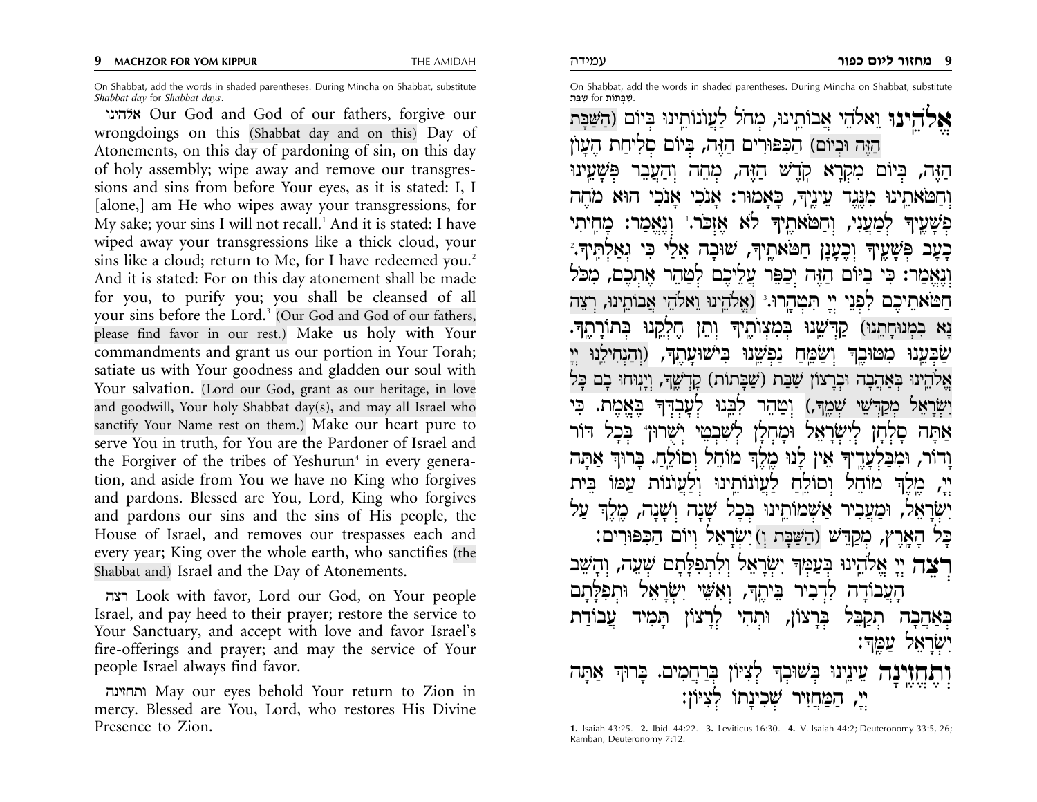On Shabbat, add the words in shaded parentheses. During Mincha on Shabbat, substitute *Shabbat day* for *Shabbat days*.

אלהינו Our God and God of our fathers, forgive our wrongdoings on this (Shabbat day and on this) Day of Atonements, on this day of pardoning of sin, on this day of holy assembly; wipe away and remove our transgressions and sins from before Your eyes, as it is stated: I, I [alone,] am He who wipes away your transgressions, for My sake; your sins I will not recall.[1] And it is stated: I have wiped away your transgressions like a thick cloud, your sins like a cloud; return to Me, for I have redeemed you.[2] And it is stated: For on this day atonement shall be made for you, to purify you; you shall be cleansed of all your sins before the Lord.[3] (Our God and God of our fathers, please find favor in our rest.) Make us holy with Your commandments and grant us our portion in Your Torah; satiate us with Your goodness and gladden our soul with Your salvation. (Lord our God, grant as our heritage, in love and goodwill, Your holy Shabbat day(s), and may all Israel who sanctify Your Name rest on them.) Make our heart pure to serve You in truth, for You are the Pardoner of Israel and the Forgiver of the tribes of Yeshurun[4] in every generation, and aside from You we have no King who forgives and pardons. Blessed are You, Lord, King who forgives and pardons our sins and the sins of His people, the House of Israel, and removes our trespasses each and every year; King over the whole earth, who sanctifies (the Shabbat and) Israel and the Day of Atonements.

רצה Look with favor, Lord our God, on Your people Israel, and pay heed to their prayer; restore the service to Your Sanctuary, and accept with love and favor Israel's fire-offerings and prayer; and may the service of Your people Israel always find favor.

ותחזינה May our eyes behold Your return to Zion in mercy. Blessed are You, Lord, who restores His Divine Presence to Zion.

On Shabbat, add the words in shaded parentheses. During Mincha on Shabbat, substitute שַׁבַּת for שַׁבְּתוֹת.

**אֱלֹהֵינוּ** וֵאלֹהֵי אֲבוֹתֵינוּ, מְחֹל לַעֲוֹנוֹתֵינוּ בְּיוֹם (הַשַּׁבָּת הַזֶּה וּבְיוֹם) הַכִּפּוּרִים הַזֶּה, בְּיוֹם סְלִיחַת הֶעָוֹן הַזֶּה, בְּיוֹם מִקְרָא קֹדֶשׁ הַזֶּה, מְחֵה וְהַעֲבֵר פְּשָׁעֵינוּ וְחַטֹּאתֵינוּ מִנֶּגֶד עֵינֶיךָ, כָּאָמוּר: אָנֹכִי אָנֹכִי הוּא מֹחֶה פְשָׁעֶיךָ לְמַעֲנִי, וְחַטֹּאתֶיךָ לֹא אֶזְכֹּר.[1] וְנֶאֱמַר: מָחִיתִי כָעָב פְּשָׁעֶיךָ וְכֶעָנָן חַטֹּאותֶיךָ, שׁוּבָה אֵלַי כִּי גְאַלְתִּיךָ.[2] וְנֶאֱמַר: כִּי בַיּוֹם הַזֶּה יְכַפֵּר עֲלֵיכֶם לְטַהֵר אֶתְכֶם, מִכֹּל חַטֹּאתֵיכֶם לִפְנֵי יְיָ תִּטְהָרוּ.[3] (אֱלֹהֵינוּ וֵאלֹהֵי אֲבוֹתֵינוּ, רְצֵה נָא בִמְנוּחָתֵנוּ) קַדְּשֵׁנוּ בְּמִצְוֹתֶיךָ וְתֵן חֶלְקֵנוּ בְּתוֹרָתֶךָ. שַׂבְּעֵנוּ מִטּוּבֶךָ וְשַׂמַּח נַפְשֵׁנוּ בִּישׁוּעָתֶךָ, (וְהַנְחִילֵנוּ יְיָ אֱלֹהֵינוּ בְּאַהֲבָה וּבְרָצוֹן שַׁבַּת (שַׁבְּתוֹת) קָדְשֶׁךָ, וְיָנוּחוּ בָם כָּל יִשְׂרָאֵל מְקַדְּשֵׁי שְׁמֶךָ,) וְטַהֵר לִבֵּנוּ לְעָבְדְּךָ בֶּאֱמֶת. כִּי אַתָּה סָלְחָן לְיִשְׂרָאֵל וּמָחֳלָן לְשִׁבְטֵי יְשֻׁרוּן[4] בְּכָל דּוֹר וָדוֹר, וּמִבַּלְעָדֶיךָ אֵין לָנוּ מֶלֶךְ מוֹחֵל וְסוֹלֵחַ. בָּרוּךְ אַתָּה יְיָ, מֶלֶךְ מוֹחֵל וְסוֹלֵחַ לַעֲוֹנוֹתֵינוּ וְלַעֲוֹנוֹת עַמּוֹ בֵּית יִשְׂרָאֵל, וּמַעֲבִיר אַשְׁמוֹתֵינוּ בְּכָל שָׁנָה וְשָׁנָה, מֶלֶךְ עַל כָּל הָאָרֶץ, מְקַדֵּשׁ (הַשַּׁבָּת וְ) יִשְׂרָאֵל וְיוֹם הַכִּפּוּרִים:

**רְצֵה** יְיָ אֱלֹהֵינוּ בְּעַמְּךָ יִשְׂרָאֵל וְלִתְפִלָּתָם שְׁעֵה, וְהָשֵׁב הָעֲבוֹדָה לִדְבִיר בֵּיתֶךָ, וְאִשֵּׁי יִשְׂרָאֵל וּתְפִלָּתָם בְּאַהֲבָה תְקַבֵּל בְּרָצוֹן, וּתְהִי לְרָצוֹן תָּמִיד עֲבוֹדַת יִשְׂרָאֵל עַמֶּךָ:

**וְתֶחֱזֶינָה** עֵינֵינוּ בְּשׁוּבְךָ לְצִיּוֹן בְּרַחֲמִים. בָּרוּךְ אַתָּה יְיָ, הַמַּחֲזִיר שְׁכִינָתוֹ לְצִיּוֹן:

---

**1.** Isaiah 43:25. **2.** Ibid. 44:22. **3.** Leviticus 16:30. **4.** V. Isaiah 44:2; Deuteronomy 33:5, 26; Ramban, Deuteronomy 7:12.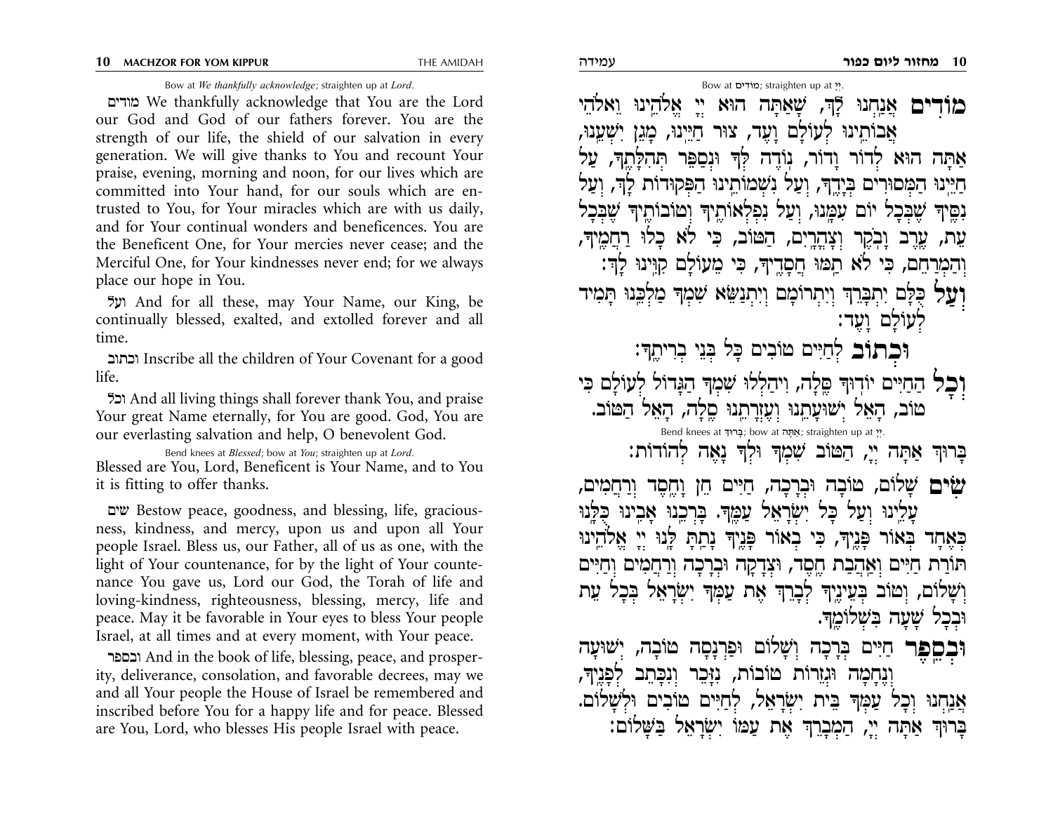Bow at *We thankfully acknowledge*; straighten up at *Lord*.

מודים We thankfully acknowledge that You are the Lord our God and God of our fathers forever. You are the strength of our life, the shield of our salvation in every generation. We will give thanks to You and recount Your praise, evening, morning and noon, for our lives which are committed into Your hand, for our souls which are entrusted to You, for Your miracles which are with us daily, and for Your continual wonders and beneficences. You are the Beneficent One, for Your mercies never cease; and the Merciful One, for Your kindnesses never end; for we always place our hope in You.

ועל And for all these, may Your Name, our King, be continually blessed, exalted, and extolled forever and all time.

וכתוב Inscribe all the children of Your Covenant for a good life.

וכל And all living things shall forever thank You, and praise Your great Name eternally, for You are good. God, You are our everlasting salvation and help, O benevolent God.

Bend knees at *Blessed*; bow at *You*; straighten up at *Lord*.

Blessed are You, Lord, Beneficent is Your Name, and to You it is fitting to offer thanks.

שים Bestow peace, goodness, and blessing, life, graciousness, kindness, and mercy, upon us and upon all Your people Israel. Bless us, our Father, all of us as one, with the light of Your countenance, for by the light of Your countenance You gave us, Lord our God, the Torah of life and loving-kindness, righteousness, blessing, mercy, life and peace. May it be favorable in Your eyes to bless Your people Israel, at all times and at every moment, with Your peace.

ובספר And in the book of life, blessing, peace, and prosperity, deliverance, consolation, and favorable decrees, may we and all Your people the House of Israel be remembered and inscribed before You for a happy life and for peace. Blessed are You, Lord, who blesses His people Israel with peace.

Bow at מודים; straighten up at יְיָ.

**מוֹדִים** אֲנַחְנוּ לָךְ, שָׁאַתָּה הוּא יְיָ אֱלֹהֵינוּ וֵאלֹהֵי אֲבוֹתֵינוּ לְעוֹלָם וָעֶד, צוּר חַיֵּינוּ, מָגֵן יִשְׁעֵנוּ, אַתָּה הוּא לְדוֹר וָדוֹר, נוֹדֶה לְּךָ וּנְסַפֵּר תְּהִלָּתֶךָ, עַל חַיֵּינוּ הַמְּסוּרִים בְּיָדֶךָ, וְעַל נִשְׁמוֹתֵינוּ הַפְּקוּדוֹת לָךְ, וְעַל נִסֶּיךָ שֶׁבְּכָל יוֹם עִמָּנוּ, וְעַל נִפְלְאוֹתֶיךָ וְטוֹבוֹתֶיךָ שֶׁבְּכָל עֵת, עֶרֶב וָבֹקֶר וְצָהֳרָיִם, הַטּוֹב, כִּי לֹא כָלוּ רַחֲמֶיךָ, וְהַמְרַחֵם, כִּי לֹא תַמּוּ חֲסָדֶיךָ, כִּי מֵעוֹלָם קִוִּינוּ לָךְ:

**וְעַל** כֻּלָּם יִתְבָּרֵךְ וְיִתְרוֹמָם וְיִתְנַשֵּׂא שִׁמְךָ מַלְכֵּנוּ תָּמִיד לְעוֹלָם וָעֶד:

**וּכְתוֹב** לְחַיִּים טוֹבִים כָּל בְּנֵי בְרִיתֶךָ:

**וְכָל** הַחַיִּים יוֹדוּךָ סֶּלָה, וִיהַלְלוּ שִׁמְךָ הַגָּדוֹל לְעוֹלָם כִּי טוֹב, הָאֵל יְשׁוּעָתֵנוּ וְעֶזְרָתֵנוּ סֶלָה, הָאֵל הַטּוֹב.

Bend knees at בָּרוּךְ; bow at אַתָּה; straighten up at יְיָ.

בָּרוּךְ אַתָּה יְיָ, הַטּוֹב שִׁמְךָ וּלְךָ נָאֶה לְהוֹדוֹת:

**שִׂים** שָׁלוֹם, טוֹבָה וּבְרָכָה, חַיִּים חֵן וָחֶסֶד וְרַחֲמִים, עָלֵינוּ וְעַל כָּל יִשְׂרָאֵל עַמֶּךָ. בָּרְכֵנוּ אָבִינוּ כֻּלָּנוּ כְּאֶחָד בְּאוֹר פָּנֶיךָ, כִּי בְאוֹר פָּנֶיךָ נָתַתָּ לָּנוּ יְיָ אֱלֹהֵינוּ תּוֹרַת חַיִּים וְאַהֲבַת חֶסֶד, וּצְדָקָה וּבְרָכָה וְרַחֲמִים וְחַיִּים וְשָׁלוֹם, וְטוֹב בְּעֵינֶיךָ לְבָרֵךְ אֶת עַמְּךָ יִשְׂרָאֵל בְּכָל עֵת וּבְכָל שָׁעָה בִּשְׁלוֹמֶךָ.

**וּבְסֵפֶר** חַיִּים בְּרָכָה וְשָׁלוֹם וּפַרְנָסָה טוֹבָה, יְשׁוּעָה וְנֶחָמָה וּגְזֵרוֹת טוֹבוֹת, נִזָּכֵר וְנִכָּתֵב לְפָנֶיךָ, אֲנַחְנוּ וְכָל עַמְּךָ בֵּית יִשְׂרָאֵל, לְחַיִּים טוֹבִים וּלְשָׁלוֹם. בָּרוּךְ אַתָּה יְיָ, הַמְבָרֵךְ אֶת עַמּוֹ יִשְׂרָאֵל בַּשָּׁלוֹם: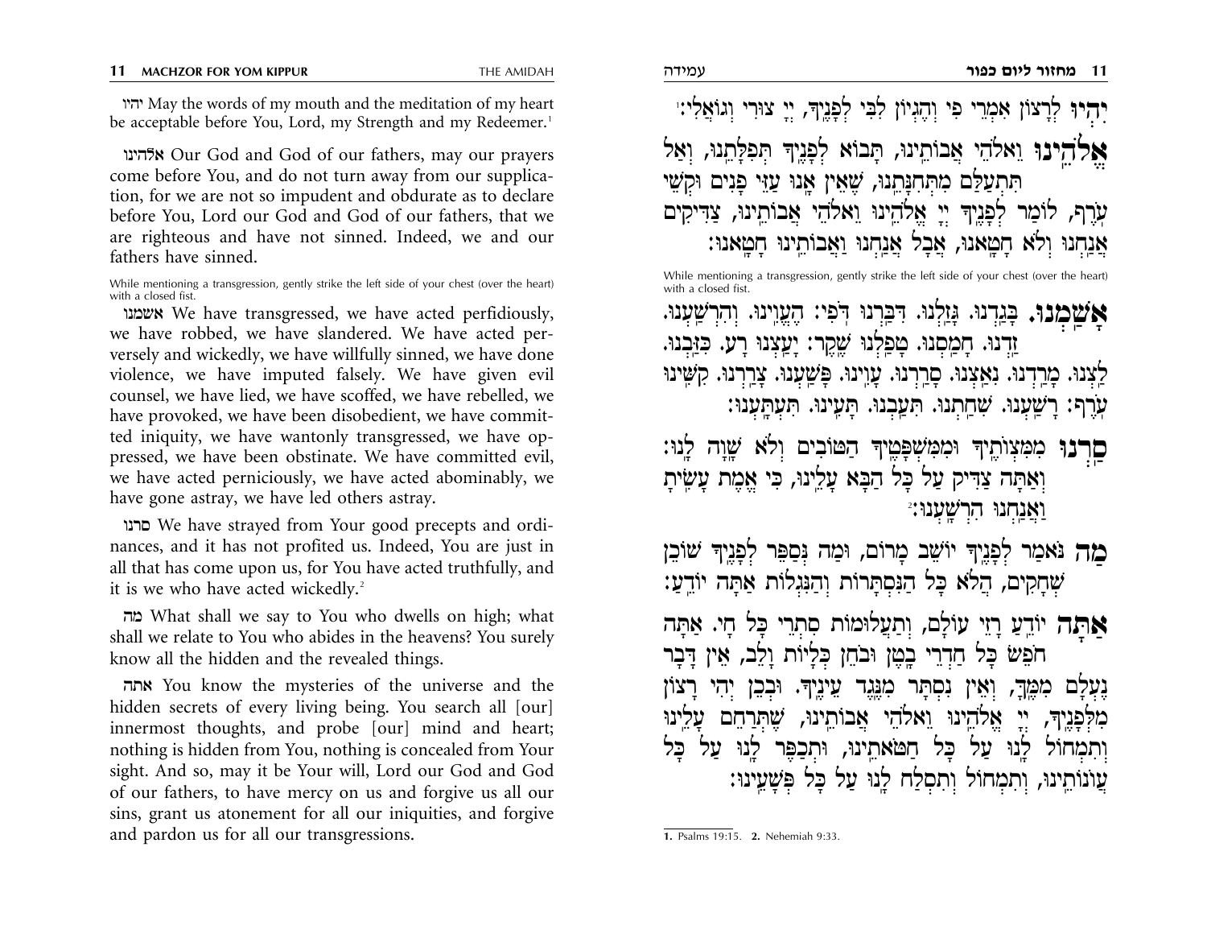יהיו May the words of my mouth and the meditation of my heart be acceptable before You, Lord, my Strength and my Redeemer.[1]

אלהינו Our God and God of our fathers, may our prayers come before You, and do not turn away from our supplication, for we are not so impudent and obdurate as to declare before You, Lord our God and God of our fathers, that we are righteous and have not sinned. Indeed, we and our fathers have sinned.

While mentioning a transgression, gently strike the left side of your chest (over the heart) with a closed fist.

אשמנו We have transgressed, we have acted perfidiously, we have robbed, we have slandered. We have acted perversely and wickedly, we have willfully sinned, we have done violence, we have imputed falsely. We have given evil counsel, we have lied, we have scoffed, we have rebelled, we have provoked, we have been disobedient, we have committed iniquity, we have wantonly transgressed, we have oppressed, we have been obstinate. We have committed evil, we have acted perniciously, we have acted abominably, we have gone astray, we have led others astray.

סרנו We have strayed from Your good precepts and ordinances, and it has not profited us. Indeed, You are just in all that has come upon us, for You have acted truthfully, and it is we who have acted wickedly.[2]

מה What shall we say to You who dwells on high; what shall we relate to You who abides in the heavens? You surely know all the hidden and the revealed things.

אתה You know the mysteries of the universe and the hidden secrets of every living being. You search all [our] innermost thoughts, and probe [our] mind and heart; nothing is hidden from You, nothing is concealed from Your sight. And so, may it be Your will, Lord our God and God of our fathers, to have mercy on us and forgive us all our sins, grant us atonement for all our iniquities, and forgive and pardon us for all our transgressions.

יִהְיוּ לְרָצוֹן אִמְרֵי פִי וְהֶגְיוֹן לִבִּי לְפָנֶיךָ, יְיָ צוּרִי וְגוֹאֲלִי:[1]

**אֱלֹהֵינוּ** וֵאלֹהֵי אֲבוֹתֵינוּ, תָּבוֹא לְפָנֶיךָ תְּפִלָּתֵנוּ, וְאַל תִּתְעַלַּם מִתְּחִנָּתֵנוּ, שֶׁאֵין אָנוּ עַזֵּי פָנִים וּקְשֵׁי עֹרֶף, לוֹמַר לְפָנֶיךָ יְיָ אֱלֹהֵינוּ וֵאלֹהֵי אֲבוֹתֵינוּ, צַדִּיקִים אֲנַחְנוּ וְלֹא חָטָאנוּ, אֲבָל אֲנַחְנוּ וַאֲבוֹתֵינוּ חָטָאנוּ:

While mentioning a transgression, gently strike the left side of your chest (over the heart) with a closed fist.

**אָשַׁמְנוּ.** בָּגַדְנוּ. גָּזַלְנוּ. דִּבַּרְנוּ דֹפִי: הֶעֱוִינוּ. וְהִרְשַׁעְנוּ. זַדְנוּ. חָמַסְנוּ. טָפַלְנוּ שֶׁקֶר: יָעַצְנוּ רָע. כִּזַּבְנוּ. לַצְנוּ. מָרַדְנוּ. נִאַצְנוּ. סָרַרְנוּ. עָוִינוּ. פָּשַׁעְנוּ. צָרַרְנוּ. קִשִּׁינוּ עֹרֶף: רָשַׁעְנוּ. שִׁחַתְנוּ. תִּעַבְנוּ. תָּעִינוּ. תִּעְתָּעְנוּ:

**סַרְנוּ** מִמִּצְוֹתֶיךָ וּמִמִּשְׁפָּטֶיךָ הַטּוֹבִים וְלֹא שָׁוָה לָנוּ: וְאַתָּה צַדִּיק עַל כָּל הַבָּא עָלֵינוּ, כִּי אֱמֶת עָשִׂיתָ וַאֲנַחְנוּ הִרְשָׁעְנוּ:[2]

**מַה** נֹּאמַר לְפָנֶיךָ יוֹשֵׁב מָרוֹם, וּמַה נְּסַפֵּר לְפָנֶיךָ שׁוֹכֵן שְׁחָקִים, הֲלֹא כָּל הַנִּסְתָּרוֹת וְהַנִּגְלוֹת אַתָּה יוֹדֵעַ:

**אַתָּה** יוֹדֵעַ רָזֵי עוֹלָם, וְתַעֲלוּמוֹת סִתְרֵי כָּל חָי. אַתָּה חוֹפֵשׂ כָּל חַדְרֵי בָטֶן וּבוֹחֵן כְּלָיוֹת וָלֵב, אֵין דָּבָר נֶעְלָם מִמֶּךָּ, וְאֵין נִסְתָּר מִנֶּגֶד עֵינֶיךָ. וּבְכֵן יְהִי רָצוֹן מִלְּפָנֶיךָ, יְיָ אֱלֹהֵינוּ וֵאלֹהֵי אֲבוֹתֵינוּ, שֶׁתְּרַחֵם עָלֵינוּ וְתִמְחוֹל לָנוּ עַל כָּל חַטֹּאתֵינוּ, וּתְכַפֵּר לָנוּ עַל כָּל עֲוֹנוֹתֵינוּ, וְתִמְחוֹל וְתִסְלַח לָנוּ עַל כָּל פְּשָׁעֵינוּ:

1. Psalms 19:15. 2. Nehemiah 9:33.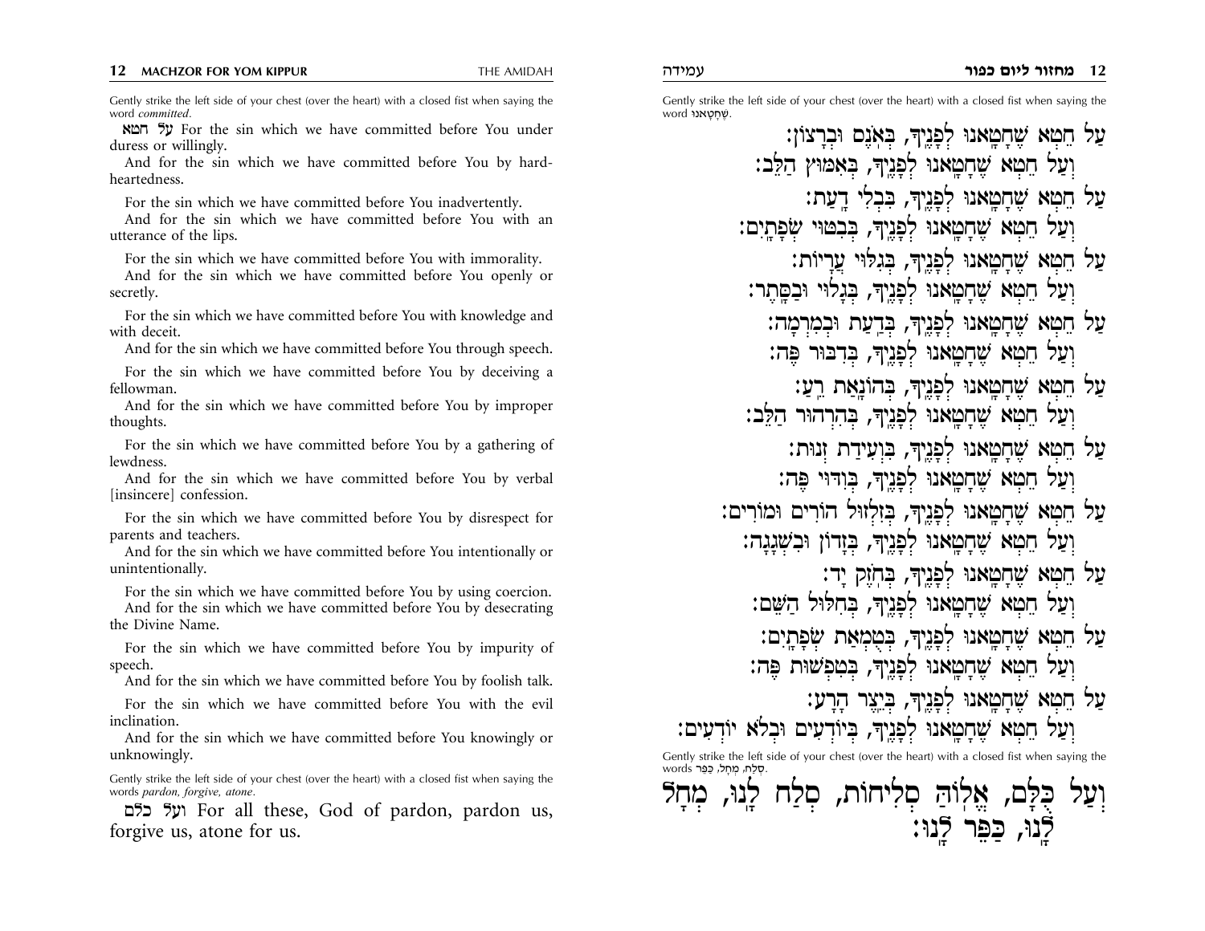Gently strike the left side of your chest (over the heart) with a closed fist when saying the word *committed*.

על חטא For the sin which we have committed before You under duress or willingly.

And for the sin which we have committed before You by hard-heartedness.

For the sin which we have committed before You inadvertently.

And for the sin which we have committed before You with an utterance of the lips.

For the sin which we have committed before You with immorality.

And for the sin which we have committed before You openly or secretly.

For the sin which we have committed before You with knowledge and with deceit.

And for the sin which we have committed before You through speech.

For the sin which we have committed before You by deceiving a fellowman.

And for the sin which we have committed before You by improper thoughts.

For the sin which we have committed before You by a gathering of lewdness.

And for the sin which we have committed before You by verbal [insincere] confession.

For the sin which we have committed before You by disrespect for parents and teachers.

And for the sin which we have committed before You intentionally or unintentionally.

For the sin which we have committed before You by using coercion.

And for the sin which we have committed before You by desecrating the Divine Name.

For the sin which we have committed before You by impurity of speech.

And for the sin which we have committed before You by foolish talk.

For the sin which we have committed before You with the evil inclination.

And for the sin which we have committed before You knowingly or unknowingly.

Gently strike the left side of your chest (over the heart) with a closed fist when saying the words *pardon, forgive, atone*.

ועל כלם For all these, God of pardon, pardon us, forgive us, atone for us.

Gently strike the left side of your chest (over the heart) with a closed fist when saying the word שֶׁחָטָאנוּ.

עַל חֵטְא שֶׁחָטָאנוּ לְפָנֶיךָ, בְּאֹנֶס וּבְרָצוֹן:
וְעַל חֵטְא שֶׁחָטָאנוּ לְפָנֶיךָ, בְּאִמּוּץ הַלֵּב:
עַל חֵטְא שֶׁחָטָאנוּ לְפָנֶיךָ, בִּבְלִי דָעַת:
וְעַל חֵטְא שֶׁחָטָאנוּ לְפָנֶיךָ, בְּבִטּוּי שְׂפָתָיִם:
עַל חֵטְא שֶׁחָטָאנוּ לְפָנֶיךָ, בְּגִלּוּי עֲרָיוֹת:
וְעַל חֵטְא שֶׁחָטָאנוּ לְפָנֶיךָ, בְּגָלוּי וּבַסָּתֶר:
עַל חֵטְא שֶׁחָטָאנוּ לְפָנֶיךָ, בְּדַעַת וּבְמִרְמָה:
וְעַל חֵטְא שֶׁחָטָאנוּ לְפָנֶיךָ, בְּדִבּוּר פֶּה:
עַל חֵטְא שֶׁחָטָאנוּ לְפָנֶיךָ, בְּהוֹנָאַת רֵעַ:
וְעַל חֵטְא שֶׁחָטָאנוּ לְפָנֶיךָ, בְּהַרְהוֹר הַלֵּב:
עַל חֵטְא שֶׁחָטָאנוּ לְפָנֶיךָ, בִּוְעִידַת זְנוּת:
וְעַל חֵטְא שֶׁחָטָאנוּ לְפָנֶיךָ, בְּוִדּוּי פֶּה:
עַל חֵטְא שֶׁחָטָאנוּ לְפָנֶיךָ, בְּזִלְזוּל הוֹרִים וּמוֹרִים:
וְעַל חֵטְא שֶׁחָטָאנוּ לְפָנֶיךָ, בְּזָדוֹן וּבִשְׁגָגָה:
עַל חֵטְא שֶׁחָטָאנוּ לְפָנֶיךָ, בְּחֹזֶק יָד:
וְעַל חֵטְא שֶׁחָטָאנוּ לְפָנֶיךָ, בְּחִלּוּל הַשֵּׁם:
עַל חֵטְא שֶׁחָטָאנוּ לְפָנֶיךָ, בְּטֻמְאַת שְׂפָתָיִם:
וְעַל חֵטְא שֶׁחָטָאנוּ לְפָנֶיךָ, בְּטִפְשׁוּת פֶּה:
עַל חֵטְא שֶׁחָטָאנוּ לְפָנֶיךָ, בְּיֵצֶר הָרָע:
וְעַל חֵטְא שֶׁחָטָאנוּ לְפָנֶיךָ, בְּיוֹדְעִים וּבְלֹא יוֹדְעִים:

Gently strike the left side of your chest (over the heart) with a closed fist when saying the words סְלַח, מְחַל, כַּפֶּר.

וְעַל כֻּלָּם, אֱלוֹהַּ סְלִיחוֹת, סְלַח לָנוּ, מְחָל לָנוּ, כַּפֶּר לָנוּ: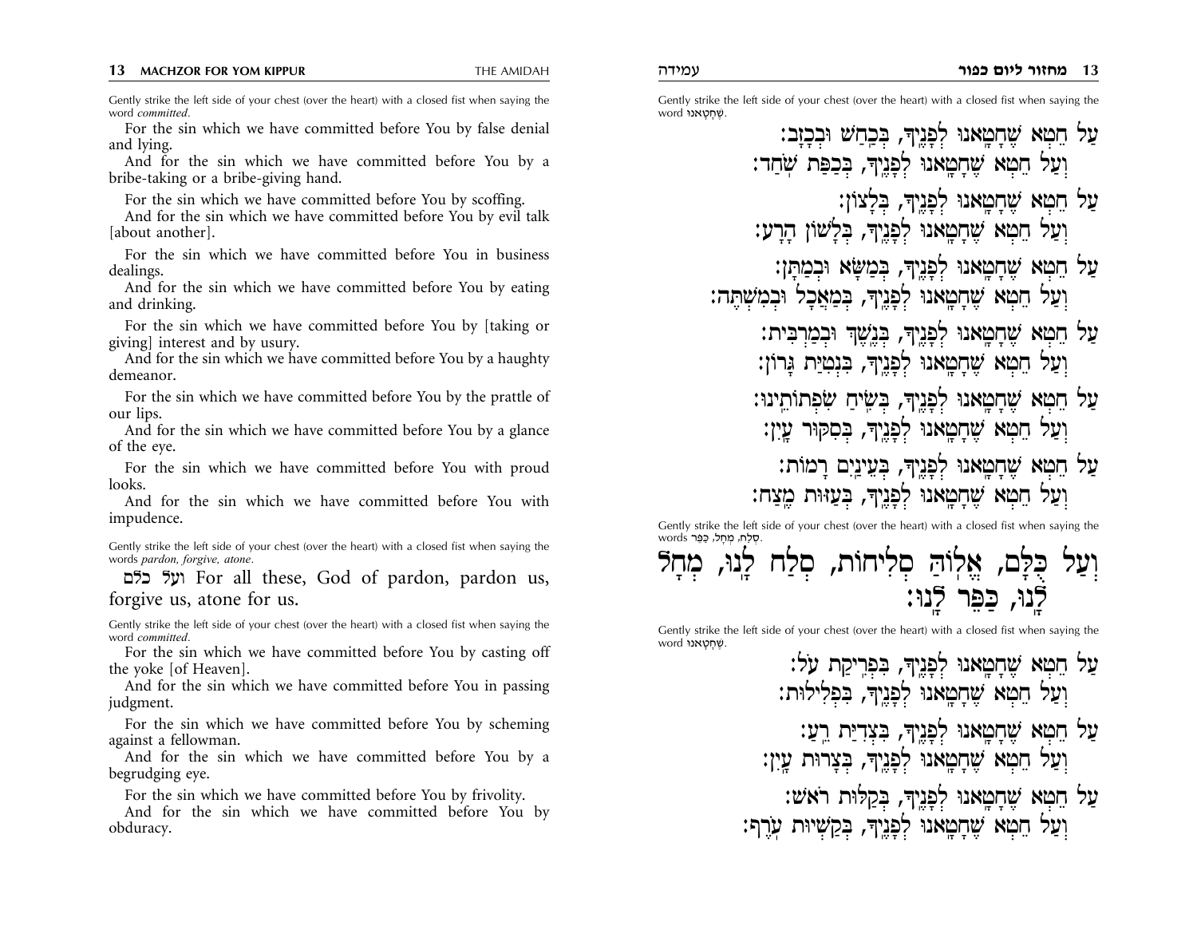Gently strike the left side of your chest (over the heart) with a closed fist when saying the word *committed*.

For the sin which we have committed before You by false denial and lying.

And for the sin which we have committed before You by a bribe-taking or a bribe-giving hand.

For the sin which we have committed before You by scoffing.

And for the sin which we have committed before You by evil talk [about another].

For the sin which we have committed before You in business dealings.

And for the sin which we have committed before You by eating and drinking.

For the sin which we have committed before You by [taking or giving] interest and by usury.

And for the sin which we have committed before You by a haughty demeanor.

For the sin which we have committed before You by the prattle of our lips.

And for the sin which we have committed before You by a glance of the eye.

For the sin which we have committed before You with proud looks.

And for the sin which we have committed before You with impudence.

Gently strike the left side of your chest (over the heart) with a closed fist when saying the words *pardon, forgive, atone*.

ועל כלם For all these, God of pardon, pardon us, forgive us, atone for us.

Gently strike the left side of your chest (over the heart) with a closed fist when saying the word *committed*.

For the sin which we have committed before You by casting off the yoke [of Heaven].

And for the sin which we have committed before You in passing judgment.

For the sin which we have committed before You by scheming against a fellowman.

And for the sin which we have committed before You by a begrudging eye.

For the sin which we have committed before You by frivolity.

And for the sin which we have committed before You by obduracy.

Gently strike the left side of your chest (over the heart) with a closed fist when saying the word שֶׁחָטָאנוּ.

עַל חֵטְא שֶׁחָטָאנוּ לְפָנֶיךָ, בְּכַחַשׁ וּבְכָזָב:
וְעַל חֵטְא שֶׁחָטָאנוּ לְפָנֶיךָ, בְּכַפַּת שֹׁחַד:

עַל חֵטְא שֶׁחָטָאנוּ לְפָנֶיךָ, בְּלָצוֹן:
וְעַל חֵטְא שֶׁחָטָאנוּ לְפָנֶיךָ, בִּלְשׁוֹן הָרָע:

עַל חֵטְא שֶׁחָטָאנוּ לְפָנֶיךָ, בְּמַשָּׂא וּבְמַתָּן:
וְעַל חֵטְא שֶׁחָטָאנוּ לְפָנֶיךָ, בְּמַאֲכָל וּבְמִשְׁתֶּה:

עַל חֵטְא שֶׁחָטָאנוּ לְפָנֶיךָ, בְּנֶשֶׁךְ וּבְמַרְבִּית:
וְעַל חֵטְא שֶׁחָטָאנוּ לְפָנֶיךָ, בִּנְטִיַּת גָּרוֹן:

עַל חֵטְא שֶׁחָטָאנוּ לְפָנֶיךָ, בְּשִׂיחַ שִׂפְתוֹתֵינוּ:
וְעַל חֵטְא שֶׁחָטָאנוּ לְפָנֶיךָ, בְּשִׂקּוּר עָיִן:

עַל חֵטְא שֶׁחָטָאנוּ לְפָנֶיךָ, בְּעֵינַיִם רָמוֹת:
וְעַל חֵטְא שֶׁחָטָאנוּ לְפָנֶיךָ, בְּעַזּוּת מֵצַח:

Gently strike the left side of your chest (over the heart) with a closed fist when saying the words סְלַח, מְחַל, כַּפֶּר.

וְעַל כֻּלָּם, אֱלוֹהַּ סְלִיחוֹת, סְלַח לָנוּ, מְחָל לָנוּ, כַּפֶּר לָנוּ:

Gently strike the left side of your chest (over the heart) with a closed fist when saying the word שֶׁחָטָאנוּ.

עַל חֵטְא שֶׁחָטָאנוּ לְפָנֶיךָ, בִּפְרִיקַת עֹל:
וְעַל חֵטְא שֶׁחָטָאנוּ לְפָנֶיךָ, בִּפְלִילוּת:

עַל חֵטְא שֶׁחָטָאנוּ לְפָנֶיךָ, בִּצְדִיַּת רֵעַ:
וְעַל חֵטְא שֶׁחָטָאנוּ לְפָנֶיךָ, בְּצָרוּת עָיִן:

עַל חֵטְא שֶׁחָטָאנוּ לְפָנֶיךָ, בְּקַלּוּת רֹאשׁ:
וְעַל חֵטְא שֶׁחָטָאנוּ לְפָנֶיךָ, בְּקַשְׁיוּת עֹרֶף: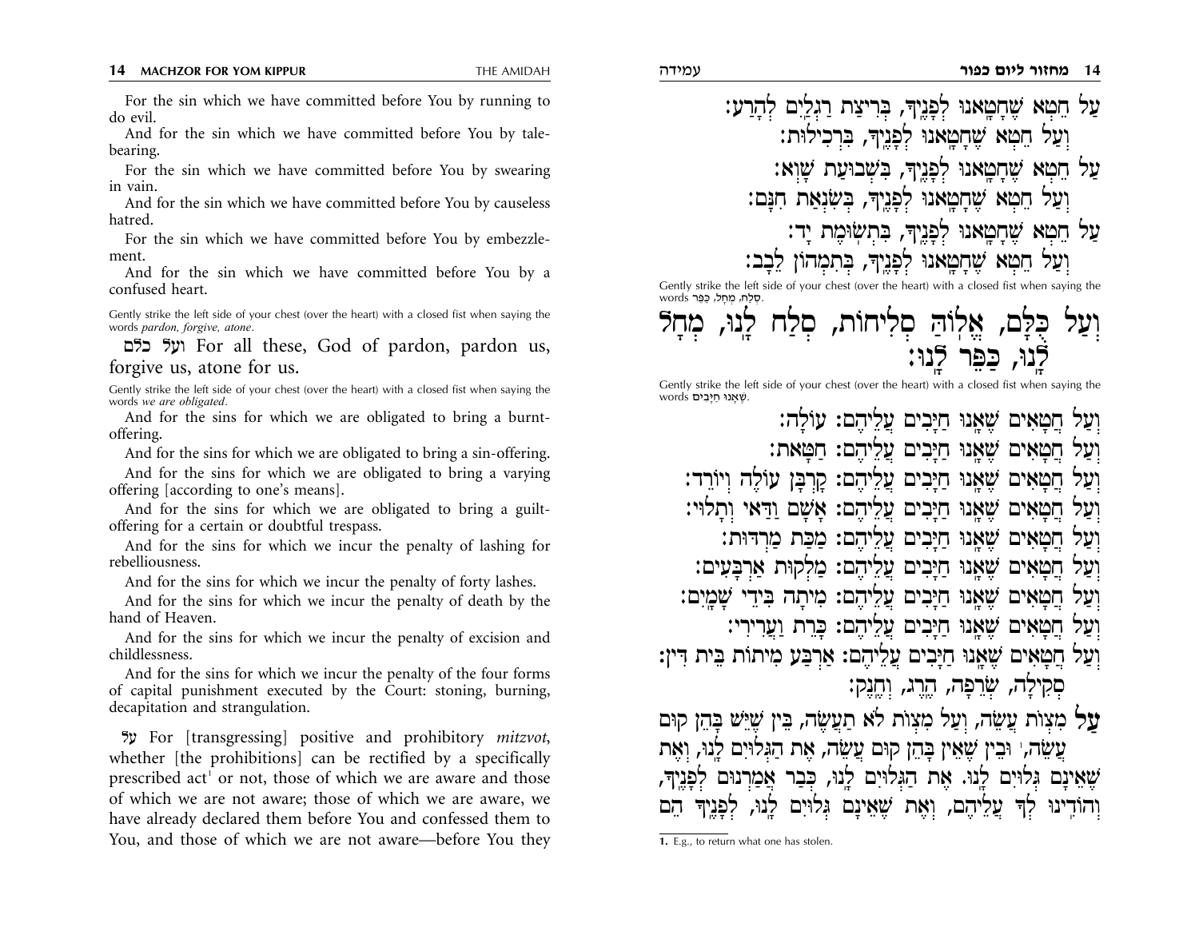For the sin which we have committed before You by running to do evil.

And for the sin which we have committed before You by tale-bearing.

For the sin which we have committed before You by swearing in vain.

And for the sin which we have committed before You by causeless hatred.

For the sin which we have committed before You by embezzlement.

And for the sin which we have committed before You by a confused heart.

Gently strike the left side of your chest (over the heart) with a closed fist when saying the words *pardon, forgive, atone*.

ועל כלם For all these, God of pardon, pardon us, forgive us, atone for us.

Gently strike the left side of your chest (over the heart) with a closed fist when saying the words *we are obligated*.

And for the sins for which we are obligated to bring a burnt-offering.

And for the sins for which we are obligated to bring a sin-offering.

And for the sins for which we are obligated to bring a varying offering [according to one's means].

And for the sins for which we are obligated to bring a guilt-offering for a certain or doubtful trespass.

And for the sins for which we incur the penalty of lashing for rebelliousness.

And for the sins for which we incur the penalty of forty lashes.

And for the sins for which we incur the penalty of death by the hand of Heaven.

And for the sins for which we incur the penalty of excision and childlessness.

And for the sins for which we incur the penalty of the four forms of capital punishment executed by the Court: stoning, burning, decapitation and strangulation.

על For [transgressing] positive and prohibitory *mitzvot*, whether [the prohibitions] can be rectified by a specifically prescribed act[1] or not, those of which we are aware and those of which we are not aware; those of which we are aware, we have already declared them before You and confessed them to You, and those of which we are not aware—before You they

עַל חֵטְא שֶׁחָטָאנוּ לְפָנֶיךָ, בְּרִיצַת רַגְלַיִם לְהָרַע:
וְעַל חֵטְא שֶׁחָטָאנוּ לְפָנֶיךָ, בִּרְכִילוּת:
עַל חֵטְא שֶׁחָטָאנוּ לְפָנֶיךָ, בִּשְׁבוּעַת שָׁוְא:
וְעַל חֵטְא שֶׁחָטָאנוּ לְפָנֶיךָ, בְּשִׂנְאַת חִנָּם:
עַל חֵטְא שֶׁחָטָאנוּ לְפָנֶיךָ, בִּתְשׂוּמֶת יָד:
וְעַל חֵטְא שֶׁחָטָאנוּ לְפָנֶיךָ, בְּתִמְהוֹן לֵבָב:

Gently strike the left side of your chest (over the heart) with a closed fist when saying the words סְלַח, מְחַל, כַּפֶּר.

## וְעַל כֻּלָּם, אֱלוֹהַּ סְלִיחוֹת, סְלַח לָנוּ, מְחַל לָנוּ, כַּפֶּר לָנוּ:

Gently strike the left side of your chest (over the heart) with a closed fist when saying the words שֶׁאָנוּ חַיָּבִים.

וְעַל חֲטָאִים שֶׁאָנוּ חַיָּבִים עֲלֵיהֶם: עוֹלָה:
וְעַל חֲטָאִים שֶׁאָנוּ חַיָּבִים עֲלֵיהֶם: חַטָּאת:
וְעַל חֲטָאִים שֶׁאָנוּ חַיָּבִים עֲלֵיהֶם: קָרְבָּן עוֹלֶה וְיוֹרֵד:
וְעַל חֲטָאִים שֶׁאָנוּ חַיָּבִים עֲלֵיהֶם: אָשָׁם וַדַּאי וְתָלוּי:
וְעַל חֲטָאִים שֶׁאָנוּ חַיָּבִים עֲלֵיהֶם: מַכַּת מַרְדּוּת:
וְעַל חֲטָאִים שֶׁאָנוּ חַיָּבִים עֲלֵיהֶם: מַלְקוּת אַרְבָּעִים:
וְעַל חֲטָאִים שֶׁאָנוּ חַיָּבִים עֲלֵיהֶם: מִיתָה בִּידֵי שָׁמָיִם:
וְעַל חֲטָאִים שֶׁאָנוּ חַיָּבִים עֲלֵיהֶם: כָּרֵת וַעֲרִירִי:
וְעַל חֲטָאִים שֶׁאָנוּ חַיָּבִים עֲלֵיהֶם: אַרְבַּע מִיתוֹת בֵּית דִּין: סְקִילָה, שְׂרֵפָה, הֶרֶג, וְחֶנֶק:

עַל מִצְוֹת עֲשֵׂה, וְעַל מִצְוֹת לֹא תַעֲשֶׂה, בֵּין שֶׁיֵּשׁ בָּהֶן קוּם עֲשֵׂה,[1] וּבֵין שֶׁאֵין בָּהֶן קוּם עֲשֵׂה, אֶת הַגְּלוּיִם לָנוּ, וְאֶת שֶׁאֵינָם גְּלוּיִם לָנוּ. אֶת הַגְּלוּיִם לָנוּ, כְּבָר אֲמַרְנוּם לְפָנֶיךָ, וְהוֹדִינוּ לְךָ עֲלֵיהֶם, וְאֶת שֶׁאֵינָם גְּלוּיִם לָנוּ, לְפָנֶיךָ הֵם

1. E.g., to return what one has stolen.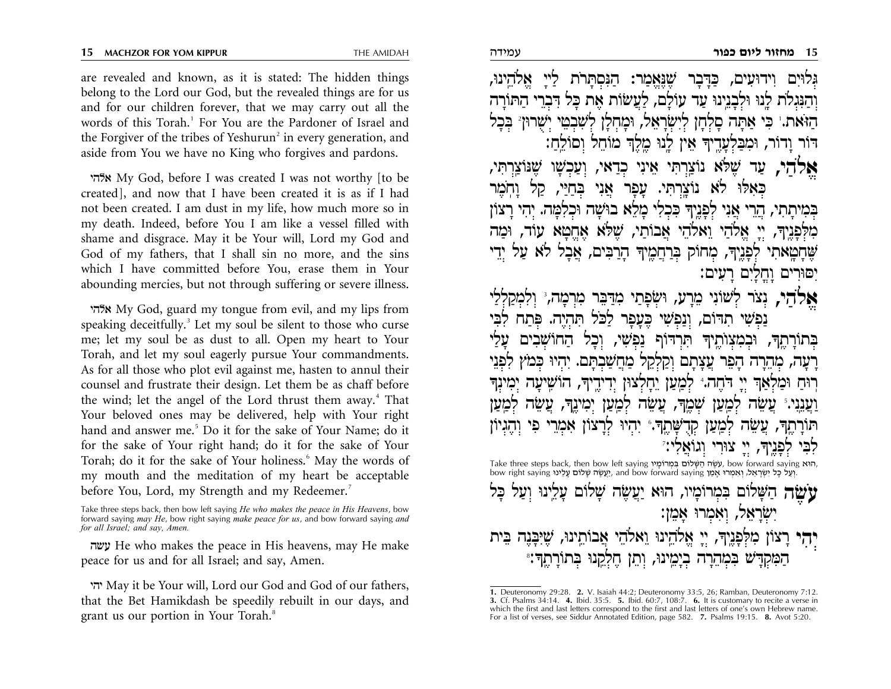are revealed and known, as it is stated: The hidden things belong to the Lord our God, but the revealed things are for us and for our children forever, that we may carry out all the words of this Torah.[1] For You are the Pardoner of Israel and the Forgiver of the tribes of Yeshurun[2] in every generation, and aside from You we have no King who forgives and pardons.

אלהי My God, before I was created I was not worthy [to be created], and now that I have been created it is as if I had not been created. I am dust in my life, how much more so in my death. Indeed, before You I am like a vessel filled with shame and disgrace. May it be Your will, Lord my God and God of my fathers, that I shall sin no more, and the sins which I have committed before You, erase them in Your abounding mercies, but not through suffering or severe illness.

אלהי My God, guard my tongue from evil, and my lips from speaking deceitfully.[3] Let my soul be silent to those who curse me; let my soul be as dust to all. Open my heart to Your Torah, and let my soul eagerly pursue Your commandments. As for all those who plot evil against me, hasten to annul their counsel and frustrate their design. Let them be as chaff before the wind; let the angel of the Lord thrust them away.[4] That Your beloved ones may be delivered, help with Your right hand and answer me.[5] Do it for the sake of Your Name; do it for the sake of Your right hand; do it for the sake of Your Torah; do it for the sake of Your holiness.[6] May the words of my mouth and the meditation of my heart be acceptable before You, Lord, my Strength and my Redeemer.[7]

*Take three steps back, then bow left saying He who makes the peace in His Heavens, bow forward saying may He, bow right saying make peace for us, and bow forward saying and for all Israel; and say, Amen.*

עשה He who makes the peace in His heavens, may He make peace for us and for all Israel; and say, Amen.

יהי May it be Your will, Lord our God and God of our fathers, that the Bet Hamikdash be speedily rebuilt in our days, and grant us our portion in Your Torah.[8]

גְּלוּיִם וִידוּעִים, כַּדָּבָר שֶׁנֶּאֱמַר: הַנִּסְתָּרֹת לַייָ אֱלֹהֵינוּ, וְהַנִּגְלֹת לָנוּ וּלְבָנֵינוּ עַד עוֹלָם, לַעֲשׂוֹת אֶת כָּל דִּבְרֵי הַתּוֹרָה הַזֹּאת.[1] כִּי אַתָּה סָלְחָן לְיִשְׂרָאֵל, וּמָחֳלָן לְשִׁבְטֵי יְשֻׁרוּן[2] בְּכָל דּוֹר וָדוֹר, וּמִבַּלְעָדֶיךָ אֵין לָנוּ מֶלֶךְ מוֹחֵל וְסוֹלֵחַ:

**אֱלֹהַי,** עַד שֶׁלֹּא נוֹצַרְתִּי אֵינִי כְדַאי, וְעַכְשָׁו שֶׁנּוֹצַרְתִּי, כְּאִלּוּ לֹא נוֹצַרְתִּי. עָפָר אֲנִי בְּחַיַּי, קַל וָחֹמֶר בְּמִיתָתִי, הֲרֵי אֲנִי לְפָנֶיךָ כִּכְלִי מָלֵא בוּשָׁה וּכְלִמָּה. יְהִי רָצוֹן מִלְּפָנֶיךָ, יְיָ אֱלֹהַי וֵאלֹהֵי אֲבוֹתַי, שֶׁלֹּא אֶחֱטָא עוֹד, וּמַה שֶּׁחָטָאתִי לְפָנֶיךָ, מְחוֹק בְּרַחֲמֶיךָ הָרַבִּים, אֲבָל לֹא עַל יְדֵי יִסּוּרִים וָחֳלָיִם רָעִים:

**אֱלֹהַי,** נְצֹר לְשׁוֹנִי מֵרָע, וּשְׂפָתַי מִדַּבֵּר מִרְמָה,[3] וְלִמְקַלְלַי נַפְשִׁי תִדֹּם, וְנַפְשִׁי כֶּעָפָר לַכֹּל תִּהְיֶה. פְּתַח לִבִּי בְּתוֹרָתֶךָ, וּבְמִצְוֹתֶיךָ תִּרְדּוֹף נַפְשִׁי, וְכָל הַחוֹשְׁבִים עָלַי רָעָה, מְהֵרָה הָפֵר עֲצָתָם וְקַלְקֵל מַחֲשַׁבְתָּם. יִהְיוּ כְּמֹץ לִפְנֵי רוּחַ וּמַלְאַךְ יְיָ דֹּחֶה.[4] לְמַעַן יֵחָלְצוּן יְדִידֶיךָ, הוֹשִׁיעָה יְמִינְךָ וַעֲנֵנִי.[5] עֲשֵׂה לְמַעַן שְׁמֶךָ, עֲשֵׂה לְמַעַן יְמִינֶךָ, עֲשֵׂה לְמַעַן תּוֹרָתֶךָ, עֲשֵׂה לְמַעַן קְדֻשָּׁתֶךָ.[6] יִהְיוּ לְרָצוֹן אִמְרֵי פִי וְהֶגְיוֹן לִבִּי לְפָנֶיךָ, יְיָ צוּרִי וְגוֹאֲלִי:[7]

*Take three steps back, then bow left saying* עֹשֶׂה הַשָּׁלוֹם בִּמְרוֹמָיו, *bow forward saying* הוּא, *bow right saying* יַעֲשֶׂה שָׁלוֹם עָלֵינוּ, *and bow forward saying* וְעַל כָּל יִשְׂרָאֵל, וְאִמְרוּ אָמֵן.

**עֹשֶׂה** הַשָּׁלוֹם בִּמְרוֹמָיו, הוּא יַעֲשֶׂה שָׁלוֹם עָלֵינוּ וְעַל כָּל יִשְׂרָאֵל, וְאִמְרוּ אָמֵן:

**יְהִי** רָצוֹן מִלְּפָנֶיךָ, יְיָ אֱלֹהֵינוּ וֵאלֹהֵי אֲבוֹתֵינוּ, שֶׁיִּבָּנֶה בֵּית הַמִּקְדָּשׁ בִּמְהֵרָה בְיָמֵינוּ, וְתֵן חֶלְקֵנוּ בְּתוֹרָתֶךָ:[8]

---

1. Deuteronomy 29:28. 2. V. Isaiah 44:2; Deuteronomy 33:5, 26; Ramban, Deuteronomy 7:12. 3. Cf. Psalms 34:14. 4. Ibid. 35:5. 5. Ibid. 60:7, 108:7. 6. It is customary to recite a verse in which the first and last letters correspond to the first and last letters of one's own Hebrew name. For a list of verses, see Siddur Annotated Edition, page 582. 7. Psalms 19:15. 8. Avot 5:20.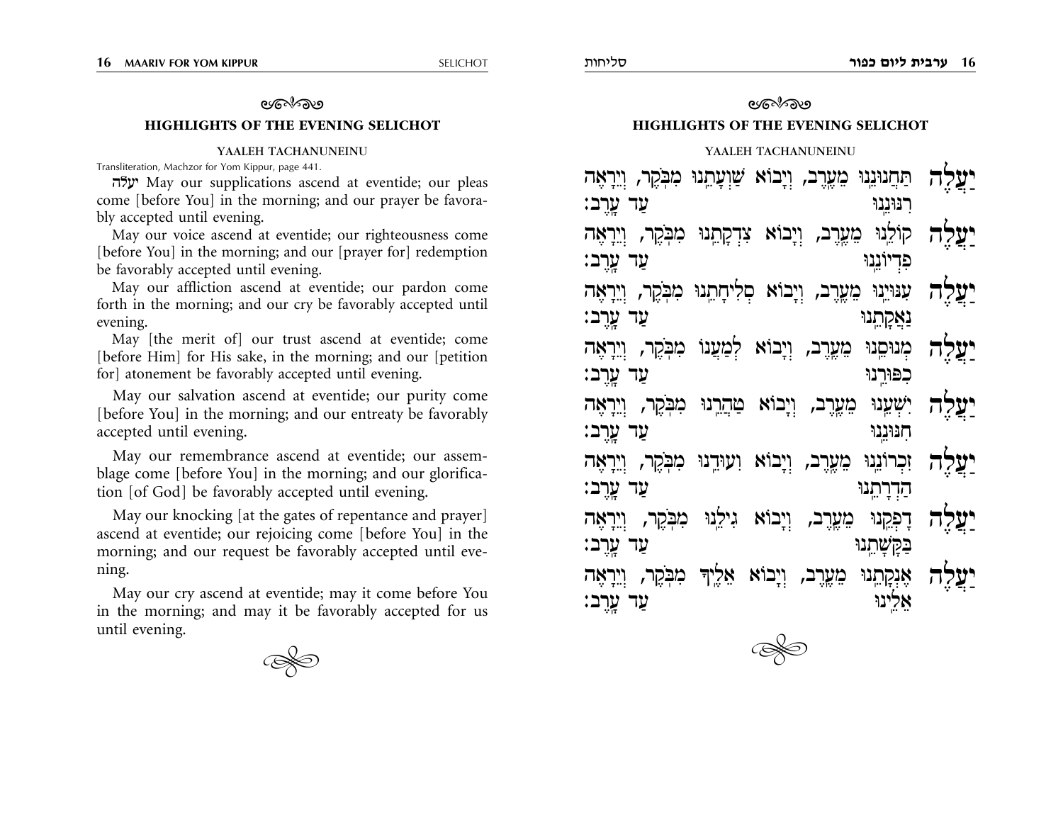## HIGHLIGHTS OF THE EVENING SELICHOT

### YAALEH TACHANUNEINU

Transliteration, Machzor for Yom Kippur, page 441.

יעלה May our supplications ascend at eventide; our pleas come [before You] in the morning; and our prayer be favorably accepted until evening.

May our voice ascend at eventide; our righteousness come [before You] in the morning; and our [prayer for] redemption be favorably accepted until evening.

May our affliction ascend at eventide; our pardon come forth in the morning; and our cry be favorably accepted until evening.

May [the merit of] our trust ascend at eventide; come [before Him] for His sake, in the morning; and our [petition for] atonement be favorably accepted until evening.

May our salvation ascend at eventide; our purity come [before You] in the morning; and our entreaty be favorably accepted until evening.

May our remembrance ascend at eventide; our assemblage come [before You] in the morning; and our glorification [of God] be favorably accepted until evening.

May our knocking [at the gates of repentance and prayer] ascend at eventide; our rejoicing come [before You] in the morning; and our request be favorably accepted until evening.

May our cry ascend at eventide; may it come before You in the morning; and may it be favorably accepted for us until evening.

## HIGHLIGHTS OF THE EVENING SELICHOT

### YAALEH TACHANUNEINU

יַעֲלֶה תַּחֲנוּנֵנוּ מֵעֶרֶב, וְיָבוֹא שַׁוְעָתֵנוּ מִבֹּקֶר, וְיֵרָאֶה רִנּוּנֵנוּ עַד עָרֶב:

יַעֲלֶה קוֹלֵנוּ מֵעֶרֶב, וְיָבוֹא צִדְקָתֵנוּ מִבֹּקֶר, וְיֵרָאֶה פִּדְיוֹנֵנוּ עַד עָרֶב:

יַעֲלֶה עִנּוּיֵנוּ מֵעֶרֶב, וְיָבוֹא סְלִיחָתֵנוּ מִבֹּקֶר, וְיֵרָאֶה נַאֲקָתֵנוּ עַד עָרֶב:

יַעֲלֶה מְנוּסֵנוּ מֵעֶרֶב, וְיָבוֹא לְמַעֲנוֹ מִבֹּקֶר, וְיֵרָאֶה כִּפּוּרֵנוּ עַד עָרֶב:

יַעֲלֶה יִשְׁעֵנוּ מֵעֶרֶב, וְיָבוֹא טַהֲרֵנוּ מִבֹּקֶר, וְיֵרָאֶה חִנּוּנֵנוּ עַד עָרֶב:

יַעֲלֶה זִכְרוֹנֵנוּ מֵעֶרֶב, וְיָבוֹא וְעוּדֵנוּ מִבֹּקֶר, וְיֵרָאֶה הַדְרָתֵנוּ עַד עָרֶב:

יַעֲלֶה דְּפָקֵנוּ מֵעֶרֶב, וְיָבוֹא גִּילֵנוּ מִבֹּקֶר, וְיֵרָאֶה בַּקָּשָׁתֵנוּ עַד עָרֶב:

יַעֲלֶה אֶנְקָתֵנוּ מֵעֶרֶב, וְיָבוֹא אֵלֶיךָ מִבֹּקֶר, וְיֵרָאֶה אֵלֵינוּ עַד עָרֶב: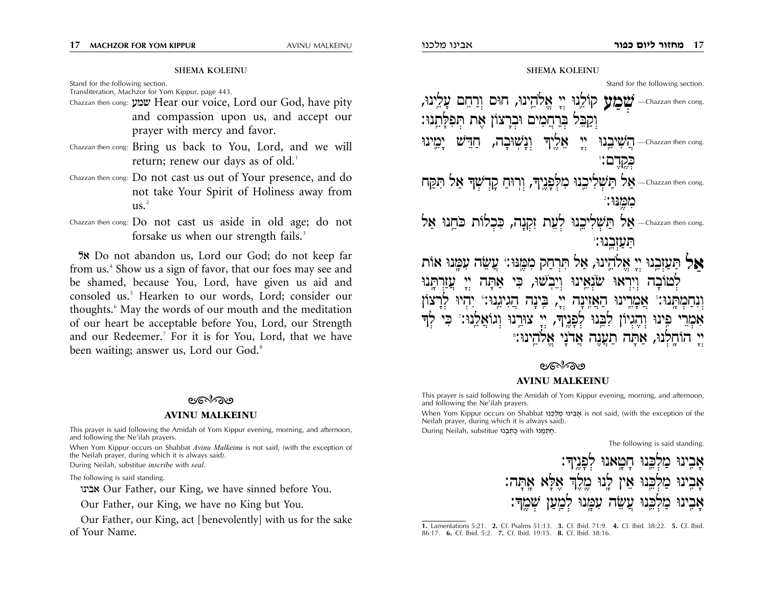## SHEMA KOLEINU

Stand for the following section.
Transliteration, Machzor for Yom Kippur, page 443.

Chazzan then cong: שמע Hear our voice, Lord our God, have pity and compassion upon us, and accept our prayer with mercy and favor.

Chazzan then cong: Bring us back to You, Lord, and we will return; renew our days as of old.[1]

Chazzan then cong: Do not cast us out of Your presence, and do not take Your Spirit of Holiness away from us.[2]

Chazzan then cong: Do not cast us aside in old age; do not forsake us when our strength fails.[3]

אל Do not abandon us, Lord our God; do not keep far from us.[4] Show us a sign of favor, that our foes may see and be shamed, because You, Lord, have given us aid and consoled us.[5] Hearken to our words, Lord; consider our thoughts.[6] May the words of our mouth and the meditation of our heart be acceptable before You, Lord, our Strength and our Redeemer.[7] For it is for You, Lord, that we have been waiting; answer us, Lord our God.[8]

## AVINU MALKEINU

This prayer is said following the Amidah of Yom Kippur evening, morning, and afternoon, and following the Ne'ilah prayers.

When Yom Kippur occurs on Shabbat *Avinu Malkeinu* is not said, (with the exception of the Neilah prayer, during which it is always said).

During Neilah, substitue *inscribe* with *seal*.

The following is said standing.

אבינו Our Father, our King, we have sinned before You.

Our Father, our King, we have no King but You.

Our Father, our King, act [benevolently] with us for the sake of Your Name.

## SHEMA KOLEINU

Stand for the following section.

—Chazzan then cong. שְׁמַע קוֹלֵנוּ יְיָ אֱלֹהֵינוּ, חוּס וְרַחֵם עָלֵינוּ, וְקַבֵּל בְּרַחֲמִים וּבְרָצוֹן אֶת תְּפִלָּתֵנוּ:

—Chazzan then cong. הֲשִׁיבֵנוּ יְיָ אֵלֶיךָ וְנָשׁוּבָה, חַדֵּשׁ יָמֵינוּ כְּקֶדֶם:[1]

—Chazzan then cong. אַל תַּשְׁלִיכֵנוּ מִלְּפָנֶיךָ, וְרוּחַ קָדְשְׁךָ אַל תִּקַּח מִמֶּנּוּ:[2]

—Chazzan then cong. אַל תַּשְׁלִיכֵנוּ לְעֵת זִקְנָה, כִּכְלוֹת כֹּחֵנוּ אַל תַּעַזְבֵנוּ:[3]

אַל תַּעַזְבֵנוּ יְיָ אֱלֹהֵינוּ, אַל תִּרְחַק מִמֶּנּוּ:[4] עֲשֵׂה עִמָּנוּ אוֹת לְטוֹבָה וְיִרְאוּ שׂוֹנְאֵינוּ וְיֵבֹשׁוּ, כִּי אַתָּה יְיָ עֲזַרְתָּנוּ וְנִחַמְתָּנוּ:[5] אֲמָרֵינוּ הַאֲזִינָה יְיָ, בִּינָה הֲגִיגֵנוּ:[6] יִהְיוּ לְרָצוֹן אִמְרֵי פִינוּ וְהֶגְיוֹן לִבֵּנוּ לְפָנֶיךָ, יְיָ צוּרֵנוּ וְגוֹאֲלֵנוּ:[7] כִּי לְךָ יְיָ הוֹחָלְנוּ, אַתָּה תַעֲנֶה אֲדֹנָי אֱלֹהֵינוּ:[8]

## AVINU MALKEINU

This prayer is said following the Amidah of Yom Kippur evening, morning, and afternoon, and following the Ne'ilah prayers.

When Yom Kippur occurs on Shabbat אָבִינוּ מַלְכֵּנוּ is not said, (with the exception of the Neilah prayer, during which it is always said).

During Neilah, substitue כָּתְבֵנוּ with חָתְמֵנוּ.

The following is said standing.

אָבִינוּ מַלְכֵּנוּ חָטָאנוּ לְפָנֶיךָ:

אָבִינוּ מַלְכֵּנוּ אֵין לָנוּ מֶלֶךְ אֶלָּא אָתָּה:

אָבִינוּ מַלְכֵּנוּ עֲשֵׂה עִמָּנוּ לְמַעַן שְׁמֶךָ:

---

1. Lamentations 5:21. 2. Cf. Psalms 51:13. 3. Cf. Ibid. 71:9. 4. Cf. Ibid. 38:22. 5. Cf. Ibid. 86:17. 6. Cf. Ibid. 5:2. 7. Cf. Ibid. 19:15. 8. Cf. Ibid. 38:16.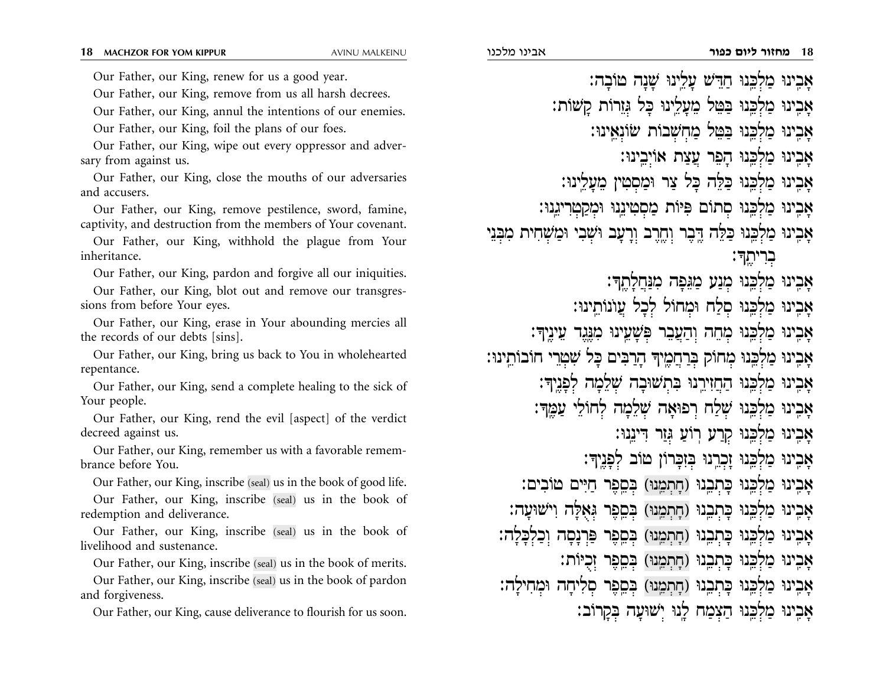Our Father, our King, renew for us a good year.

Our Father, our King, remove from us all harsh decrees.

Our Father, our King, annul the intentions of our enemies.

Our Father, our King, foil the plans of our foes.

Our Father, our King, wipe out every oppressor and adversary from against us.

Our Father, our King, close the mouths of our adversaries and accusers.

Our Father, our King, remove pestilence, sword, famine, captivity, and destruction from the members of Your covenant.

Our Father, our King, withhold the plague from Your inheritance.

Our Father, our King, pardon and forgive all our iniquities.

Our Father, our King, blot out and remove our transgressions from before Your eyes.

Our Father, our King, erase in Your abounding mercies all the records of our debts [sins].

Our Father, our King, bring us back to You in wholehearted repentance.

Our Father, our King, send a complete healing to the sick of Your people.

Our Father, our King, rend the evil [aspect] of the verdict decreed against us.

Our Father, our King, remember us with a favorable remembrance before You.

Our Father, our King, inscribe (seal) us in the book of good life.

Our Father, our King, inscribe (seal) us in the book of redemption and deliverance.

Our Father, our King, inscribe (seal) us in the book of livelihood and sustenance.

Our Father, our King, inscribe (seal) us in the book of merits.

Our Father, our King, inscribe (seal) us in the book of pardon and forgiveness.

Our Father, our King, cause deliverance to flourish for us soon.

אָבִינוּ מַלְכֵּנוּ חַדֵּשׁ עָלֵינוּ שָׁנָה טוֹבָה:

אָבִינוּ מַלְכֵּנוּ בַּטֵּל מֵעָלֵינוּ כָּל גְּזֵרוֹת קָשׁוֹת:

אָבִינוּ מַלְכֵּנוּ בַּטֵּל מַחְשְׁבוֹת שׂוֹנְאֵינוּ:

אָבִינוּ מַלְכֵּנוּ הָפֵר עֲצַת אוֹיְבֵינוּ:

אָבִינוּ מַלְכֵּנוּ כַּלֵּה כָּל צַר וּמַסְטִין מֵעָלֵינוּ:

אָבִינוּ מַלְכֵּנוּ סְתוֹם פִּיּוֹת מַסְטִינֵנוּ וּמְקַטְרִיגֵנוּ:

אָבִינוּ מַלְכֵּנוּ כַּלֵּה דֶּבֶר וְחֶרֶב וְרָעָב וּשְׁבִי וּמַשְׁחִית מִבְּנֵי בְרִיתֶךָ:

אָבִינוּ מַלְכֵּנוּ מְנַע מַגֵּפָה מִנַּחֲלָתֶךָ:

אָבִינוּ מַלְכֵּנוּ סְלַח וּמְחוֹל לְכָל עֲוֹנוֹתֵינוּ:

אָבִינוּ מַלְכֵּנוּ מְחֵה וְהַעֲבֵר פְּשָׁעֵינוּ מִנֶּגֶד עֵינֶיךָ:

אָבִינוּ מַלְכֵּנוּ מְחוֹק בְּרַחֲמֶיךָ הָרַבִּים כָּל שִׁטְרֵי חוֹבוֹתֵינוּ:

אָבִינוּ מַלְכֵּנוּ הַחֲזִירֵנוּ בִּתְשׁוּבָה שְׁלֵמָה לְפָנֶיךָ:

אָבִינוּ מַלְכֵּנוּ שְׁלַח רְפוּאָה שְׁלֵמָה לְחוֹלֵי עַמֶּךָ:

אָבִינוּ מַלְכֵּנוּ קְרַע רוֹעַ גְּזַר דִּינֵנוּ:

אָבִינוּ מַלְכֵּנוּ זָכְרֵנוּ בְּזִכָּרוֹן טוֹב לְפָנֶיךָ:

אָבִינוּ מַלְכֵּנוּ כָּתְבֵנוּ (חָתְמֵנוּ) בְּסֵפֶר חַיִּים טוֹבִים:

אָבִינוּ מַלְכֵּנוּ כָּתְבֵנוּ (חָתְמֵנוּ) בְּסֵפֶר גְּאֻלָּה וִישׁוּעָה:

אָבִינוּ מַלְכֵּנוּ כָּתְבֵנוּ (חָתְמֵנוּ) בְּסֵפֶר פַּרְנָסָה וְכַלְכָּלָה:

אָבִינוּ מַלְכֵּנוּ כָּתְבֵנוּ (חָתְמֵנוּ) בְּסֵפֶר זְכֻיּוֹת:

אָבִינוּ מַלְכֵּנוּ כָּתְבֵנוּ (חָתְמֵנוּ) בְּסֵפֶר סְלִיחָה וּמְחִילָה:

אָבִינוּ מַלְכֵּנוּ הַצְמַח לָנוּ יְשׁוּעָה בְּקָרוֹב: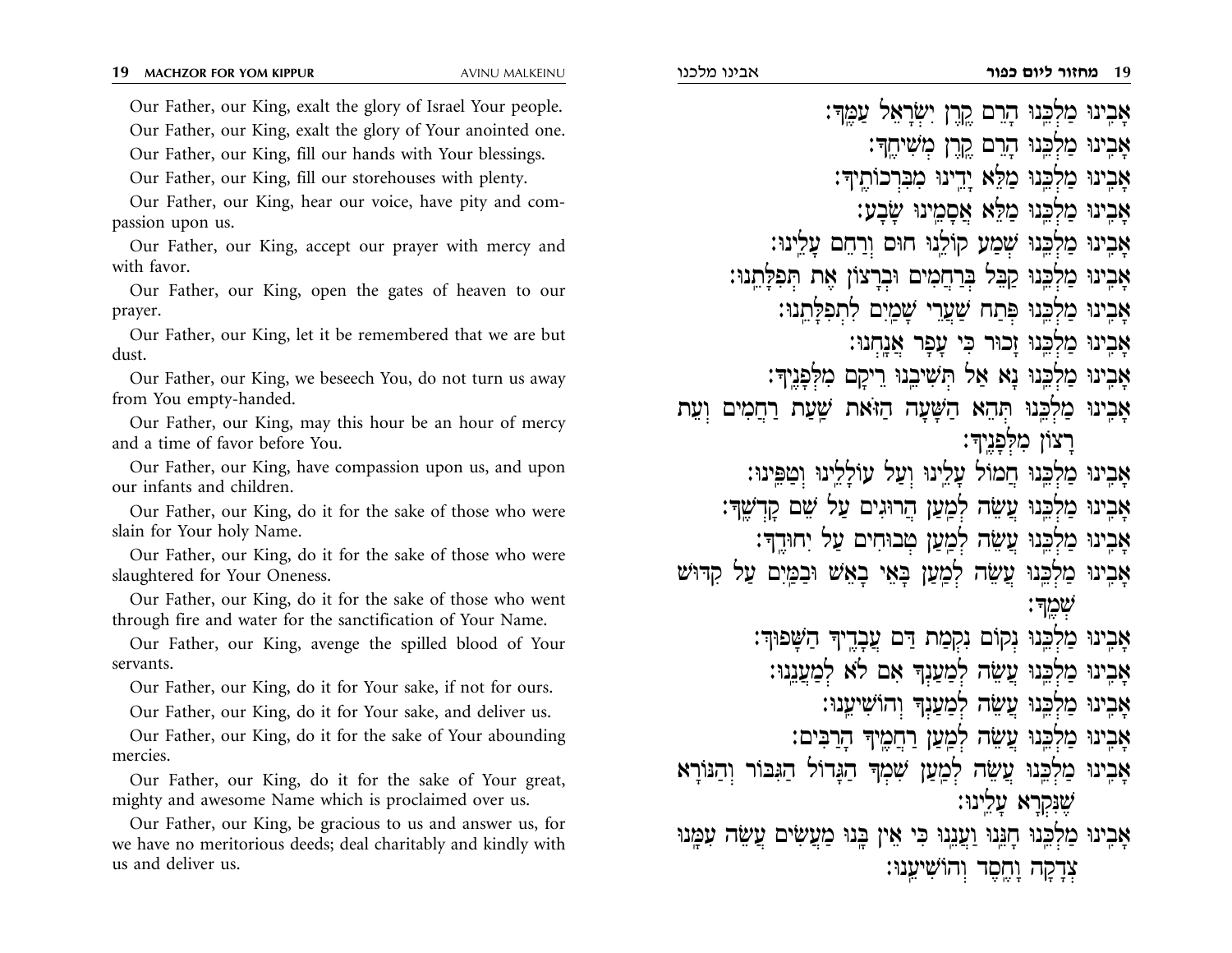Our Father, our King, exalt the glory of Israel Your people.

Our Father, our King, exalt the glory of Your anointed one.

Our Father, our King, fill our hands with Your blessings.

Our Father, our King, fill our storehouses with plenty.

Our Father, our King, hear our voice, have pity and compassion upon us.

Our Father, our King, accept our prayer with mercy and with favor.

Our Father, our King, open the gates of heaven to our prayer.

Our Father, our King, let it be remembered that we are but dust.

Our Father, our King, we beseech You, do not turn us away from You empty-handed.

Our Father, our King, may this hour be an hour of mercy and a time of favor before You.

Our Father, our King, have compassion upon us, and upon our infants and children.

Our Father, our King, do it for the sake of those who were slain for Your holy Name.

Our Father, our King, do it for the sake of those who were slaughtered for Your Oneness.

Our Father, our King, do it for the sake of those who went through fire and water for the sanctification of Your Name.

Our Father, our King, avenge the spilled blood of Your servants.

Our Father, our King, do it for Your sake, if not for ours.

Our Father, our King, do it for Your sake, and deliver us.

Our Father, our King, do it for the sake of Your abounding mercies.

Our Father, our King, do it for the sake of Your great, mighty and awesome Name which is proclaimed over us.

Our Father, our King, be gracious to us and answer us, for we have no meritorious deeds; deal charitably and kindly with us and deliver us.

אָבִינוּ מַלְכֵּנוּ הָרֵם קֶרֶן יִשְׂרָאֵל עַמֶּךָ:

אָבִינוּ מַלְכֵּנוּ הָרֵם קֶרֶן מְשִׁיחֶךָ:

אָבִינוּ מַלְכֵּנוּ מַלֵּא יָדֵינוּ מִבִּרְכוֹתֶיךָ:

אָבִינוּ מַלְכֵּנוּ מַלֵּא אֲסָמֵינוּ שָׂבָע:

אָבִינוּ מַלְכֵּנוּ שְׁמַע קוֹלֵנוּ חוּס וְרַחֵם עָלֵינוּ:

אָבִינוּ מַלְכֵּנוּ קַבֵּל בְּרַחֲמִים וּבְרָצוֹן אֶת תְּפִלָּתֵנוּ:

אָבִינוּ מַלְכֵּנוּ פְּתַח שַׁעֲרֵי שָׁמַיִם לִתְפִלָּתֵנוּ:

אָבִינוּ מַלְכֵּנוּ זָכוּר כִּי עָפָר אֲנָחְנוּ:

אָבִינוּ מַלְכֵּנוּ נָא אַל תְּשִׁיבֵנוּ רֵיקָם מִלְּפָנֶיךָ:

אָבִינוּ מַלְכֵּנוּ תְּהֵא הַשָּׁעָה הַזֹּאת שְׁעַת רַחֲמִים וְעֵת רָצוֹן מִלְּפָנֶיךָ:

אָבִינוּ מַלְכֵּנוּ חֲמוֹל עָלֵינוּ וְעַל עוֹלָלֵינוּ וְטַפֵּנוּ:

אָבִינוּ מַלְכֵּנוּ עֲשֵׂה לְמַעַן הֲרוּגִים עַל שֵׁם קָדְשֶׁךָ:

אָבִינוּ מַלְכֵּנוּ עֲשֵׂה לְמַעַן טְבוּחִים עַל יִחוּדֶךָ:

אָבִינוּ מַלְכֵּנוּ עֲשֵׂה לְמַעַן בָּאֵי בָאֵשׁ וּבַמַּיִם עַל קִדּוּשׁ שְׁמֶךָ:

אָבִינוּ מַלְכֵּנוּ נְקוֹם נִקְמַת דַּם עֲבָדֶיךָ הַשָּׁפוּךְ:

אָבִינוּ מַלְכֵּנוּ עֲשֵׂה לְמַעַנְךָ אִם לֹא לְמַעֲנֵנוּ:

אָבִינוּ מַלְכֵּנוּ עֲשֵׂה לְמַעַנְךָ וְהוֹשִׁיעֵנוּ:

אָבִינוּ מַלְכֵּנוּ עֲשֵׂה לְמַעַן רַחֲמֶיךָ הָרַבִּים:

אָבִינוּ מַלְכֵּנוּ עֲשֵׂה לְמַעַן שִׁמְךָ הַגָּדוֹל הַגִּבּוֹר וְהַנּוֹרָא שֶׁנִּקְרָא עָלֵינוּ:

אָבִינוּ מַלְכֵּנוּ חָנֵּנוּ וַעֲנֵנוּ כִּי אֵין בָּנוּ מַעֲשִׂים עֲשֵׂה עִמָּנוּ צְדָקָה וָחֶסֶד וְהוֹשִׁיעֵנוּ: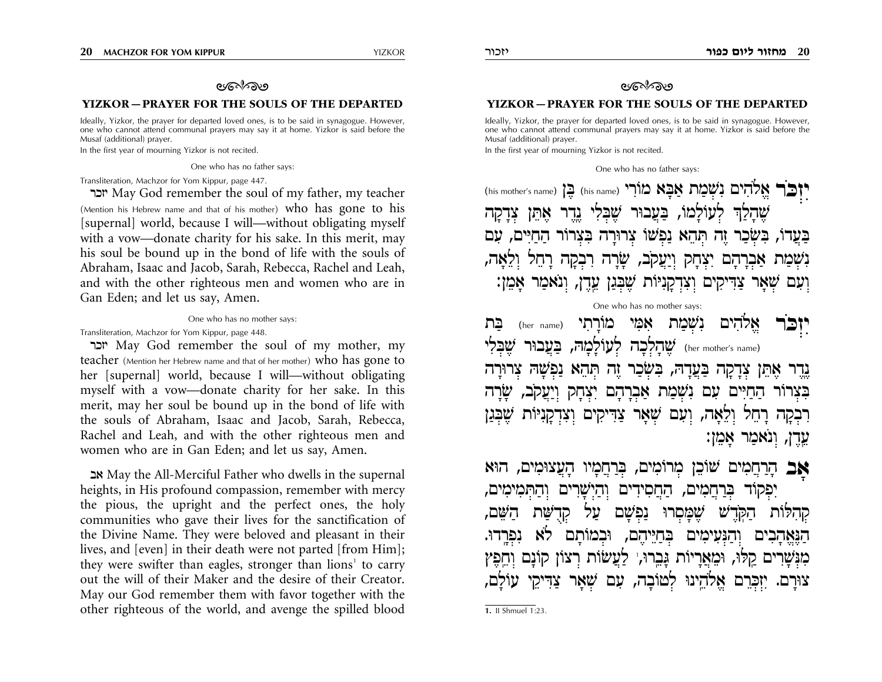## YIZKOR — PRAYER FOR THE SOULS OF THE DEPARTED

Ideally, Yizkor, the prayer for departed loved ones, is to be said in synagogue. However, one who cannot attend communal prayers may say it at home. Yizkor is said before the Musaf (additional) prayer.

In the first year of mourning Yizkor is not recited.

One who has no father says:

Transliteration, Machzor for Yom Kippur, page 447.

יזכר May God remember the soul of my father, my teacher (Mention his Hebrew name and that of his mother) who has gone to his [supernal] world, because I will—without obligating myself with a vow—donate charity for his sake. In this merit, may his soul be bound up in the bond of life with the souls of Abraham, Isaac and Jacob, Sarah, Rebecca, Rachel and Leah, and with the other righteous men and women who are in Gan Eden; and let us say, Amen.

One who has no mother says:

Transliteration, Machzor for Yom Kippur, page 448.

יזכר May God remember the soul of my mother, my teacher (Mention her Hebrew name and that of her mother) who has gone to her [supernal] world, because I will—without obligating myself with a vow—donate charity for her sake. In this merit, may her soul be bound up in the bond of life with the souls of Abraham, Isaac and Jacob, Sarah, Rebecca, Rachel and Leah, and with the other righteous men and women who are in Gan Eden; and let us say, Amen.

אב May the All-Merciful Father who dwells in the supernal heights, in His profound compassion, remember with mercy the pious, the upright and the perfect ones, the holy communities who gave their lives for the sanctification of the Divine Name. They were beloved and pleasant in their lives, and [even] in their death were not parted [from Him]; they were swifter than eagles, stronger than lions[1] to carry out the will of their Maker and the desire of their Creator. May our God remember them with favor together with the other righteous of the world, and avenge the spilled blood

## YIZKOR — PRAYER FOR THE SOULS OF THE DEPARTED

Ideally, Yizkor, the prayer for departed loved ones, is to be said in synagogue. However, one who cannot attend communal prayers may say it at home. Yizkor is said before the Musaf (additional) prayer.

In the first year of mourning Yizkor is not recited.

One who has no father says:

**יִזְכֹּר** אֱלֹהִים נִשְׁמַת אַבָּא מוֹרִי (his name) בֶּן (his mother's name) שֶׁהָלַךְ לְעוֹלָמוֹ, בַּעֲבוּר שֶׁבְּלִי נֶדֶר אֶתֵּן צְדָקָה בַּעֲדוֹ, בִּשְׂכַר זֶה תְּהֵא נַפְשׁוֹ צְרוּרָה בִּצְרוֹר הַחַיִּים, עִם נִשְׁמַת אַבְרָהָם יִצְחָק וְיַעֲקֹב, שָׂרָה רִבְקָה רָחֵל וְלֵאָה, וְעִם שְׁאָר צַדִּיקִים וְצִדְקָנִיּוֹת שֶׁבְּגַן עֵדֶן, וְנֹאמַר אָמֵן:

One who has no mother says:

**יִזְכֹּר** אֱלֹהִים נִשְׁמַת אִמִּי מוֹרָתִי (her name) בַּת (her mother's name) שֶׁהָלְכָה לְעוֹלָמָהּ, בַּעֲבוּר שֶׁבְּלִי נֶדֶר אֶתֵּן צְדָקָה בַּעֲדָהּ, בִּשְׂכַר זֶה תְּהֵא נַפְשָׁהּ צְרוּרָה בִּצְרוֹר הַחַיִּים עִם נִשְׁמַת אַבְרָהָם יִצְחָק וְיַעֲקֹב, שָׂרָה רִבְקָה רָחֵל וְלֵאָה, וְעִם שְׁאָר צַדִּיקִים וְצִדְקָנִיּוֹת שֶׁבְּגַן עֵדֶן, וְנֹאמַר אָמֵן:

**אַב** הָרַחֲמִים שׁוֹכֵן מְרוֹמִים, בְּרַחֲמָיו הָעֲצוּמִים, הוּא יִפְקוֹד בְּרַחֲמִים, הַחֲסִידִים וְהַיְשָׁרִים וְהַתְּמִימִים, קְהִלּוֹת הַקֹּדֶשׁ שֶׁמָּסְרוּ נַפְשָׁם עַל קְדֻשַּׁת הַשֵּׁם, הַנֶּאֱהָבִים וְהַנְּעִימִים בְּחַיֵּיהֶם, וּבְמוֹתָם לֹא נִפְרָדוּ. מִנְּשָׁרִים קַלּוּ, וּמֵאֲרָיוֹת גָּבֵרוּ,[1] לַעֲשׂוֹת רְצוֹן קוֹנָם וְחֵפֶץ צוּרָם. יִזְכְּרֵם אֱלֹהֵינוּ לְטוֹבָה, עִם שְׁאָר צַדִּיקֵי עוֹלָם,

---

1. II Shmuel 1:23.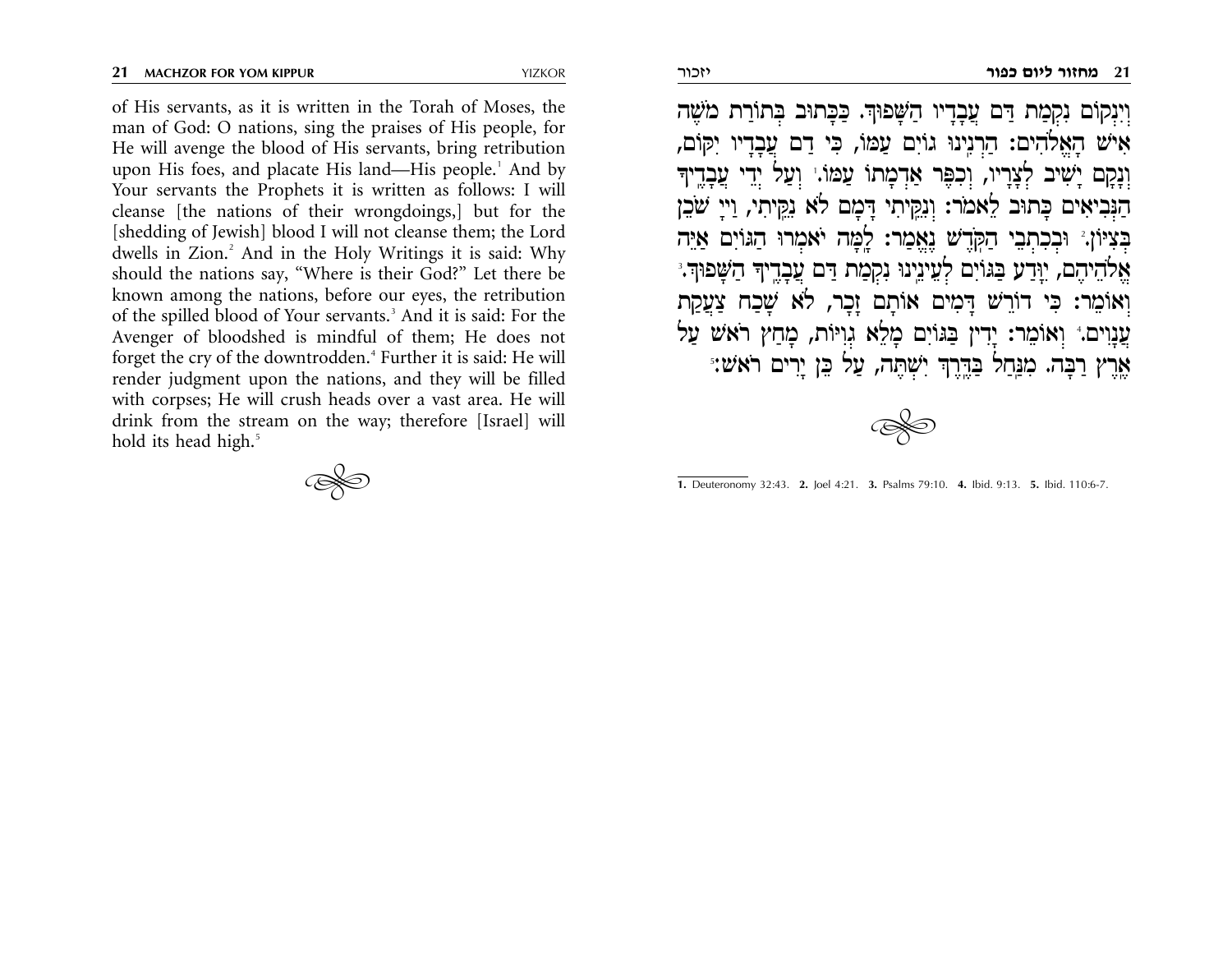of His servants, as it is written in the Torah of Moses, the man of God: O nations, sing the praises of His people, for He will avenge the blood of His servants, bring retribution upon His foes, and placate His land—His people.[1] And by Your servants the Prophets it is written as follows: I will cleanse [the nations of their wrongdoings,] but for the [shedding of Jewish] blood I will not cleanse them; the Lord dwells in Zion.[2] And in the Holy Writings it is said: Why should the nations say, "Where is their God?" Let there be known among the nations, before our eyes, the retribution of the spilled blood of Your servants.[3] And it is said: For the Avenger of bloodshed is mindful of them; He does not forget the cry of the downtrodden.[4] Further it is said: He will render judgment upon the nations, and they will be filled with corpses; He will crush heads over a vast area. He will drink from the stream on the way; therefore [Israel] will hold its head high.[5]

וְיִנְקוֹם נִקְמַת דַּם עֲבָדָיו הַשָּׁפוּךְ. כַּכָּתוּב בְּתוֹרַת מֹשֶׁה אִישׁ הָאֱלֹהִים: הַרְנִינוּ גוֹיִם עַמּוֹ, כִּי דַם עֲבָדָיו יִקּוֹם, וְנָקָם יָשִׁיב לְצָרָיו, וְכִפֶּר אַדְמָתוֹ עַמּוֹ.[1] וְעַל יְדֵי עֲבָדֶיךָ הַנְּבִיאִים כָּתוּב לֵאמֹר: וְנִקֵּיתִי דָּמָם לֹא נִקֵּיתִי, וַיְיָ שֹׁכֵן בְּצִיּוֹן.[2] וּבְכִתְבֵי הַקֹּדֶשׁ נֶאֱמַר: לָמָּה יֹאמְרוּ הַגּוֹיִם אַיֵּה אֱלֹהֵיהֶם, יִוָּדַע בַּגּוֹיִם לְעֵינֵינוּ נִקְמַת דַּם עֲבָדֶיךָ הַשָּׁפוּךְ.[3] וְאוֹמֵר: כִּי דוֹרֵשׁ דָּמִים אוֹתָם זָכָר, לֹא שָׁכַח צַעֲקַת עֲנָוִים.[4] וְאוֹמֵר: יָדִין בַּגּוֹיִם מָלֵא גְוִיּוֹת, מָחַץ רֹאשׁ עַל אֶרֶץ רַבָּה. מִנַּחַל בַּדֶּרֶךְ יִשְׁתֶּה, עַל כֵּן יָרִים רֹאשׁ:[5]

---

**1.** Deuteronomy 32:43. **2.** Joel 4:21. **3.** Psalms 79:10. **4.** Ibid. 9:13. **5.** Ibid. 110:6-7.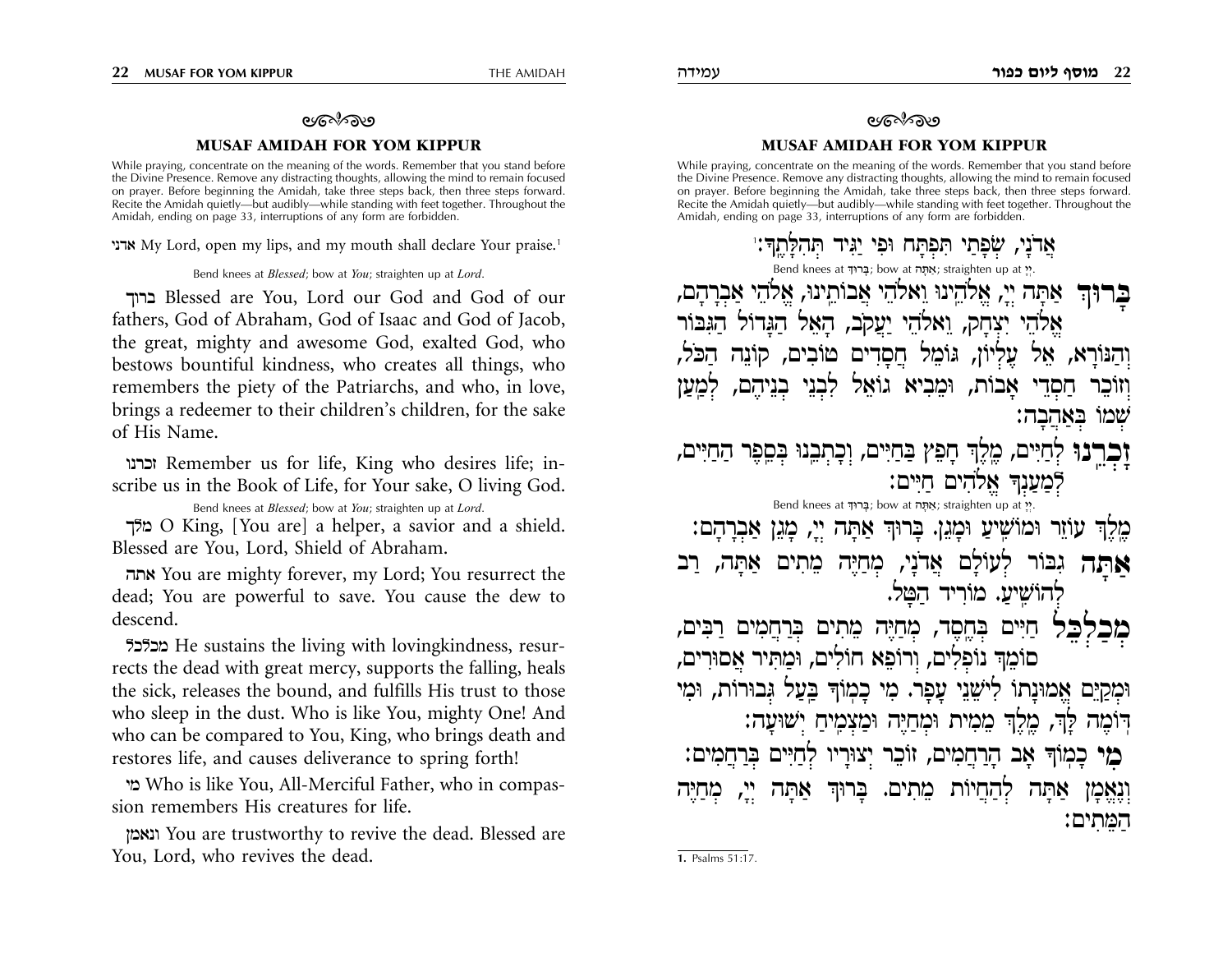## MUSAF AMIDAH FOR YOM KIPPUR

While praying, concentrate on the meaning of the words. Remember that you stand before the Divine Presence. Remove any distracting thoughts, allowing the mind to remain focused on prayer. Before beginning the Amidah, take three steps back, then three steps forward. Recite the Amidah quietly—but audibly—while standing with feet together. Throughout the Amidah, ending on page 33, interruptions of any form are forbidden.

אדני My Lord, open my lips, and my mouth shall declare Your praise.[1]

*Bend knees at Blessed; bow at You; straighten up at Lord.*

ברוך Blessed are You, Lord our God and God of our fathers, God of Abraham, God of Isaac and God of Jacob, the great, mighty and awesome God, exalted God, who bestows bountiful kindness, who creates all things, who remembers the piety of the Patriarchs, and who, in love, brings a redeemer to their children's children, for the sake of His Name.

זכרנו Remember us for life, King who desires life; inscribe us in the Book of Life, for Your sake, O living God.

*Bend knees at Blessed; bow at You; straighten up at Lord.*

מלך O King, [You are] a helper, a savior and a shield. Blessed are You, Lord, Shield of Abraham.

אתה You are mighty forever, my Lord; You resurrect the dead; You are powerful to save. You cause the dew to descend.

מכלכל He sustains the living with lovingkindness, resurrects the dead with great mercy, supports the falling, heals the sick, releases the bound, and fulfills His trust to those who sleep in the dust. Who is like You, mighty One! And who can be compared to You, King, who brings death and restores life, and causes deliverance to spring forth!

מי Who is like You, All-Merciful Father, who in compassion remembers His creatures for life.

ונאמן You are trustworthy to revive the dead. Blessed are You, Lord, who revives the dead.

---

## MUSAF AMIDAH FOR YOM KIPPUR

While praying, concentrate on the meaning of the words. Remember that you stand before the Divine Presence. Remove any distracting thoughts, allowing the mind to remain focused on prayer. Before beginning the Amidah, take three steps back, then three steps forward. Recite the Amidah quietly—but audibly—while standing with feet together. Throughout the Amidah, ending on page 33, interruptions of any form are forbidden.

אֲדֹנָי, שְׂפָתַי תִּפְתָּח וּפִי יַגִּיד תְּהִלָּתֶךָ:[1]

*Bend knees at בָּרוּךְ; bow at אַתָּה; straighten up at יְיָ.*

**בָּרוּךְ** אַתָּה יְיָ, אֱלֹהֵינוּ וֵאלֹהֵי אֲבוֹתֵינוּ, אֱלֹהֵי אַבְרָהָם, אֱלֹהֵי יִצְחָק, וֵאלֹהֵי יַעֲקֹב, הָאֵל הַגָּדוֹל הַגִּבּוֹר וְהַנּוֹרָא, אֵל עֶלְיוֹן, גּוֹמֵל חֲסָדִים טוֹבִים, קוֹנֵה הַכֹּל, וְזוֹכֵר חַסְדֵי אָבוֹת, וּמֵבִיא גוֹאֵל לִבְנֵי בְנֵיהֶם, לְמַעַן שְׁמוֹ בְּאַהֲבָה:

**זָכְרֵנוּ** לְחַיִּים, מֶלֶךְ חָפֵץ בַּחַיִּים, וְכָתְבֵנוּ בְּסֵפֶר הַחַיִּים, לְמַעַנְךָ אֱלֹהִים חַיִּים:

*Bend knees at בָּרוּךְ; bow at אַתָּה; straighten up at יְיָ.*

מֶלֶךְ עוֹזֵר וּמוֹשִׁיעַ וּמָגֵן. בָּרוּךְ אַתָּה יְיָ, מָגֵן אַבְרָהָם:

**אַתָּה** גִּבּוֹר לְעוֹלָם אֲדֹנָי, מְחַיֶּה מֵתִים אַתָּה, רַב לְהוֹשִׁיעַ. מוֹרִיד הַטָּל.

**מְכַלְכֵּל** חַיִּים בְּחֶסֶד, מְחַיֵּה מֵתִים בְּרַחֲמִים רַבִּים, סוֹמֵךְ נוֹפְלִים, וְרוֹפֵא חוֹלִים, וּמַתִּיר אֲסוּרִים, וּמְקַיֵּם אֱמוּנָתוֹ לִישֵׁנֵי עָפָר. מִי כָמוֹךָ בַּעַל גְּבוּרוֹת, וּמִי דּוֹמֶה לָּךְ, מֶלֶךְ מֵמִית וּמְחַיֶּה וּמַצְמִיחַ יְשׁוּעָה:

**מִי** כָמוֹךָ אָב הָרַחֲמִים, זוֹכֵר יְצוּרָיו לְחַיִּים בְּרַחֲמִים:

וְנֶאֱמָן אַתָּה לְהַחֲיוֹת מֵתִים. בָּרוּךְ אַתָּה יְיָ, מְחַיֵּה הַמֵּתִים:

1. Psalms 51:17.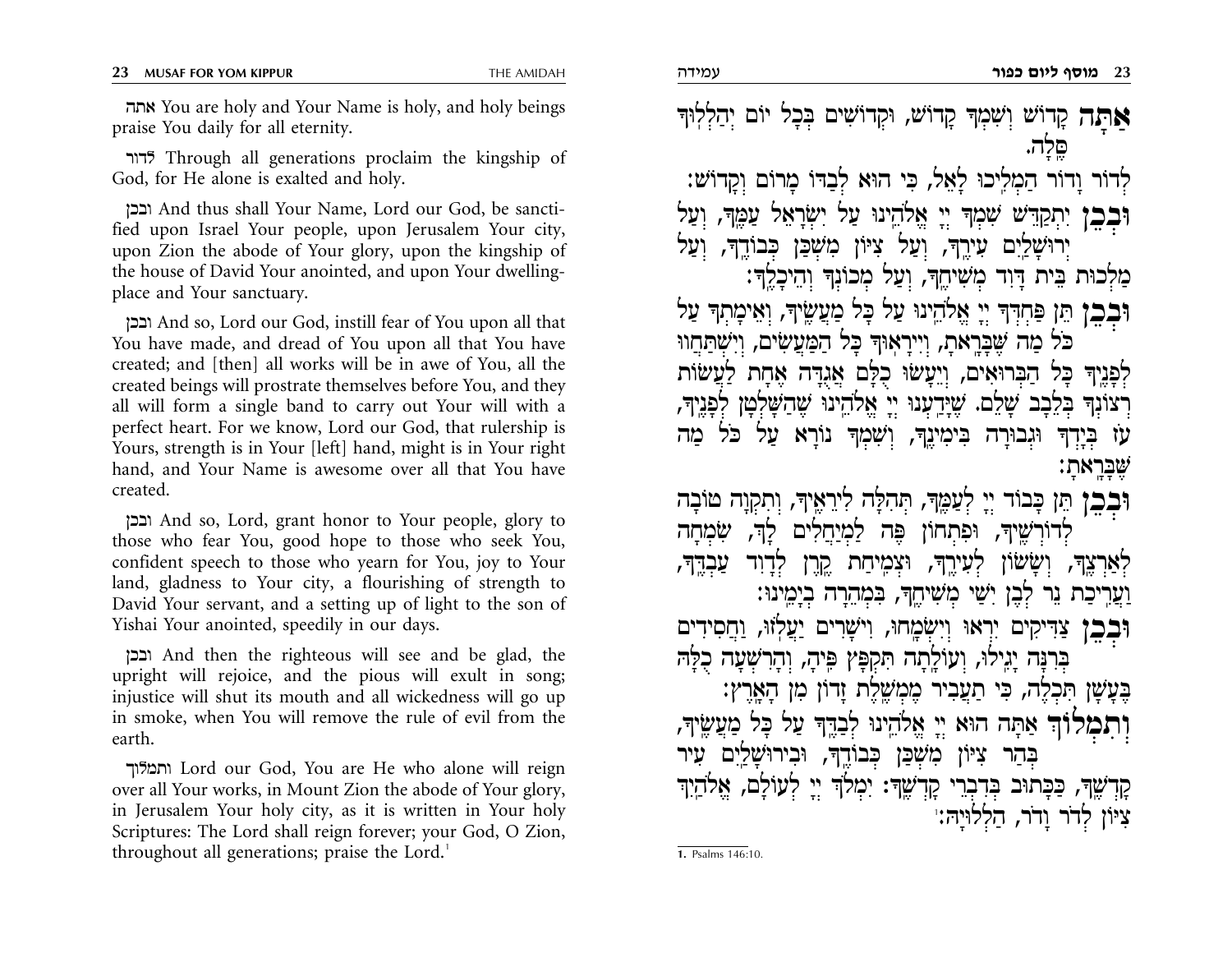אתה You are holy and Your Name is holy, and holy beings praise You daily for all eternity.

לדור Through all generations proclaim the kingship of God, for He alone is exalted and holy.

ובכן And thus shall Your Name, Lord our God, be sanctified upon Israel Your people, upon Jerusalem Your city, upon Zion the abode of Your glory, upon the kingship of the house of David Your anointed, and upon Your dwelling-place and Your sanctuary.

ובכן And so, Lord our God, instill fear of You upon all that You have made, and dread of You upon all that You have created; and [then] all works will be in awe of You, all the created beings will prostrate themselves before You, and they all will form a single band to carry out Your will with a perfect heart. For we know, Lord our God, that rulership is Yours, strength is in Your [left] hand, might is in Your right hand, and Your Name is awesome over all that You have created.

ובכן And so, Lord, grant honor to Your people, glory to those who fear You, good hope to those who seek You, confident speech to those who yearn for You, joy to Your land, gladness to Your city, a flourishing of strength to David Your servant, and a setting up of light to the son of Yishai Your anointed, speedily in our days.

ובכן And then the righteous will see and be glad, the upright will rejoice, and the pious will exult in song; injustice will shut its mouth and all wickedness will go up in smoke, when You will remove the rule of evil from the earth.

ותמלוך Lord our God, You are He who alone will reign over all Your works, in Mount Zion the abode of Your glory, in Jerusalem Your holy city, as it is written in Your holy Scriptures: The Lord shall reign forever; your God, O Zion, throughout all generations; praise the Lord.[1]

**אַתָּה** קָדוֹשׁ וְשִׁמְךָ קָדוֹשׁ, וּקְדוֹשִׁים בְּכָל יוֹם יְהַלְלוּךָ סֶּלָה.

לְדוֹר וָדוֹר הַמְלִיכוּ לָאֵל, כִּי הוּא לְבַדּוֹ מָרוֹם וְקָדוֹשׁ:

**וּבְכֵן** יִתְקַדַּשׁ שִׁמְךָ יְיָ אֱלֹהֵינוּ עַל יִשְׂרָאֵל עַמֶּךָ, וְעַל יְרוּשָׁלַיִם עִירֶךָ, וְעַל צִיּוֹן מִשְׁכַּן כְּבוֹדֶךָ, וְעַל מַלְכוּת בֵּית דָּוִד מְשִׁיחֶךָ, וְעַל מְכוֹנְךָ וְהֵיכָלֶךָ:

**וּבְכֵן** תֵּן פַּחְדְּךָ יְיָ אֱלֹהֵינוּ עַל כָּל מַעֲשֶׂיךָ, וְאֵימָתְךָ עַל כֹּל מַה שֶּׁבָּרָאתָ, וְיִירָאוּךָ כָּל הַמַּעֲשִׂים, וְיִשְׁתַּחֲווּ לְפָנֶיךָ כָּל הַבְּרוּאִים, וְיֵעָשׂוּ כֻלָּם אֲגֻדָּה אֶחָת לַעֲשׂוֹת רְצוֹנְךָ בְּלֵבָב שָׁלֵם. שֶׁיָּדַעְנוּ יְיָ אֱלֹהֵינוּ שֶׁהַשָּׁלְטָן לְפָנֶיךָ, עֹז בְּיָדְךָ וּגְבוּרָה בִּימִינֶךָ, וְשִׁמְךָ נוֹרָא עַל כֹּל מַה שֶּׁבָּרָאתָ:

**וּבְכֵן** תֵּן כָּבוֹד יְיָ לְעַמֶּךָ, תְּהִלָּה לִירֵאֶיךָ, וְתִקְוָה טוֹבָה לְדוֹרְשֶׁיךָ, וּפִתְחוֹן פֶּה לַמְיַחֲלִים לָךְ, שִׂמְחָה לְאַרְצֶךָ, וְשָׂשׂוֹן לְעִירֶךָ, וּצְמִיחַת קֶרֶן לְדָוִד עַבְדֶּךָ, וַעֲרִיכַת נֵר לְבֶן יִשַׁי מְשִׁיחֶךָ, בִּמְהֵרָה בְיָמֵינוּ:

**וּבְכֵן** צַדִּיקִים יִרְאוּ וְיִשְׂמָחוּ, וִישָׁרִים יַעֲלֹזוּ, וַחֲסִידִים בְּרִנָּה יָגִילוּ, וְעוֹלָתָה תִּקְפָּץ פִּיהָ, וְהָרִשְׁעָה כֻלָּהּ כְּעָשָׁן תִּכְלֶה, כִּי תַעֲבִיר מֶמְשֶׁלֶת זָדוֹן מִן הָאָרֶץ:

**וְתִמְלוֹךְ** אַתָּה הוּא יְיָ אֱלֹהֵינוּ לְבַדֶּךָ עַל כָּל מַעֲשֶׂיךָ, בְּהַר צִיּוֹן מִשְׁכַּן כְּבוֹדֶךָ, וּבִירוּשָׁלַיִם עִיר קָדְשֶׁךָ, כַּכָּתוּב בְּדִבְרֵי קָדְשֶׁךָ: יִמְלֹךְ יְיָ לְעוֹלָם, אֱלֹהַיִךְ צִיּוֹן לְדֹר וָדֹר, הַלְלוּיָהּ:

1. Psalms 146:10.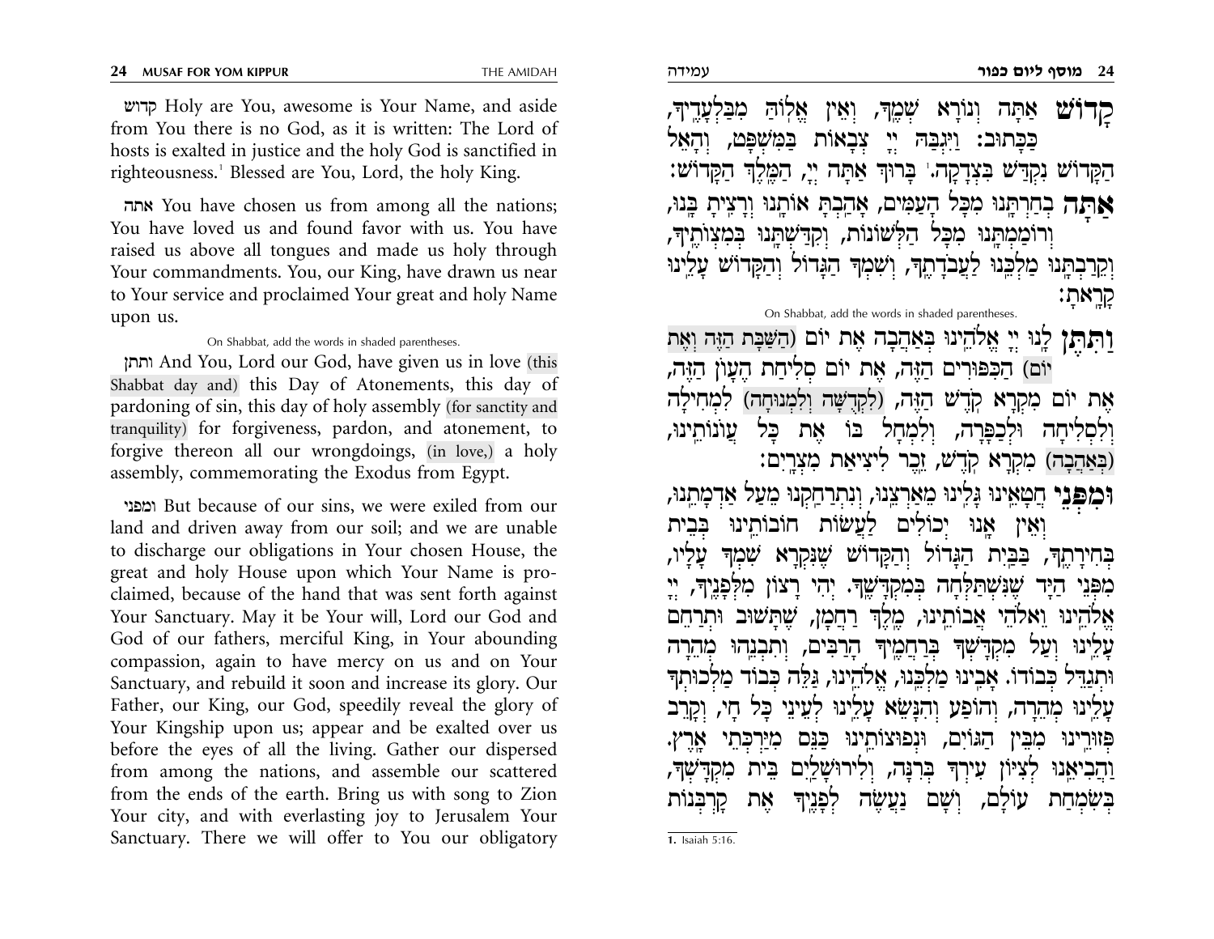קדוש Holy are You, awesome is Your Name, and aside from You there is no God, as it is written: The Lord of hosts is exalted in justice and the holy God is sanctified in righteousness.[1] Blessed are You, Lord, the holy King.

אתה You have chosen us from among all the nations; You have loved us and found favor with us. You have raised us above all tongues and made us holy through Your commandments. You, our King, have drawn us near to Your service and proclaimed Your great and holy Name upon us.

On Shabbat, add the words in shaded parentheses.

ותתן And You, Lord our God, have given us in love (this Shabbat day and) this Day of Atonements, this day of pardoning of sin, this day of holy assembly (for sanctity and tranquility) for forgiveness, pardon, and atonement, to forgive thereon all our wrongdoings, (in love,) a holy assembly, commemorating the Exodus from Egypt.

ומפני But because of our sins, we were exiled from our land and driven away from our soil; and we are unable to discharge our obligations in Your chosen House, the great and holy House upon which Your Name is proclaimed, because of the hand that was sent forth against Your Sanctuary. May it be Your will, Lord our God and God of our fathers, merciful King, in Your abounding compassion, again to have mercy on us and on Your Sanctuary, and rebuild it soon and increase its glory. Our Father, our King, our God, speedily reveal the glory of Your Kingship upon us; appear and be exalted over us before the eyes of all the living. Gather our dispersed from among the nations, and assemble our scattered from the ends of the earth. Bring us with song to Zion Your city, and with everlasting joy to Jerusalem Your Sanctuary. There we will offer to You our obligatory

**קָדוֹשׁ** אַתָּה וְנוֹרָא שְׁמֶךָ, וְאֵין אֱלוֹהַּ מִבַּלְעָדֶיךָ, כַּכָּתוּב: וַיִּגְבַּהּ יְיָ צְבָאוֹת בַּמִּשְׁפָּט, וְהָאֵל הַקָּדוֹשׁ נִקְדַּשׁ בִּצְדָקָה.[1] בָּרוּךְ אַתָּה יְיָ, הַמֶּלֶךְ הַקָּדוֹשׁ:

**אַתָּה** בְחַרְתָּנוּ מִכָּל הָעַמִּים, אָהַבְתָּ אוֹתָנוּ וְרָצִיתָ בָּנוּ, וְרוֹמַמְתָּנוּ מִכָּל הַלְּשׁוֹנוֹת, וְקִדַּשְׁתָּנוּ בְּמִצְוֹתֶיךָ, וְקֵרַבְתָּנוּ מַלְכֵּנוּ לַעֲבוֹדָתֶךָ, וְשִׁמְךָ הַגָּדוֹל וְהַקָּדוֹשׁ עָלֵינוּ קָרָאתָ:

On Shabbat, add the words in shaded parentheses.

**וַתִּתֶּן** לָנוּ יְיָ אֱלֹהֵינוּ בְּאַהֲבָה אֶת יוֹם (הַשַּׁבָּת הַזֶּה וְאֶת יוֹם) הַכִּפּוּרִים הַזֶּה, אֶת יוֹם סְלִיחַת הֶעָוֹן הַזֶּה, אֶת יוֹם מִקְרָא קֹדֶשׁ הַזֶּה, (לִקְדֻשָּׁה וְלִמְנוּחָה) לִמְחִילָה וְלִסְלִיחָה וּלְכַפָּרָה, וְלִמְחָל בּוֹ אֶת כָּל עֲוֹנוֹתֵינוּ, (בְּאַהֲבָה) מִקְרָא קֹדֶשׁ, זֵכֶר לִיצִיאַת מִצְרָיִם:

**וּמִפְּנֵי** חֲטָאֵינוּ גָּלִינוּ מֵאַרְצֵנוּ, וְנִתְרַחַקְנוּ מֵעַל אַדְמָתֵנוּ, וְאֵין אָנוּ יְכוֹלִים לַעֲשׂוֹת חוֹבוֹתֵינוּ בְּבֵית בְּחִירָתֶךָ, בַּבַּיִת הַגָּדוֹל וְהַקָּדוֹשׁ שֶׁנִּקְרָא שִׁמְךָ עָלָיו, מִפְּנֵי הַיָּד שֶׁנִּשְׁתַּלְּחָה בְּמִקְדָּשֶׁךָ. יְהִי רָצוֹן מִלְּפָנֶיךָ, יְיָ אֱלֹהֵינוּ וֵאלֹהֵי אֲבוֹתֵינוּ, מֶלֶךְ רַחֲמָן, שֶׁתָּשׁוּב וּתְרַחֵם עָלֵינוּ וְעַל מִקְדָּשְׁךָ בְּרַחֲמֶיךָ הָרַבִּים, וְתִבְנֵהוּ מְהֵרָה וּתְגַדֵּל כְּבוֹדוֹ. אָבִינוּ מַלְכֵּנוּ, אֱלֹהֵינוּ, גַּלֵּה כְּבוֹד מַלְכוּתְךָ עָלֵינוּ מְהֵרָה, וְהוֹפַע וְהִנָּשֵׂא עָלֵינוּ לְעֵינֵי כָּל חָי, וְקָרֵב פְּזוּרֵינוּ מִבֵּין הַגּוֹיִם, וּנְפוּצוֹתֵינוּ כַּנֵּס מִיַּרְכְּתֵי אָרֶץ. וַהֲבִיאֵנוּ לְצִיּוֹן עִירְךָ בְּרִנָּה, וְלִירוּשָׁלַיִם בֵּית מִקְדָּשְׁךָ, בְּשִׂמְחַת עוֹלָם, וְשָׁם נַעֲשֶׂה לְפָנֶיךָ אֶת קָרְבְּנוֹת

1. Isaiah 5:16.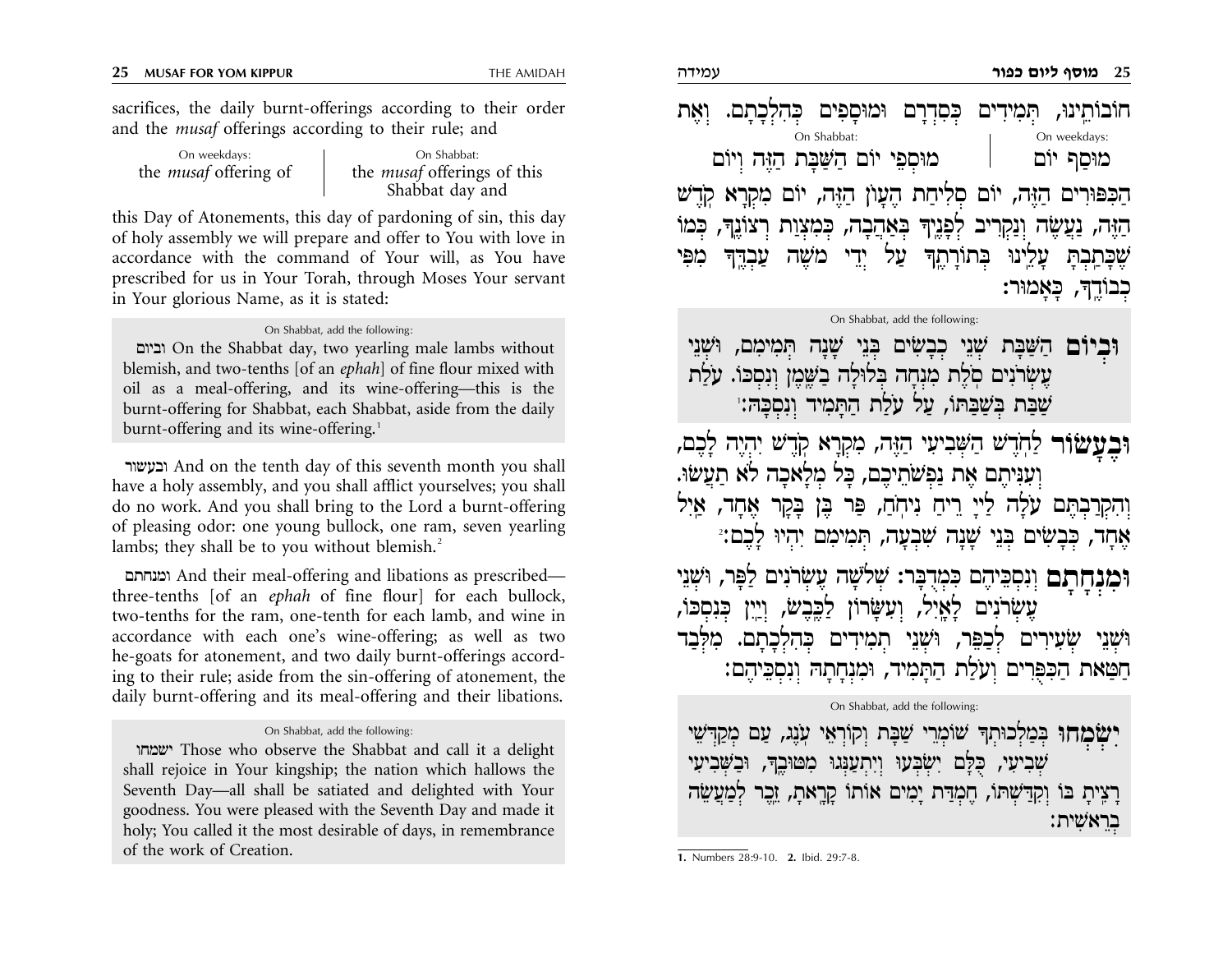sacrifices, the daily burnt-offerings according to their order and the *musaf* offerings according to their rule; and

| On weekdays: | On Shabbat: |
|---|---|
| the *musaf* offering of | the *musaf* offerings of this Shabbat day and |

this Day of Atonements, this day of pardoning of sin, this day of holy assembly we will prepare and offer to You with love in accordance with the command of Your will, as You have prescribed for us in Your Torah, through Moses Your servant in Your glorious Name, as it is stated:

On Shabbat, add the following:

וביום On the Shabbat day, two yearling male lambs without blemish, and two-tenths [of an *ephah*] of fine flour mixed with oil as a meal-offering, and its wine-offering—this is the burnt-offering for Shabbat, each Shabbat, aside from the daily burnt-offering and its wine-offering.[1]

ובעשור And on the tenth day of this seventh month you shall have a holy assembly, and you shall afflict yourselves; you shall do no work. And you shall bring to the Lord a burnt-offering of pleasing odor: one young bullock, one ram, seven yearling lambs; they shall be to you without blemish.[2]

ומנחתם And their meal-offering and libations as prescribed—three-tenths [of an *ephah* of fine flour] for each bullock, two-tenths for the ram, one-tenth for each lamb, and wine in accordance with each one's wine-offering; as well as two he-goats for atonement, and two daily burnt-offerings according to their rule; aside from the sin-offering of atonement, the daily burnt-offering and its meal-offering and their libations.

On Shabbat, add the following:

ישמחו Those who observe the Shabbat and call it a delight shall rejoice in Your kingship; the nation which hallows the Seventh Day—all shall be satiated and delighted with Your goodness. You were pleased with the Seventh Day and made it holy; You called it the most desirable of days, in remembrance of the work of Creation.

---

חוֹבוֹתֵינוּ, תְּמִידִים כְּסִדְרָם וּמוּסָפִים כְּהִלְכָתָם. וְאֶת

| On weekdays: | On Shabbat: |
|---|---|
| מוּסַף יוֹם | מוּסְפֵי יוֹם הַשַּׁבָּת הַזֶּה וְיוֹם |

הַכִּפּוּרִים הַזֶּה, יוֹם סְלִיחַת הֶעָוֹן הַזֶּה, יוֹם מִקְרָא קֹדֶשׁ הַזֶּה, נַעֲשֶׂה וְנַקְרִיב לְפָנֶיךָ בְּאַהֲבָה, כְּמִצְוַת רְצוֹנֶךָ, כְּמוֹ שֶׁכָּתַבְתָּ עָלֵינוּ בְּתוֹרָתֶךָ עַל יְדֵי מֹשֶׁה עַבְדֶּךָ מִפִּי כְבוֹדֶךָ, כָּאָמוּר:

On Shabbat, add the following:

**וּבְיוֹם** הַשַּׁבָּת שְׁנֵי כְבָשִׂים בְּנֵי שָׁנָה תְּמִימִם, וּשְׁנֵי עֶשְׂרֹנִים סֹלֶת מִנְחָה בְּלוּלָה בַשֶּׁמֶן וְנִסְכּוֹ. עֹלַת שַׁבַּת בְּשַׁבַּתּוֹ, עַל עֹלַת הַתָּמִיד וְנִסְכָּהּ:[1]

**וּבֶעָשׂוֹר** לַחֹדֶשׁ הַשְּׁבִיעִי הַזֶּה, מִקְרָא קֹדֶשׁ יִהְיֶה לָכֶם, וְעִנִּיתֶם אֶת נַפְשֹׁתֵיכֶם, כָּל מְלָאכָה לֹא תַעֲשׂוּ. וְהִקְרַבְתֶּם עֹלָה לַיְיָ רֵיחַ נִיחֹחַ, פַּר בֶּן בָּקָר אֶחָד, אַיִל אֶחָד, כְּבָשִׂים בְּנֵי שָׁנָה שִׁבְעָה, תְּמִימִם יִהְיוּ לָכֶם:[2]

**וּמִנְחָתָם** וְנִסְכֵּיהֶם כִּמְדֻבָּר: שְׁלֹשָׁה עֶשְׂרֹנִים לַפָּר, וּשְׁנֵי עֶשְׂרֹנִים לָאָיִל, וְעִשָּׂרוֹן לַכֶּבֶשׂ, וְיַיִן כְּנִסְכּוֹ, וּשְׁנֵי שְׂעִירִים לְכַפֵּר, וּשְׁנֵי תְמִידִים כְּהִלְכָתָם. מִלְּבַד חַטַּאת הַכִּפֻּרִים וְעֹלַת הַתָּמִיד, וּמִנְחָתָהּ וְנִסְכֵּיהֶם:

On Shabbat, add the following:

**יִשְׂמְחוּ** בְמַלְכוּתְךָ שׁוֹמְרֵי שַׁבָּת וְקוֹרְאֵי עֹנֶג, עַם מְקַדְּשֵׁי שְׁבִיעִי, כֻּלָּם יִשְׂבְּעוּ וְיִתְעַנְּגוּ מִטּוּבֶךָ, וּבַשְּׁבִיעִי רָצִיתָ בּוֹ וְקִדַּשְׁתּוֹ, חֶמְדַּת יָמִים אוֹתוֹ קָרָאתָ, זֵכֶר לְמַעֲשֵׂה בְרֵאשִׁית:

1. Numbers 28:9-10. 2. Ibid. 29:7-8.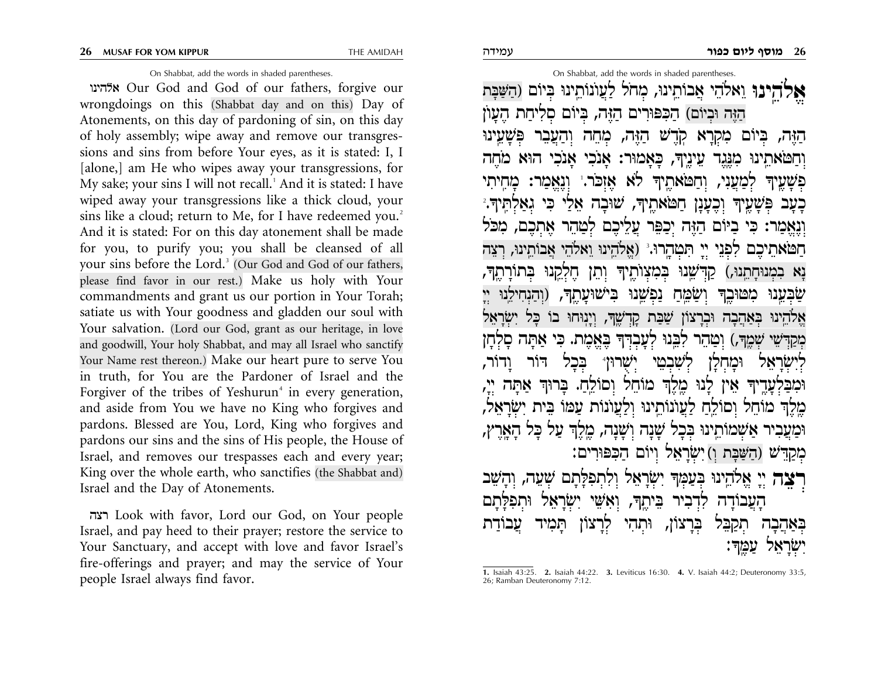On Shabbat, add the words in shaded parentheses.

אלהינו Our God and God of our fathers, forgive our wrongdoings on this (Shabbat day and on this) Day of Atonements, on this day of pardoning of sin, on this day of holy assembly; wipe away and remove our transgressions and sins from before Your eyes, as it is stated: I, I [alone,] am He who wipes away your transgressions, for My sake; your sins I will not recall.[1] And it is stated: I have wiped away your transgressions like a thick cloud, your sins like a cloud; return to Me, for I have redeemed you.[2] And it is stated: For on this day atonement shall be made for you, to purify you; you shall be cleansed of all your sins before the Lord.[3] (Our God and God of our fathers, please find favor in our rest.) Make us holy with Your commandments and grant us our portion in Your Torah; satiate us with Your goodness and gladden our soul with Your salvation. (Lord our God, grant as our heritage, in love and goodwill, Your holy Shabbat, and may all Israel who sanctify Your Name rest thereon.) Make our heart pure to serve You in truth, for You are the Pardoner of Israel and the Forgiver of the tribes of Yeshurun[4] in every generation, and aside from You we have no King who forgives and pardons. Blessed are You, Lord, King who forgives and pardons our sins and the sins of His people, the House of Israel, and removes our trespasses each and every year; King over the whole earth, who sanctifies (the Shabbat and) Israel and the Day of Atonements.

רצה Look with favor, Lord our God, on Your people Israel, and pay heed to their prayer; restore the service to Your Sanctuary, and accept with love and favor Israel's fire-offerings and prayer; and may the service of Your people Israel always find favor.

On Shabbat, add the words in shaded parentheses.

**אֱלֹהֵינוּ** וֵאלֹהֵי אֲבוֹתֵינוּ, מְחֹל לַעֲוֹנוֹתֵינוּ בְּיוֹם (הַשַּׁבָּת הַזֶּה וּבְיוֹם) הַכִּפּוּרִים הַזֶּה, בְּיוֹם סְלִיחַת הֶעָוֹן הַזֶּה, בְּיוֹם מִקְרָא קֹדֶשׁ הַזֶּה, מְחֵה וְהַעֲבֵר פְּשָׁעֵינוּ וְחַטֹּאתֵינוּ מִנֶּגֶד עֵינֶיךָ, כָּאָמוּר: אָנֹכִי אָנֹכִי הוּא מֹחֶה פְשָׁעֶיךָ לְמַעֲנִי, וְחַטֹּאתֶיךָ לֹא אֶזְכֹּר.[1] וְנֶאֱמַר: מָחִיתִי כָעָב פְּשָׁעֶיךָ וְכֶעָנָן חַטֹּאתֶיךָ, שׁוּבָה אֵלַי כִּי גְאַלְתִּיךָ.[2] וְנֶאֱמַר: כִּי בַיּוֹם הַזֶּה יְכַפֵּר עֲלֵיכֶם לְטַהֵר אֶתְכֶם, מִכֹּל חַטֹּאתֵיכֶם לִפְנֵי יְיָ תִּטְהָרוּ.[3] (אֱלֹהֵינוּ וֵאלֹהֵי אֲבוֹתֵינוּ, רְצֵה נָא בִמְנוּחָתֵנוּ,) קַדְּשֵׁנוּ בְּמִצְוֹתֶיךָ וְתֵן חֶלְקֵנוּ בְּתוֹרָתֶךָ, שַׂבְּעֵנוּ מִטּוּבֶךָ וְשַׂמֵּחַ נַפְשֵׁנוּ בִּישׁוּעָתֶךָ, (וְהַנְחִילֵנוּ יְיָ אֱלֹהֵינוּ בְּאַהֲבָה וּבְרָצוֹן שַׁבַּת קָדְשֶׁךָ, וְיָנוּחוּ בוֹ כָּל יִשְׂרָאֵל מְקַדְּשֵׁי שְׁמֶךָ,) וְטַהֵר לִבֵּנוּ לְעָבְדְּךָ בֶּאֱמֶת. כִּי אַתָּה סָלְחָן לְיִשְׂרָאֵל וּמָחֳלָן לְשִׁבְטֵי יְשֻׁרוּן[4] בְּכָל דּוֹר וָדוֹר, וּמִבַּלְעָדֶיךָ אֵין לָנוּ מֶלֶךְ מוֹחֵל וְסוֹלֵחַ. בָּרוּךְ אַתָּה יְיָ, מֶלֶךְ מוֹחֵל וְסוֹלֵחַ לַעֲוֹנוֹתֵינוּ וְלַעֲוֹנוֹת עַמּוֹ בֵּית יִשְׂרָאֵל, וּמַעֲבִיר אַשְׁמוֹתֵינוּ בְּכָל שָׁנָה וְשָׁנָה, מֶלֶךְ עַל כָּל הָאָרֶץ, מְקַדֵּשׁ (הַשַּׁבָּת וְ) יִשְׂרָאֵל וְיוֹם הַכִּפּוּרִים:

**רְצֵה** יְיָ אֱלֹהֵינוּ בְּעַמְּךָ יִשְׂרָאֵל וְלִתְפִלָּתָם שְׁעֵה, וְהָשֵׁב הָעֲבוֹדָה לִדְבִיר בֵּיתֶךָ, וְאִשֵּׁי יִשְׂרָאֵל וּתְפִלָּתָם בְּאַהֲבָה תְקַבֵּל בְּרָצוֹן, וּתְהִי לְרָצוֹן תָּמִיד עֲבוֹדַת יִשְׂרָאֵל עַמֶּךָ:

---

**1.** Isaiah 43:25. **2.** Isaiah 44:22. **3.** Leviticus 16:30. **4.** V. Isaiah 44:2; Deuteronomy 33:5, 26; Ramban Deuteronomy 7:12.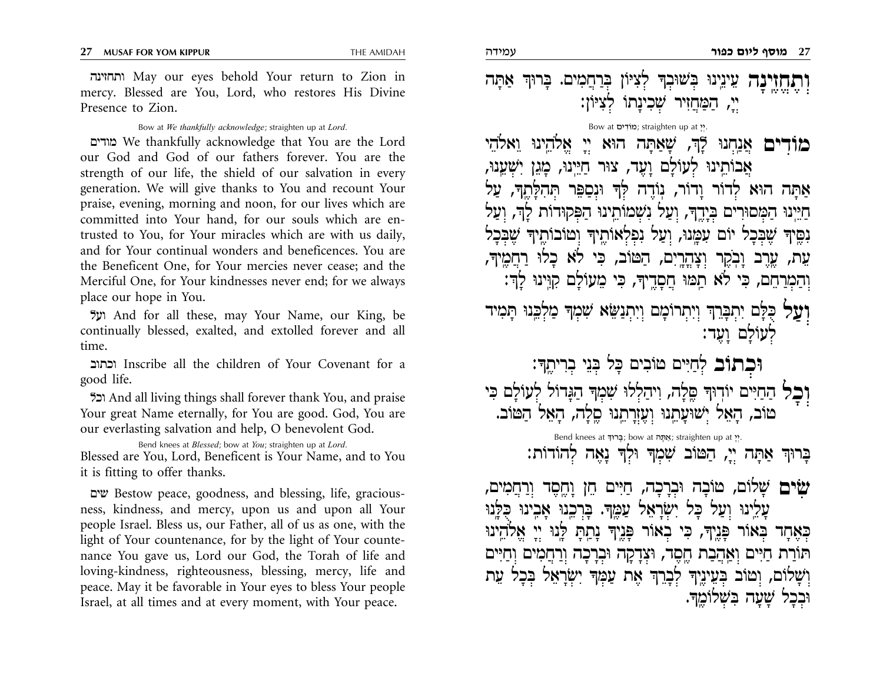ותחזינה May our eyes behold Your return to Zion in mercy. Blessed are You, Lord, who restores His Divine Presence to Zion.

Bow at *We thankfully acknowledge*; straighten up at *Lord*.

מודים We thankfully acknowledge that You are the Lord our God and God of our fathers forever. You are the strength of our life, the shield of our salvation in every generation. We will give thanks to You and recount Your praise, evening, morning and noon, for our lives which are committed into Your hand, for our souls which are entrusted to You, for Your miracles which are with us daily, and for Your continual wonders and beneficences. You are the Beneficent One, for Your mercies never cease; and the Merciful One, for Your kindnesses never end; for we always place our hope in You.

ועל And for all these, may Your Name, our King, be continually blessed, exalted, and extolled forever and all time.

וכתוב Inscribe all the children of Your Covenant for a good life.

וכל And all living things shall forever thank You, and praise Your great Name eternally, for You are good. God, You are our everlasting salvation and help, O benevolent God.

Bend knees at *Blessed*; bow at *You*; straighten up at *Lord*.

Blessed are You, Lord, Beneficent is Your Name, and to You it is fitting to offer thanks.

שים Bestow peace, goodness, and blessing, life, graciousness, kindness, and mercy, upon us and upon all Your people Israel. Bless us, our Father, all of us as one, with the light of Your countenance, for by the light of Your countenance You gave us, Lord our God, the Torah of life and loving-kindness, righteousness, blessing, mercy, life and peace. May it be favorable in Your eyes to bless Your people Israel, at all times and at every moment, with Your peace.

**וְתֶחֱזֶינָה** עֵינֵינוּ בְּשׁוּבְךָ לְצִיּוֹן בְּרַחֲמִים. בָּרוּךְ אַתָּה יְיָ, הַמַּחֲזִיר שְׁכִינָתוֹ לְצִיּוֹן:

Bow at מוֹדִים; straighten up at יְיָ.

**מוֹדִים** אֲנַחְנוּ לָךְ, שָׁאַתָּה הוּא יְיָ אֱלֹהֵינוּ וֵאלֹהֵי אֲבוֹתֵינוּ לְעוֹלָם וָעֶד, צוּר חַיֵּינוּ, מָגֵן יִשְׁעֵנוּ, אַתָּה הוּא לְדוֹר וָדוֹר, נוֹדֶה לְּךָ וּנְסַפֵּר תְּהִלָּתֶךָ, עַל חַיֵּינוּ הַמְּסוּרִים בְּיָדֶךָ, וְעַל נִשְׁמוֹתֵינוּ הַפְּקוּדוֹת לָךְ, וְעַל נִסֶּיךָ שֶׁבְּכָל יוֹם עִמָּנוּ, וְעַל נִפְלְאוֹתֶיךָ וְטוֹבוֹתֶיךָ שֶׁבְּכָל עֵת, עֶרֶב וָבֹקֶר וְצָהֳרָיִם, הַטּוֹב, כִּי לֹא כָלוּ רַחֲמֶיךָ, וְהַמְרַחֵם, כִּי לֹא תַמּוּ חֲסָדֶיךָ, כִּי מֵעוֹלָם קִוִּינוּ לָךְ:

**וְעַל** כֻּלָּם יִתְבָּרֵךְ וְיִתְרוֹמָם וְיִתְנַשֵּׂא שִׁמְךָ מַלְכֵּנוּ תָּמִיד לְעוֹלָם וָעֶד:

**וּכְתוֹב** לְחַיִּים טוֹבִים כָּל בְּנֵי בְרִיתֶךָ:

**וְכָל** הַחַיִּים יוֹדוּךָ סֶּלָה, וִיהַלְלוּ שִׁמְךָ הַגָּדוֹל לְעוֹלָם כִּי טוֹב, הָאֵל יְשׁוּעָתֵנוּ וְעֶזְרָתֵנוּ סֶלָה, הָאֵל הַטּוֹב.

Bend knees at בָּרוּךְ; bow at אַתָּה; straighten up at יְיָ.

בָּרוּךְ אַתָּה יְיָ, הַטּוֹב שִׁמְךָ וּלְךָ נָאֶה לְהוֹדוֹת:

**שִׂים** שָׁלוֹם, טוֹבָה וּבְרָכָה, חַיִּים חֵן וָחֶסֶד וְרַחֲמִים, עָלֵינוּ וְעַל כָּל יִשְׂרָאֵל עַמֶּךָ. בָּרְכֵנוּ אָבִינוּ כֻּלָּנוּ כְּאֶחָד בְּאוֹר פָּנֶיךָ, כִּי בְאוֹר פָּנֶיךָ נָתַתָּ לָּנוּ יְיָ אֱלֹהֵינוּ תּוֹרַת חַיִּים וְאַהֲבַת חֶסֶד, וּצְדָקָה וּבְרָכָה וְרַחֲמִים וְחַיִּים וְשָׁלוֹם, וְטוֹב בְּעֵינֶיךָ לְבָרֵךְ אֶת עַמְּךָ יִשְׂרָאֵל בְּכָל עֵת וּבְכָל שָׁעָה בִּשְׁלוֹמֶךָ.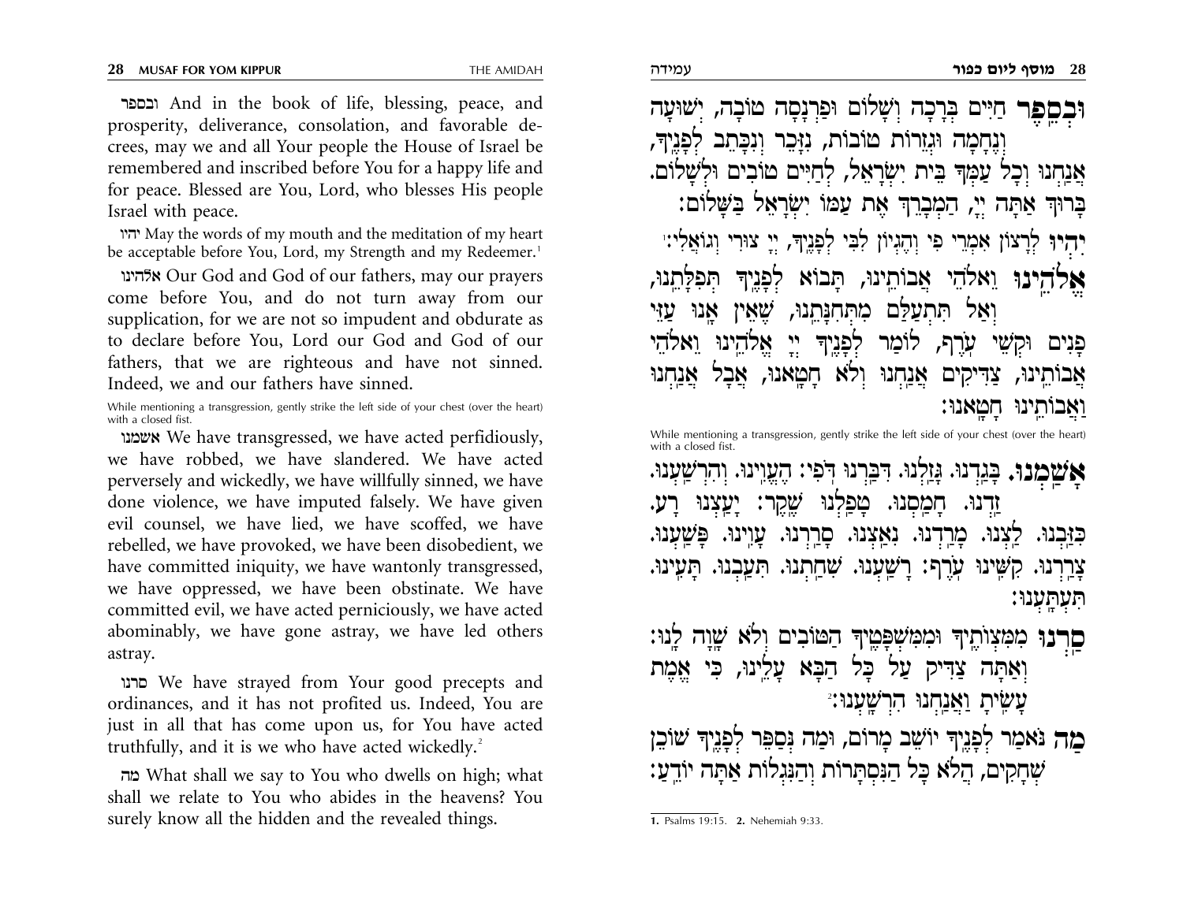וּבְסֵפֶר And in the book of life, blessing, peace, and prosperity, deliverance, consolation, and favorable decrees, may we and all Your people the House of Israel be remembered and inscribed before You for a happy life and for peace. Blessed are You, Lord, who blesses His people Israel with peace.

יהיו May the words of my mouth and the meditation of my heart be acceptable before You, Lord, my Strength and my Redeemer.[1]

אלהינו Our God and God of our fathers, may our prayers come before You, and do not turn away from our supplication, for we are not so impudent and obdurate as to declare before You, Lord our God and God of our fathers, that we are righteous and have not sinned. Indeed, we and our fathers have sinned.

While mentioning a transgression, gently strike the left side of your chest (over the heart) with a closed fist.

אשמנו We have transgressed, we have acted perfidiously, we have robbed, we have slandered. We have acted perversely and wickedly, we have willfully sinned, we have done violence, we have imputed falsely. We have given evil counsel, we have lied, we have scoffed, we have rebelled, we have provoked, we have been disobedient, we have committed iniquity, we have wantonly transgressed, we have oppressed, we have been obstinate. We have committed evil, we have acted perniciously, we have acted abominably, we have gone astray, we have led others astray.

סרנו We have strayed from Your good precepts and ordinances, and it has not profited us. Indeed, You are just in all that has come upon us, for You have acted truthfully, and it is we who have acted wickedly.[2]

מה What shall we say to You who dwells on high; what shall we relate to You who abides in the heavens? You surely know all the hidden and the revealed things.

וּבְסֵפֶר חַיִּים בְּרָכָה וְשָׁלוֹם וּפַרְנָסָה טוֹבָה, יְשׁוּעָה וְנֶחָמָה וּגְזֵרוֹת טוֹבוֹת, נִזָּכֵר וְנִכָּתֵב לְפָנֶיךָ, אֲנַחְנוּ וְכָל עַמְּךָ בֵּית יִשְׂרָאֵל, לְחַיִּים טוֹבִים וּלְשָׁלוֹם. בָּרוּךְ אַתָּה יְיָ, הַמְבָרֵךְ אֶת עַמּוֹ יִשְׂרָאֵל בַּשָּׁלוֹם:

יִהְיוּ לְרָצוֹן אִמְרֵי פִי וְהֶגְיוֹן לִבִּי לְפָנֶיךָ, יְיָ צוּרִי וְגוֹאֲלִי:[1]

אֱלֹהֵינוּ וֵאלֹהֵי אֲבוֹתֵינוּ, תָּבוֹא לְפָנֶיךָ תְּפִלָּתֵנוּ, וְאַל תִּתְעַלַּם מִתְּחִנָּתֵנוּ, שֶׁאֵין אָנוּ עַזֵּי פָנִים וּקְשֵׁי עֹרֶף, לוֹמַר לְפָנֶיךָ יְיָ אֱלֹהֵינוּ וֵאלֹהֵי אֲבוֹתֵינוּ, צַדִּיקִים אֲנַחְנוּ וְלֹא חָטָאנוּ, אֲבָל אֲנַחְנוּ וַאֲבוֹתֵינוּ חָטָאנוּ:

While mentioning a transgression, gently strike the left side of your chest (over the heart) with a closed fist.

אָשַׁמְנוּ. בָּגַדְנוּ. גָּזַלְנוּ. דִּבַּרְנוּ דֹפִי: הֶעֱוִינוּ. וְהִרְשַׁעְנוּ. זַדְנוּ. חָמַסְנוּ. טָפַלְנוּ שֶׁקֶר: יָעַצְנוּ רָע. כִּזַּבְנוּ. לַצְנוּ. מָרַדְנוּ. נִאַצְנוּ. סָרַרְנוּ. עָוִינוּ. פָּשַׁעְנוּ. צָרַרְנוּ. קִשִּׁינוּ עֹרֶף: רָשַׁעְנוּ. שִׁחַתְנוּ. תִּעַבְנוּ. תָּעִינוּ. תִּעְתָּעְנוּ:

סַרְנוּ מִמִּצְוֹתֶיךָ וּמִמִּשְׁפָּטֶיךָ הַטּוֹבִים וְלֹא שָׁוָה לָנוּ: וְאַתָּה צַדִּיק עַל כָּל הַבָּא עָלֵינוּ, כִּי אֱמֶת עָשִׂיתָ וַאֲנַחְנוּ הִרְשָׁעְנוּ:[2]

מַה נֹּאמַר לְפָנֶיךָ יוֹשֵׁב מָרוֹם, וּמַה נְּסַפֵּר לְפָנֶיךָ שׁוֹכֵן שְׁחָקִים, הֲלֹא כָּל הַנִּסְתָּרוֹת וְהַנִּגְלוֹת אַתָּה יוֹדֵעַ:

1. Psalms 19:15. 2. Nehemiah 9:33.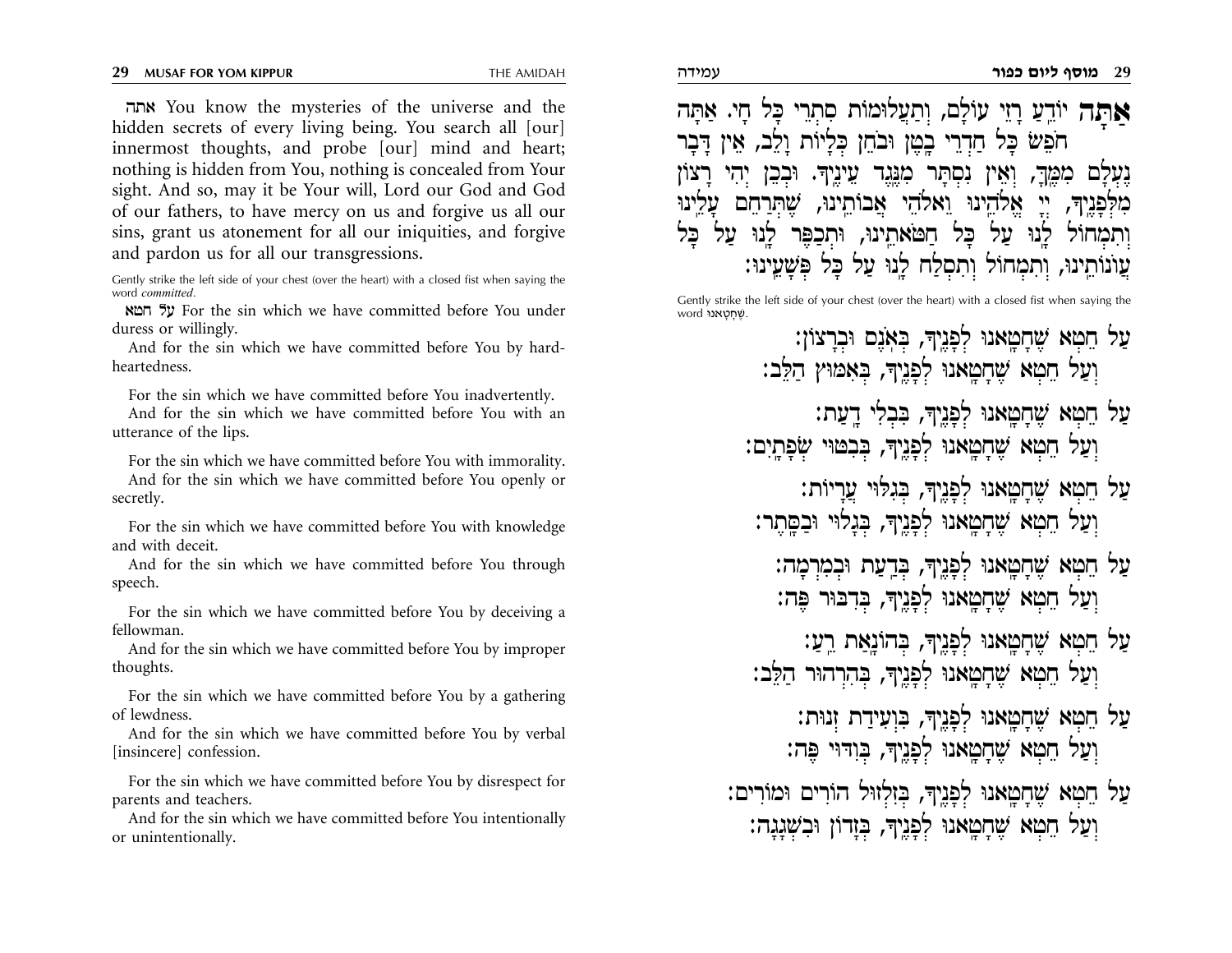**אתה** You know the mysteries of the universe and the hidden secrets of every living being. You search all [our] innermost thoughts, and probe [our] mind and heart; nothing is hidden from You, nothing is concealed from Your sight. And so, may it be Your will, Lord our God and God of our fathers, to have mercy on us and forgive us all our sins, grant us atonement for all our iniquities, and forgive and pardon us for all our transgressions.

Gently strike the left side of your chest (over the heart) with a closed fist when saying the word *committed*.

**על חטא** For the sin which we have committed before You under duress or willingly.

And for the sin which we have committed before You by hard-heartedness.

For the sin which we have committed before You inadvertently.

And for the sin which we have committed before You with an utterance of the lips.

For the sin which we have committed before You with immorality.

And for the sin which we have committed before You openly or secretly.

For the sin which we have committed before You with knowledge and with deceit.

And for the sin which we have committed before You through speech.

For the sin which we have committed before You by deceiving a fellowman.

And for the sin which we have committed before You by improper thoughts.

For the sin which we have committed before You by a gathering of lewdness.

And for the sin which we have committed before You by verbal [insincere] confession.

For the sin which we have committed before You by disrespect for parents and teachers.

And for the sin which we have committed before You intentionally or unintentionally.

**אַתָּה** יוֹדֵעַ רָזֵי עוֹלָם, וְתַעֲלוּמוֹת סִתְרֵי כָּל חָי. אַתָּה חֹפֵשׂ כָּל חַדְרֵי בָטֶן וּבֹחֵן כְּלָיוֹת וָלֵב, אֵין דָּבָר נֶעְלָם מִמֶּךָּ, וְאֵין נִסְתָּר מִנֶּגֶד עֵינֶיךָ. וּבְכֵן יְהִי רָצוֹן מִלְּפָנֶיךָ, יְיָ אֱלֹהֵינוּ וֵאלֹהֵי אֲבוֹתֵינוּ, שֶׁתְּרַחֵם עָלֵינוּ וְתִמְחוֹל לָנוּ עַל כָּל חַטֹּאתֵינוּ, וּתְכַפֵּר לָנוּ עַל כָּל עֲוֹנוֹתֵינוּ, וְתִמְחוֹל וְתִסְלַח לָנוּ עַל כָּל פְּשָׁעֵינוּ:

Gently strike the left side of your chest (over the heart) with a closed fist when saying the word שֶׁחָטָאנוּ.

עַל חֵטְא שֶׁחָטָאנוּ לְפָנֶיךָ, בְּאֹנֶס וּבְרָצוֹן:
וְעַל חֵטְא שֶׁחָטָאנוּ לְפָנֶיךָ, בְּאִמּוּץ הַלֵּב:

עַל חֵטְא שֶׁחָטָאנוּ לְפָנֶיךָ, בִּבְלִי דָעַת:
וְעַל חֵטְא שֶׁחָטָאנוּ לְפָנֶיךָ, בְּבִטּוּי שְׂפָתָיִם:

עַל חֵטְא שֶׁחָטָאנוּ לְפָנֶיךָ, בְּגִלּוּי עֲרָיוֹת:
וְעַל חֵטְא שֶׁחָטָאנוּ לְפָנֶיךָ, בְּגָלוּי וּבַסָּתֶר:

עַל חֵטְא שֶׁחָטָאנוּ לְפָנֶיךָ, בְּדַעַת וּבְמִרְמָה:
וְעַל חֵטְא שֶׁחָטָאנוּ לְפָנֶיךָ, בְּדִבּוּר פֶּה:

עַל חֵטְא שֶׁחָטָאנוּ לְפָנֶיךָ, בְּהוֹנָאַת רֵעַ:
וְעַל חֵטְא שֶׁחָטָאנוּ לְפָנֶיךָ, בְּהַרְהוֹר הַלֵּב:

עַל חֵטְא שֶׁחָטָאנוּ לְפָנֶיךָ, בִּוְעִידַת זְנוּת:
וְעַל חֵטְא שֶׁחָטָאנוּ לְפָנֶיךָ, בְּוִדּוּי פֶּה:

עַל חֵטְא שֶׁחָטָאנוּ לְפָנֶיךָ, בְּזִלְזוּל הוֹרִים וּמוֹרִים:
וְעַל חֵטְא שֶׁחָטָאנוּ לְפָנֶיךָ, בְּזָדוֹן וּבִשְׁגָגָה: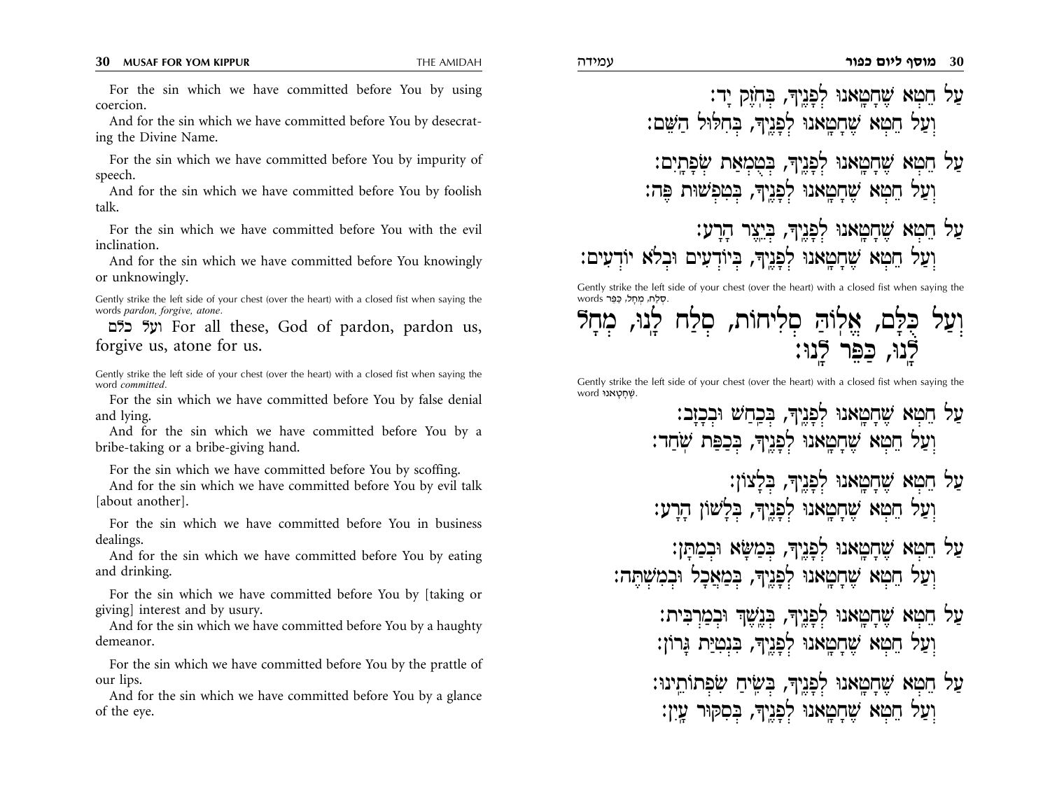For the sin which we have committed before You by using coercion.

And for the sin which we have committed before You by desecrating the Divine Name.

For the sin which we have committed before You by impurity of speech.

And for the sin which we have committed before You by foolish talk.

For the sin which we have committed before You with the evil inclination.

And for the sin which we have committed before You knowingly or unknowingly.

Gently strike the left side of your chest (over the heart) with a closed fist when saying the words *pardon, forgive, atone*.

ועל כלם For all these, God of pardon, pardon us, forgive us, atone for us.

Gently strike the left side of your chest (over the heart) with a closed fist when saying the word *committed*.

For the sin which we have committed before You by false denial and lying.

And for the sin which we have committed before You by a bribe-taking or a bribe-giving hand.

For the sin which we have committed before You by scoffing.

And for the sin which we have committed before You by evil talk [about another].

For the sin which we have committed before You in business dealings.

And for the sin which we have committed before You by eating and drinking.

For the sin which we have committed before You by [taking or giving] interest and by usury.

And for the sin which we have committed before You by a haughty demeanor.

For the sin which we have committed before You by the prattle of our lips.

And for the sin which we have committed before You by a glance of the eye.

עַל חֵטְא שֶׁחָטָאנוּ לְפָנֶיךָ, בְּחֹזֶק יָד:
וְעַל חֵטְא שֶׁחָטָאנוּ לְפָנֶיךָ, בְּחִלּוּל הַשֵּׁם:

עַל חֵטְא שֶׁחָטָאנוּ לְפָנֶיךָ, בְּטֻמְאַת שְׂפָתָיִם:
וְעַל חֵטְא שֶׁחָטָאנוּ לְפָנֶיךָ, בְּטִפְשׁוּת פֶּה:

עַל חֵטְא שֶׁחָטָאנוּ לְפָנֶיךָ, בְּיֵצֶר הָרָע:
וְעַל חֵטְא שֶׁחָטָאנוּ לְפָנֶיךָ, בְּיוֹדְעִים וּבְלֹא יוֹדְעִים:

Gently strike the left side of your chest (over the heart) with a closed fist when saying the words סְלַח, מְחַל, כַּפֵּר.

וְעַל כֻּלָּם, אֱלוֹהַ סְלִיחוֹת, סְלַח לָנוּ, מְחָל לָנוּ, כַּפֶּר לָנוּ:

Gently strike the left side of your chest (over the heart) with a closed fist when saying the word שֶׁחָטָאנוּ.

עַל חֵטְא שֶׁחָטָאנוּ לְפָנֶיךָ, בְּכַחַשׁ וּבְכָזָב:
וְעַל חֵטְא שֶׁחָטָאנוּ לְפָנֶיךָ, בְּכַפַּת שֹׁחַד:

עַל חֵטְא שֶׁחָטָאנוּ לְפָנֶיךָ, בְּלָצוֹן:
וְעַל חֵטְא שֶׁחָטָאנוּ לְפָנֶיךָ, בְּלָשׁוֹן הָרָע:

עַל חֵטְא שֶׁחָטָאנוּ לְפָנֶיךָ, בְּמַשָּׂא וּבְמַתָּן:
וְעַל חֵטְא שֶׁחָטָאנוּ לְפָנֶיךָ, בְּמַאֲכָל וּבְמִשְׁתֶּה:

עַל חֵטְא שֶׁחָטָאנוּ לְפָנֶיךָ, בְּנֶשֶׁךְ וּבְמַרְבִּית:
וְעַל חֵטְא שֶׁחָטָאנוּ לְפָנֶיךָ, בִּנְטִיַּת גָּרוֹן:

עַל חֵטְא שֶׁחָטָאנוּ לְפָנֶיךָ, בְּשִׂיחַ שִׂפְתוֹתֵינוּ:
וְעַל חֵטְא שֶׁחָטָאנוּ לְפָנֶיךָ, בְּשִׂקּוּר עָיִן: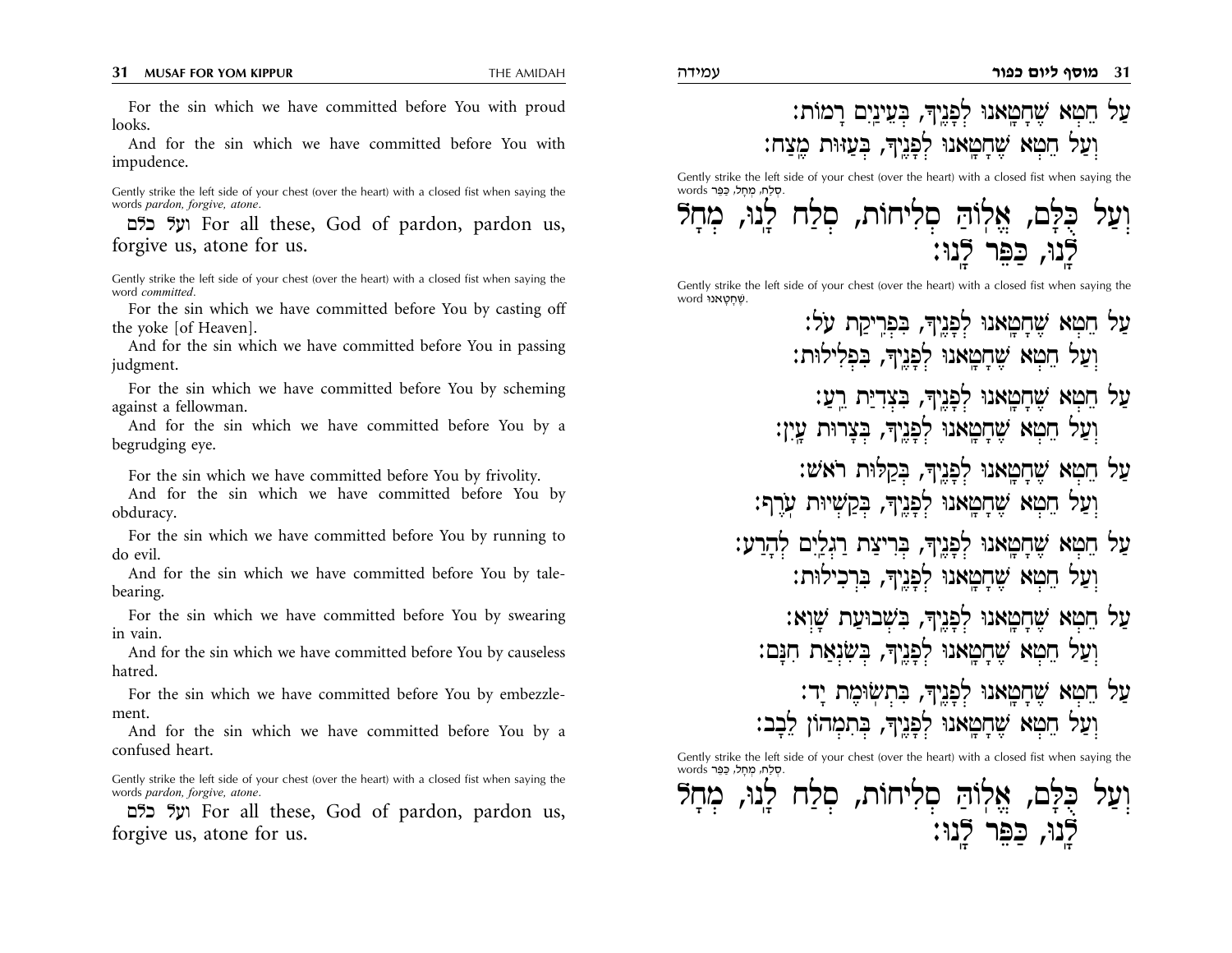For the sin which we have committed before You with proud looks.

And for the sin which we have committed before You with impudence.

Gently strike the left side of your chest (over the heart) with a closed fist when saying the words *pardon, forgive, atone*.

ועל כלם For all these, God of pardon, pardon us, forgive us, atone for us.

Gently strike the left side of your chest (over the heart) with a closed fist when saying the word *committed*.

For the sin which we have committed before You by casting off the yoke [of Heaven].

And for the sin which we have committed before You in passing judgment.

For the sin which we have committed before You by scheming against a fellowman.

And for the sin which we have committed before You by a begrudging eye.

For the sin which we have committed before You by frivolity.

And for the sin which we have committed before You by obduracy.

For the sin which we have committed before You by running to do evil.

And for the sin which we have committed before You by talebearing.

For the sin which we have committed before You by swearing in vain.

And for the sin which we have committed before You by causeless hatred.

For the sin which we have committed before You by embezzlement.

And for the sin which we have committed before You by a confused heart.

Gently strike the left side of your chest (over the heart) with a closed fist when saying the words *pardon, forgive, atone*.

ועל כלם For all these, God of pardon, pardon us, forgive us, atone for us.

עַל חֵטְא שֶׁחָטָאנוּ לְפָנֶיךָ, בְּעֵינַיִם רָמוֹת:

וְעַל חֵטְא שֶׁחָטָאנוּ לְפָנֶיךָ, בְּעַזּוּת מֵצַח:

Gently strike the left side of your chest (over the heart) with a closed fist when saying the words סְלַח, מְחַל, כַּפֶּר.

וְעַל כֻּלָּם, אֱלוֹהַּ סְלִיחוֹת, סְלַח לָנוּ, מְחָל לָנוּ, כַּפֶּר לָנוּ:

Gently strike the left side of your chest (over the heart) with a closed fist when saying the word שֶׁחָטָאנוּ.

עַל חֵטְא שֶׁחָטָאנוּ לְפָנֶיךָ, בִּפְרִיקַת עֹל:

וְעַל חֵטְא שֶׁחָטָאנוּ לְפָנֶיךָ, בִּפְלִילוּת:

עַל חֵטְא שֶׁחָטָאנוּ לְפָנֶיךָ, בִּצְדִיַּת רֵעַ:

וְעַל חֵטְא שֶׁחָטָאנוּ לְפָנֶיךָ, בְּצָרוּת עָיִן:

עַל חֵטְא שֶׁחָטָאנוּ לְפָנֶיךָ, בְּקַלּוּת רֹאשׁ:

וְעַל חֵטְא שֶׁחָטָאנוּ לְפָנֶיךָ, בְּקַשְׁיוּת עֹרֶף:

עַל חֵטְא שֶׁחָטָאנוּ לְפָנֶיךָ, בְּרִיצַת רַגְלַיִם לְהָרַע:

וְעַל חֵטְא שֶׁחָטָאנוּ לְפָנֶיךָ, בִּרְכִילוּת:

עַל חֵטְא שֶׁחָטָאנוּ לְפָנֶיךָ, בִּשְׁבוּעַת שָׁוְא:

וְעַל חֵטְא שֶׁחָטָאנוּ לְפָנֶיךָ, בְּשִׂנְאַת חִנָּם:

עַל חֵטְא שֶׁחָטָאנוּ לְפָנֶיךָ, בִּתְשׂוּמֶת יָד:

וְעַל חֵטְא שֶׁחָטָאנוּ לְפָנֶיךָ, בְּתִמְהוֹן לֵבָב:

Gently strike the left side of your chest (over the heart) with a closed fist when saying the words סְלַח, מְחַל, כַּפֶּר.

וְעַל כֻּלָּם, אֱלוֹהַּ סְלִיחוֹת, סְלַח לָנוּ, מְחָל לָנוּ, כַּפֶּר לָנוּ: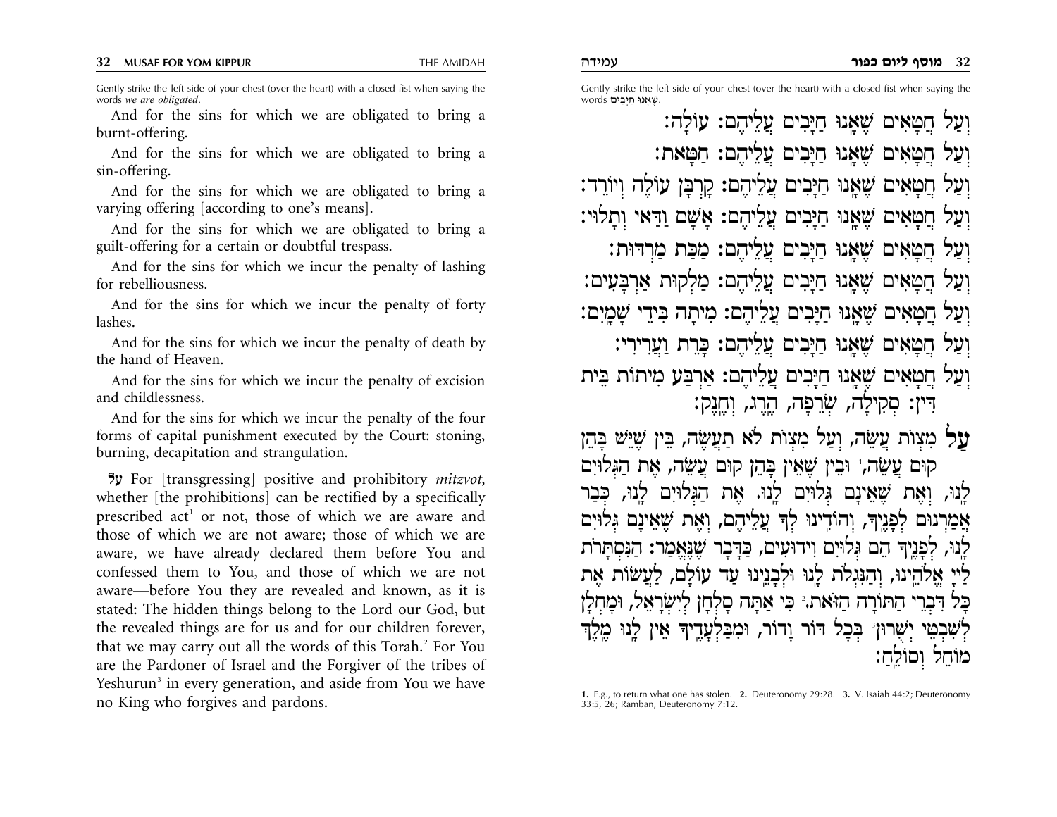Gently strike the left side of your chest (over the heart) with a closed fist when saying the words *we are obligated*.

And for the sins for which we are obligated to bring a burnt-offering.

And for the sins for which we are obligated to bring a sin-offering.

And for the sins for which we are obligated to bring a varying offering [according to one's means].

And for the sins for which we are obligated to bring a guilt-offering for a certain or doubtful trespass.

And for the sins for which we incur the penalty of lashing for rebelliousness.

And for the sins for which we incur the penalty of forty lashes.

And for the sins for which we incur the penalty of death by the hand of Heaven.

And for the sins for which we incur the penalty of excision and childlessness.

And for the sins for which we incur the penalty of the four forms of capital punishment executed by the Court: stoning, burning, decapitation and strangulation.

על For [transgressing] positive and prohibitory *mitzvot*, whether [the prohibitions] can be rectified by a specifically prescribed act[1] or not, those of which we are aware and those of which we are not aware; those of which we are aware, we have already declared them before You and confessed them to You, and those of which we are not aware—before You they are revealed and known, as it is stated: The hidden things belong to the Lord our God, but the revealed things are for us and for our children forever, that we may carry out all the words of this Torah.[2] For You are the Pardoner of Israel and the Forgiver of the tribes of Yeshurun[3] in every generation, and aside from You we have no King who forgives and pardons.

Gently strike the left side of your chest (over the heart) with a closed fist when saying the words שֶׁאָנוּ חַיָּבִים.

וְעַל חֲטָאִים שֶׁאָנוּ חַיָּבִים עֲלֵיהֶם: עוֹלָה:

וְעַל חֲטָאִים שֶׁאָנוּ חַיָּבִים עֲלֵיהֶם: חַטָּאת:

וְעַל חֲטָאִים שֶׁאָנוּ חַיָּבִים עֲלֵיהֶם: קָרְבָּן עוֹלֶה וְיוֹרֵד:

וְעַל חֲטָאִים שֶׁאָנוּ חַיָּבִים עֲלֵיהֶם: אָשָׁם וַדַּאי וְתָלוּי:

וְעַל חֲטָאִים שֶׁאָנוּ חַיָּבִים עֲלֵיהֶם: מַכַּת מַרְדּוּת:

וְעַל חֲטָאִים שֶׁאָנוּ חַיָּבִים עֲלֵיהֶם: מַלְקוּת אַרְבָּעִים:

וְעַל חֲטָאִים שֶׁאָנוּ חַיָּבִים עֲלֵיהֶם: מִיתָה בִּידֵי שָׁמָיִם:

וְעַל חֲטָאִים שֶׁאָנוּ חַיָּבִים עֲלֵיהֶם: כָּרֵת וַעֲרִירִי:

וְעַל חֲטָאִים שֶׁאָנוּ חַיָּבִים עֲלֵיהֶם: אַרְבַּע מִיתוֹת בֵּית דִּין: סְקִילָה, שְׂרֵפָה, הֶרֶג, וְחֶנֶק:

**עַל** מִצְוֹת עֲשֵׂה, וְעַל מִצְוֹת לֹא תַעֲשֶׂה, בֵּין שֶׁיֵּשׁ בָּהֶן קוּם עֲשֵׂה,[1] וּבֵין שֶׁאֵין בָּהֶן קוּם עֲשֵׂה, אֶת הַגְּלוּיִם לָנוּ, וְאֶת שֶׁאֵינָם גְּלוּיִם לָנוּ. אֶת הַגְּלוּיִם לָנוּ, כְּבָר אֲמַרְנוּם לְפָנֶיךָ, וְהוֹדִינוּ לְךָ עֲלֵיהֶם, וְאֶת שֶׁאֵינָם גְּלוּיִם לָנוּ, לְפָנֶיךָ הֵם גְּלוּיִם וִידוּעִים, כַּדָּבָר שֶׁנֶּאֱמַר: הַנִּסְתָּרֹת לַייָ אֱלֹהֵינוּ, וְהַנִּגְלֹת לָנוּ וּלְבָנֵינוּ עַד עוֹלָם, לַעֲשׂוֹת אֶת כָּל דִּבְרֵי הַתּוֹרָה הַזֹּאת.[2] כִּי אַתָּה סָלְחָן לְיִשְׂרָאֵל, וּמָחֳלָן לְשִׁבְטֵי יְשֻׁרוּן[3] בְּכָל דּוֹר וָדוֹר, וּמִבַּלְעָדֶיךָ אֵין לָנוּ מֶלֶךְ מוֹחֵל וְסוֹלֵחַ:

1. E.g., to return what one has stolen. 2. Deuteronomy 29:28. 3. V. Isaiah 44:2; Deuteronomy 33:5, 26; Ramban, Deuteronomy 7:12.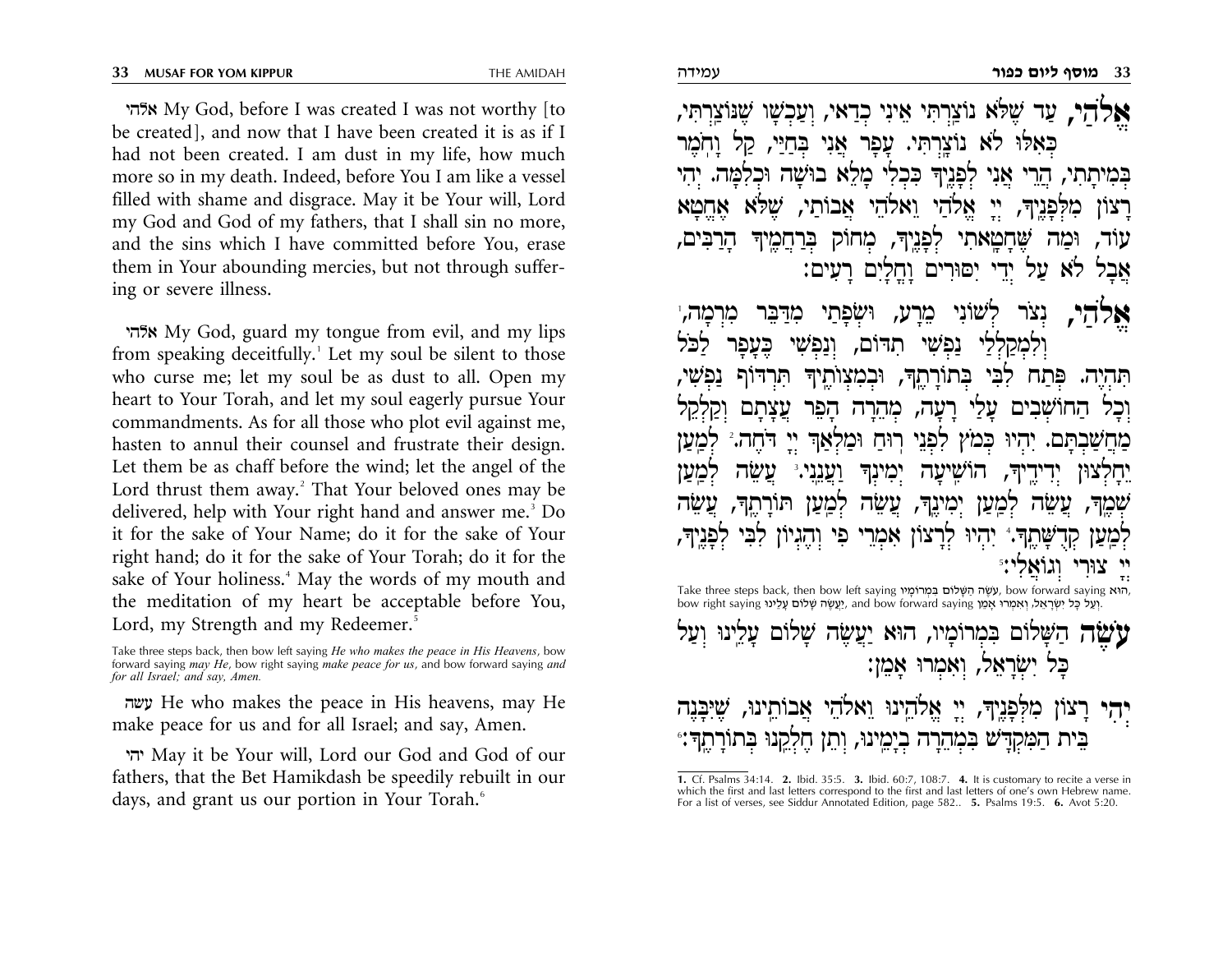אלהי My God, before I was created I was not worthy [to be created], and now that I have been created it is as if I had not been created. I am dust in my life, how much more so in my death. Indeed, before You I am like a vessel filled with shame and disgrace. May it be Your will, Lord my God and God of my fathers, that I shall sin no more, and the sins which I have committed before You, erase them in Your abounding mercies, but not through suffering or severe illness.

אלהי My God, guard my tongue from evil, and my lips from speaking deceitfully.[1] Let my soul be silent to those who curse me; let my soul be as dust to all. Open my heart to Your Torah, and let my soul eagerly pursue Your commandments. As for all those who plot evil against me, hasten to annul their counsel and frustrate their design. Let them be as chaff before the wind; let the angel of the Lord thrust them away.[2] That Your beloved ones may be delivered, help with Your right hand and answer me.[3] Do it for the sake of Your Name; do it for the sake of Your right hand; do it for the sake of Your Torah; do it for the sake of Your holiness.[4] May the words of my mouth and the meditation of my heart be acceptable before You, Lord, my Strength and my Redeemer.[5]

*Take three steps back, then bow left saying He who makes the peace in His Heavens, bow forward saying may He, bow right saying make peace for us, and bow forward saying and for all Israel; and say, Amen.*

עשה He who makes the peace in His heavens, may He make peace for us and for all Israel; and say, Amen.

יהי May it be Your will, Lord our God and God of our fathers, that the Bet Hamikdash be speedily rebuilt in our days, and grant us our portion in Your Torah.[6]

**אֱלֹהַי**, עַד שֶׁלֹּא נוֹצַרְתִּי אֵינִי כְדַאי, וְעַכְשָׁו שֶׁנּוֹצַרְתִּי, כְּאִלּוּ לֹא נוֹצַרְתִּי. עָפָר אֲנִי בְּחַיַּי, קַל וָחֹמֶר בְּמִיתָתִי, הֲרֵי אֲנִי לְפָנֶיךָ כִּכְלִי מָלֵא בוּשָׁה וּכְלִמָּה. יְהִי רָצוֹן מִלְּפָנֶיךָ, יְיָ אֱלֹהַי וֵאלֹהֵי אֲבוֹתַי, שֶׁלֹּא אֶחֱטָא עוֹד, וּמַה שֶּׁחָטָאתִי לְפָנֶיךָ, מְחוֹק בְּרַחֲמֶיךָ הָרַבִּים, אֲבָל לֹא עַל יְדֵי יִסּוּרִים וָחֳלָיִם רָעִים:

**אֱלֹהַי**, נְצוֹר לְשׁוֹנִי מֵרָע, וּשְׂפָתַי מִדַּבֵּר מִרְמָה,[1] וְלִמְקַלְלַי נַפְשִׁי תִדּוֹם, וְנַפְשִׁי כֶּעָפָר לַכֹּל תִּהְיֶה. פְּתַח לִבִּי בְּתוֹרָתֶךָ, וּבְמִצְוֹתֶיךָ תִּרְדּוֹף נַפְשִׁי, וְכָל הַחוֹשְׁבִים עָלַי רָעָה, מְהֵרָה הָפֵר עֲצָתָם וְקַלְקֵל מַחֲשַׁבְתָּם. יִהְיוּ כְּמֹץ לִפְנֵי רוּחַ וּמַלְאַךְ יְיָ דּוֹחֶה.[2] לְמַעַן יֵחָלְצוּן יְדִידֶיךָ, הוֹשִׁיעָה יְמִינְךָ וַעֲנֵנִי.[3] עֲשֵׂה לְמַעַן שְׁמֶךָ, עֲשֵׂה לְמַעַן יְמִינֶךָ, עֲשֵׂה לְמַעַן תּוֹרָתֶךָ, עֲשֵׂה לְמַעַן קְדֻשָּׁתֶךָ.[4] יִהְיוּ לְרָצוֹן אִמְרֵי פִי וְהֶגְיוֹן לִבִּי לְפָנֶיךָ, יְיָ צוּרִי וְגוֹאֲלִי:[5]

*Take three steps back, then bow left saying עֹשֶׂה הַשָּׁלוֹם בִּמְרוֹמָיו, bow forward saying הוּא, bow right saying יַעֲשֶׂה שָׁלוֹם עָלֵינוּ, and bow forward saying וְעַל כָּל יִשְׂרָאֵל, וְאִמְרוּ אָמֵן.*

**עֹשֶׂה** הַשָּׁלוֹם בִּמְרוֹמָיו, הוּא יַעֲשֶׂה שָׁלוֹם עָלֵינוּ וְעַל כָּל יִשְׂרָאֵל, וְאִמְרוּ אָמֵן:

יְהִי רָצוֹן מִלְּפָנֶיךָ, יְיָ אֱלֹהֵינוּ וֵאלֹהֵי אֲבוֹתֵינוּ, שֶׁיִּבָּנֶה בֵּית הַמִּקְדָּשׁ בִּמְהֵרָה בְיָמֵינוּ, וְתֵן חֶלְקֵנוּ בְּתוֹרָתֶךָ:[6]

---

1. Cf. Psalms 34:14. 2. Ibid. 35:5. 3. Ibid. 60:7, 108:7. 4. It is customary to recite a verse in which the first and last letters correspond to the first and last letters of one's own Hebrew name. For a list of verses, see Siddur Annotated Edition, page 582.. 5. Psalms 19:5. 6. Avot 5:20.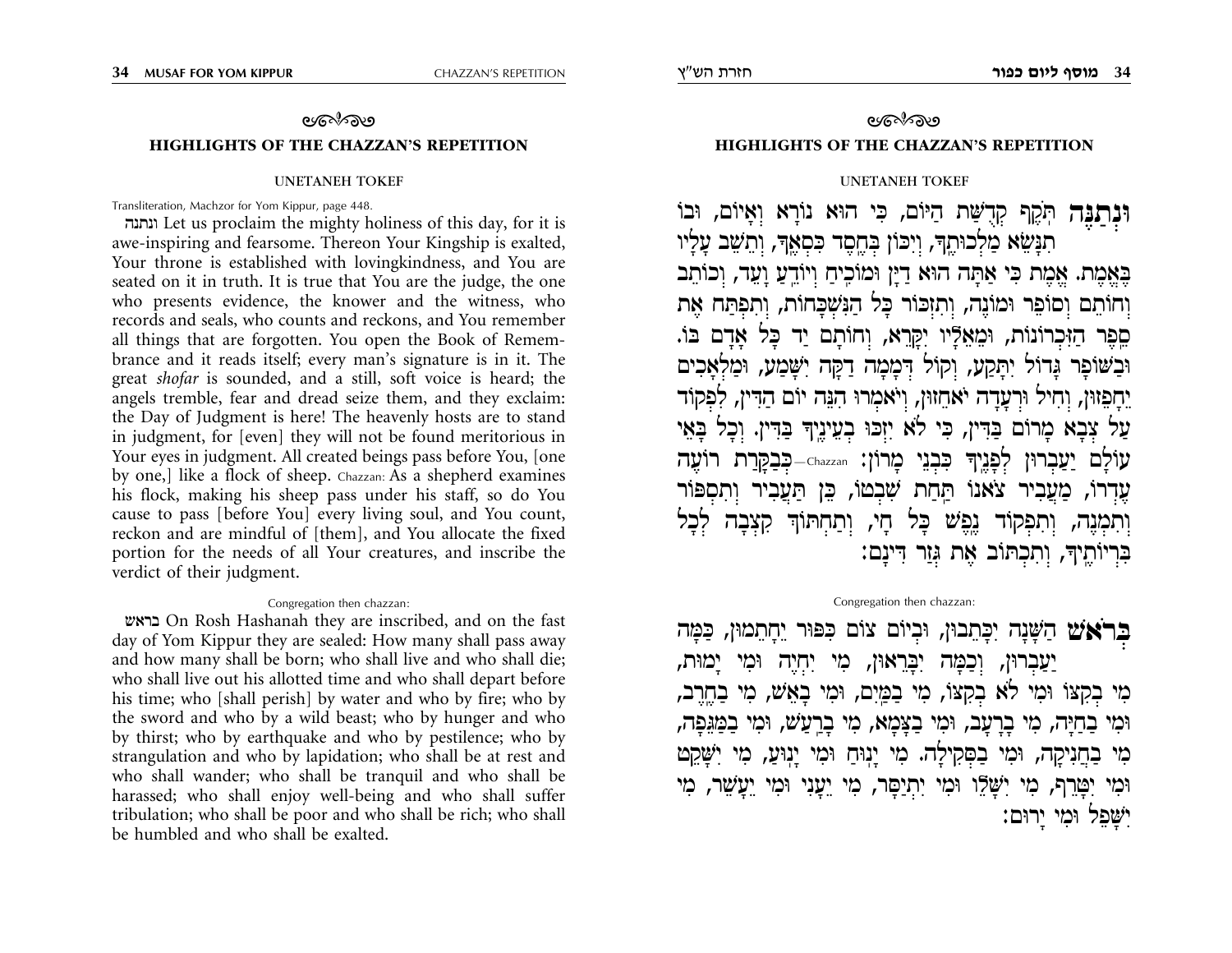## HIGHLIGHTS OF THE CHAZZAN'S REPETITION

### UNETANEH TOKEF

Transliteration, Machzor for Yom Kippur, page 448.

ונתנה Let us proclaim the mighty holiness of this day, for it is awe-inspiring and fearsome. Thereon Your Kingship is exalted, Your throne is established with lovingkindness, and You are seated on it in truth. It is true that You are the judge, the one who presents evidence, the knower and the witness, who records and seals, who counts and reckons, and You remember all things that are forgotten. You open the Book of Remembrance and it reads itself; every man's signature is in it. The great *shofar* is sounded, and a still, soft voice is heard; the angels tremble, fear and dread seize them, and they exclaim: the Day of Judgment is here! The heavenly hosts are to stand in judgment, for [even] they will not be found meritorious in Your eyes in judgment. All created beings pass before You, [one by one,] like a flock of sheep. Chazzan: As a shepherd examines his flock, making his sheep pass under his staff, so do You cause to pass [before You] every living soul, and You count, reckon and are mindful of [them], and You allocate the fixed portion for the needs of all Your creatures, and inscribe the verdict of their judgment.

Congregation then chazzan:

בראש On Rosh Hashanah they are inscribed, and on the fast day of Yom Kippur they are sealed: How many shall pass away and how many shall be born; who shall live and who shall die; who shall live out his allotted time and who shall depart before his time; who [shall perish] by water and who by fire; who by the sword and who by a wild beast; who by hunger and who by thirst; who by earthquake and who by pestilence; who by strangulation and who by lapidation; who shall be at rest and who shall wander; who shall be tranquil and who shall be harassed; who shall enjoy well-being and who shall suffer tribulation; who shall be poor and who shall be rich; who shall be humbled and who shall be exalted.

## HIGHLIGHTS OF THE CHAZZAN'S REPETITION

### UNETANEH TOKEF

**וּנְתַנֶּה** תֹּקֶף קְדֻשַּׁת הַיּוֹם, כִּי הוּא נוֹרָא וְאָיוֹם, וּבוֹ תִנָּשֵׂא מַלְכוּתֶךָ, וְיִכּוֹן בְּחֶסֶד כִּסְאֶךָ, וְתֵשֵׁב עָלָיו בֶּאֱמֶת. אֱמֶת כִּי אַתָּה הוּא דַיָּן וּמוֹכִיחַ וְיוֹדֵעַ וָעֵד, וְכוֹתֵב וְחוֹתֵם וְסוֹפֵר וּמוֹנֶה, וְתִזְכּוֹר כָּל הַנִּשְׁכָּחוֹת, וְתִפְתַּח אֶת סֵפֶר הַזִּכְרוֹנוֹת, וּמֵאֵלָיו יִקָּרֵא, וְחוֹתָם יַד כָּל אָדָם בּוֹ. וּבַשּׁוֹפָר גָּדוֹל יִתָּקַע, וְקוֹל דְּמָמָה דַקָּה יִשָּׁמַע, וּמַלְאָכִים יֵחָפֵזוּן, וְחִיל וּרְעָדָה יֹאחֵזוּן, וְיֹאמְרוּ הִנֵּה יוֹם הַדִּין, לִפְקוֹד עַל צְבָא מָרוֹם בַּדִּין, כִּי לֹא יִזְכּוּ בְעֵינֶיךָ בַּדִּין. וְכָל בָּאֵי עוֹלָם יַעַבְרוּן לְפָנֶיךָ כִּבְנֵי מָרוֹן: Chazzan—כְּבַקָּרַת רוֹעֶה עֶדְרוֹ, מַעֲבִיר צֹאנוֹ תַּחַת שִׁבְטוֹ, כֵּן תַּעֲבִיר וְתִסְפּוֹר וְתִמְנֶה, וְתִפְקוֹד נֶפֶשׁ כָּל חָי, וְתַחְתּוֹךְ קִצְבָה לְכָל בְּרִיּוֹתֶיךָ, וְתִכְתּוֹב אֶת גְּזַר דִּינָם:

Congregation then chazzan:

**בְּרֹאשׁ** הַשָּׁנָה יִכָּתֵבוּן, וּבְיוֹם צוֹם כִּפּוּר יֵחָתֵמוּן, כַּמָּה יַעַבְרוּן, וְכַמָּה יִבָּרֵאוּן, מִי יִחְיֶה וּמִי יָמוּת, מִי בְקִצּוֹ וּמִי לֹא בְקִצּוֹ, מִי בַמַּיִם, וּמִי בָאֵשׁ, מִי בַחֶרֶב, וּמִי בַחַיָּה, מִי בָרָעָב, וּמִי בַצָּמָא, מִי בָרַעַשׁ, וּמִי בַמַּגֵּפָה, מִי בַחֲנִיקָה, וּמִי בַסְּקִילָה. מִי יָנוּחַ וּמִי יָנוּעַ, מִי יִשָּׁקֵט וּמִי יִטָּרֵף, מִי יִשָּׁלֵו וּמִי יִתְיַסָּר, מִי יֵעָנִי וּמִי יֵעָשֵׁר, מִי יִשָּׁפֵל וּמִי יָרוּם: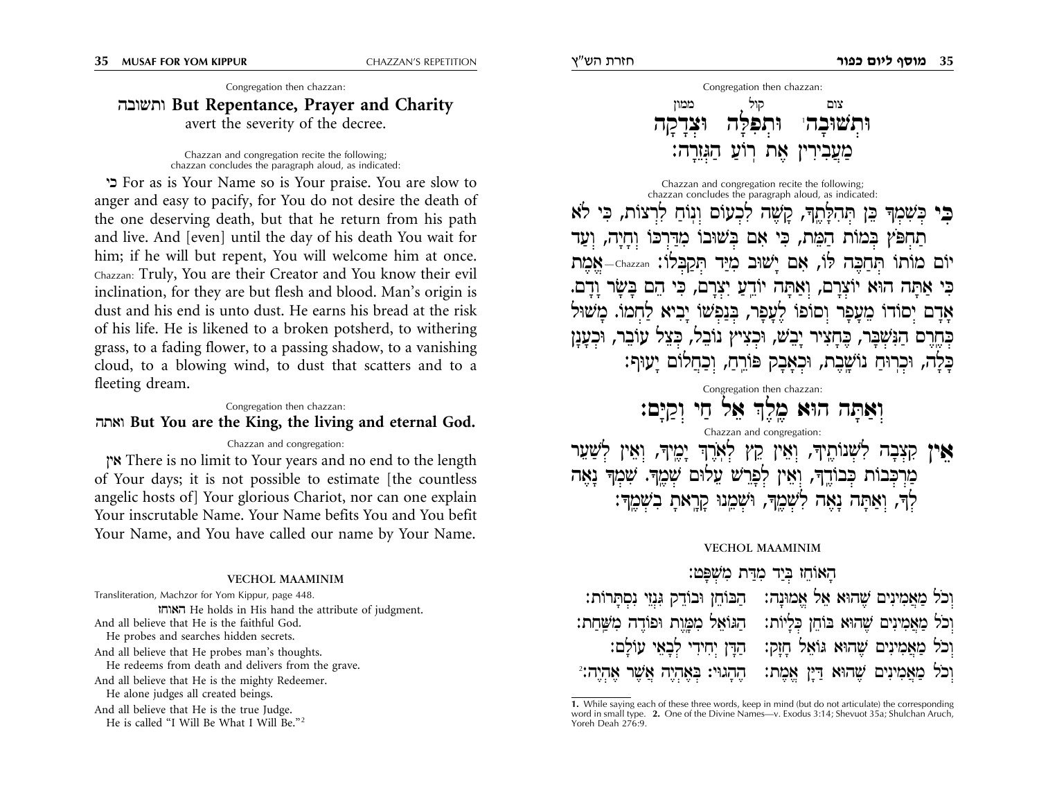Congregation then chazzan:

## ותשובה But Repentance, Prayer and Charity

avert the severity of the decree.

Chazzan and congregation recite the following; chazzan concludes the paragraph aloud, as indicated:

כי For as is Your Name so is Your praise. You are slow to anger and easy to pacify, for You do not desire the death of the one deserving death, but that he return from his path and live. And [even] until the day of his death You wait for him; if he will but repent, You will welcome him at once. Chazzan: Truly, You are their Creator and You know their evil inclination, for they are but flesh and blood. Man's origin is dust and his end is unto dust. He earns his bread at the risk of his life. He is likened to a broken potsherd, to withering grass, to a fading flower, to a passing shadow, to a vanishing cloud, to a blowing wind, to dust that scatters and to a fleeting dream.

Congregation then chazzan:

**ואתה But You are the King, the living and eternal God.**

Chazzan and congregation:

אין There is no limit to Your years and no end to the length of Your days; it is not possible to estimate [the countless angelic hosts of] Your glorious Chariot, nor can one explain Your inscrutable Name. Your Name befits You and You befit Your Name, and You have called our name by Your Name.

### VECHOL MAAMINIM

Transliteration, Machzor for Yom Kippur, page 448.

האוחז He holds in His hand the attribute of judgment.

And all believe that He is the faithful God.
He probes and searches hidden secrets.

And all believe that He probes man's thoughts.
He redeems from death and delivers from the grave.

And all believe that He is the mighty Redeemer.
He alone judges all created beings.

And all believe that He is the true Judge.
He is called "I Will Be What I Will Be."[2]

Congregation then chazzan:

צום קול ממון

**וּתְשׁוּבָה[1] וּתְפִלָּה וּצְדָקָה**
**מַעֲבִירִין אֶת רֹעַ הַגְּזֵרָה:**

Chazzan and congregation recite the following; chazzan concludes the paragraph aloud, as indicated:

**כִּי** כְּשִׁמְךָ כֵּן תְּהִלָּתֶךָ, קָשֶׁה לִכְעוֹס וְנוֹחַ לִרְצוֹת, כִּי לֹא תַחְפֹּץ בְּמוֹת הַמֵּת, כִּי אִם בְּשׁוּבוֹ מִדַּרְכּוֹ וְחָיָה, וְעַד יוֹם מוֹתוֹ תְּחַכֶּה לּוֹ, אִם יָשׁוּב מִיַּד תְּקַבְּלוֹ: Chazzan—אֱמֶת כִּי אַתָּה הוּא יוֹצְרָם, וְאַתָּה יוֹדֵעַ יִצְרָם, כִּי הֵם בָּשָׂר וָדָם. אָדָם יְסוֹדוֹ מֵעָפָר וְסוֹפוֹ לֶעָפָר, בְּנַפְשׁוֹ יָבִיא לַחְמוֹ. מָשׁוּל כְּחֶרֶס הַנִּשְׁבָּר, כְּחָצִיר יָבֵשׁ, וּכְצִיץ נוֹבֵל, כְּצֵל עוֹבֵר, וּכְעָנָן כָּלָה, וּכְרוּחַ נוֹשָׁבֶת, וּכְאָבָק פּוֹרֵחַ, וְכַחֲלוֹם יָעוּף:

Congregation then chazzan:

**וְאַתָּה הוּא מֶלֶךְ אֵל חַי וְקַיָּם:**

Chazzan and congregation:

**אֵין** קִצְבָה לִשְׁנוֹתֶיךָ, וְאֵין קֵץ לְאֹרֶךְ יָמֶיךָ, וְאֵין לְשַׁעֵר מַרְכְּבוֹת כְּבוֹדֶךָ, וְאֵין לְפָרֵשׁ עֵלּוּם שְׁמֶךָ. שִׁמְךָ נָאֶה לְךָ, וְאַתָּה נָאֶה לִשְׁמֶךָ, וּשְׁמֵנוּ קָרָאתָ בִשְׁמֶךָ:

### VECHOL MAAMINIM

הָאוֹחֵז בְּיַד מִדַּת מִשְׁפָּט:

וְכֹל מַאֲמִינִים שֶׁהוּא אֵל אֱמוּנָה: הַבּוֹחֵן וּבוֹדֵק גִּנְזֵי נִסְתָּרוֹת:
וְכֹל מַאֲמִינִים שֶׁהוּא בּוֹחֵן כְּלָיוֹת: הַגּוֹאֵל מִמָּוֶת וּפוֹדֶה מִשַּׁחַת:
וְכֹל מַאֲמִינִים שֶׁהוּא גּוֹאֵל חָזָק: הַדָּן יְחִידִי לְבָאֵי עוֹלָם:
וְכֹל מַאֲמִינִים שֶׁהוּא דַּיָּן אֱמֶת: הֶהָגוּי: בְּאֶהְיֶה אֲשֶׁר אֶהְיֶה:[2]

---

1. While saying each of these three words, keep in mind (but do not articulate) the corresponding word in small type. 2. One of the Divine Names—v. Exodus 3:14; Shevuot 35a; Shulchan Aruch, Yoreh Deah 276:9.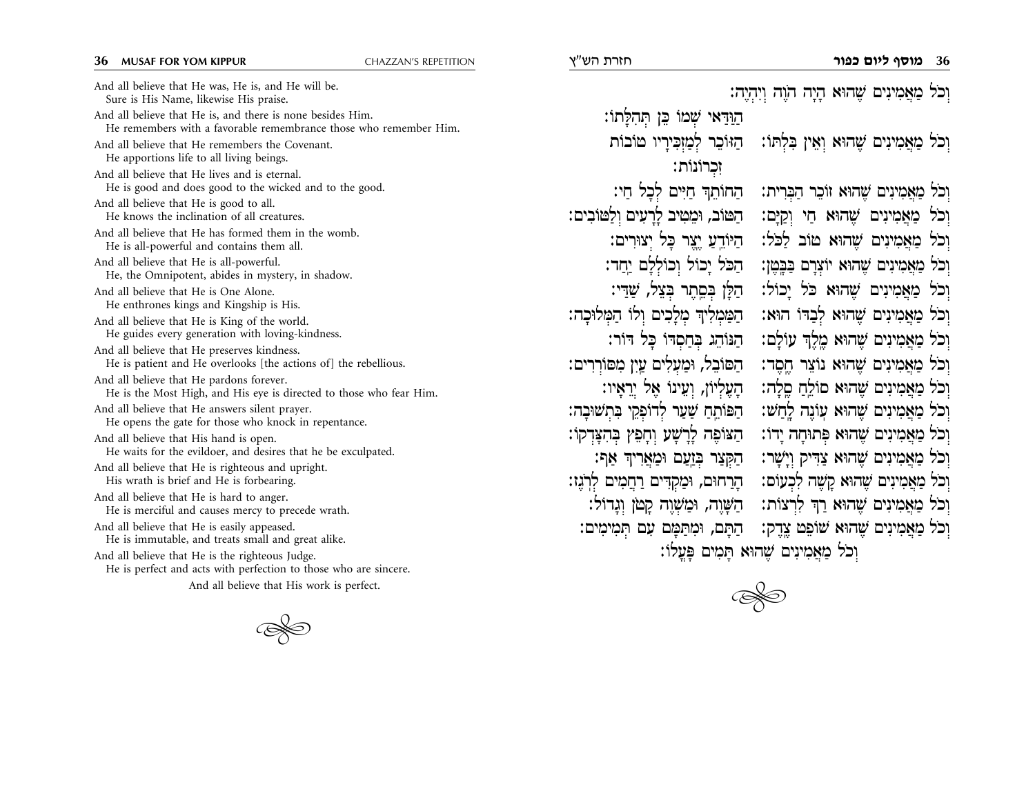And all believe that He was, He is, and He will be.
Sure is His Name, likewise His praise.

And all believe that He is, and there is none besides Him.
He remembers with a favorable remembrance those who remember Him.

And all believe that He remembers the Covenant.
He apportions life to all living beings.

And all believe that He lives and is eternal.
He is good and does good to the wicked and to the good.

And all believe that He is good to all.
He knows the inclination of all creatures.

And all believe that He has formed them in the womb.
He is all-powerful and contains them all.

And all believe that He is all-powerful.
He, the Omnipotent, abides in mystery, in shadow.

And all believe that He is One Alone.
He enthrones kings and Kingship is His.

And all believe that He is King of the world.
He guides every generation with loving-kindness.

And all believe that He preserves kindness.
He is patient and He overlooks [the actions of] the rebellious.

And all believe that He pardons forever.
He is the Most High, and His eye is directed to those who fear Him.

And all believe that He answers silent prayer.
He opens the gate for those who knock in repentance.

And all believe that His hand is open.
He waits for the evildoer, and desires that he be exculpated.

And all believe that He is righteous and upright.
His wrath is brief and He is forbearing.

And all believe that He is hard to anger.
He is merciful and causes mercy to precede wrath.

And all believe that He is easily appeased.
He is immutable, and treats small and great alike.

And all believe that He is the righteous Judge.
He is perfect and acts with perfection to those who are sincere.

And all believe that His work is perfect.

וְכֹל מַאֲמִינִים שֶׁהוּא הָיָה הֹוֶה וְיִהְיֶה:
הַוַּדַּאי שְׁמוֹ כֵּן תְּהִלָּתוֹ:

וְכֹל מַאֲמִינִים שֶׁהוּא וְאֵין בִּלְתּוֹ: הַזּוֹכֵר לְמַזְכִּירָיו טוֹבוֹת זִכְרוֹנוֹת:

וְכֹל מַאֲמִינִים שֶׁהוּא זוֹכֵר הַבְּרִית: הַחוֹתֵךְ חַיִּים לְכָל חָי:

וְכֹל מַאֲמִינִים שֶׁהוּא חַי וְקַיָּם: הַטּוֹב, וּמֵטִיב לָרָעִים וְלַטּוֹבִים:

וְכֹל מַאֲמִינִים שֶׁהוּא טוֹב לַכֹּל: הַיּוֹדֵעַ יֵצֶר כָּל יְצוּרִים:

וְכֹל מַאֲמִינִים שֶׁהוּא יוֹצְרָם בַּבֶּטֶן: הַכֹּל יָכוֹל וְכוֹלְלָם יַחַד:

וְכֹל מַאֲמִינִים שֶׁהוּא כֹּל יָכוֹל: הַלָּן בְּסֵתֶר בְּצֵל, שַׁדַּי:

וְכֹל מַאֲמִינִים שֶׁהוּא לְבַדּוֹ הוּא: הַמַּמְלִיךְ מְלָכִים וְלוֹ הַמְּלוּכָה:

וְכֹל מַאֲמִינִים שֶׁהוּא מֶלֶךְ עוֹלָם: הַנּוֹהֵג בְּחַסְדּוֹ כָּל דּוֹר:

וְכֹל מַאֲמִינִים שֶׁהוּא נוֹצֵר חֶסֶד: הַסּוֹבֵל, וּמַעְלִים עַיִן מִסּוֹרְרִים:

וְכֹל מַאֲמִינִים שֶׁהוּא סוֹלֵחַ סֶלָה: הָעֶלְיוֹן, וְעֵינוֹ אֶל יְרֵאָיו:

וְכֹל מַאֲמִינִים שֶׁהוּא עוֹנֶה לָחַשׁ: הַפּוֹתֵחַ שַׁעַר לְדוֹפְקֵי בִּתְשׁוּבָה:

וְכֹל מַאֲמִינִים שֶׁהוּא פְּתוּחָה יָדוֹ: הַצּוֹפֶה לָרָשָׁע וְחָפֵץ בְּהִצָּדְקוֹ:

וְכֹל מַאֲמִינִים שֶׁהוּא צַדִּיק וְיָשָׁר: הַקָּצַר בְּזַעַם וּמַאֲרִיךְ אַף:

וְכֹל מַאֲמִינִים שֶׁהוּא קָשֶׁה לִכְעוֹס: הָרַחוּם, וּמַקְדִּים רַחֲמִים לְרֹגֶז:

וְכֹל מַאֲמִינִים שֶׁהוּא רַךְ לִרְצוֹת: הַשָּׁוֶה, וּמַשְׁוֶה קָטֹן וְגָדוֹל:

וְכֹל מַאֲמִינִים שֶׁהוּא שׁוֹפֵט צֶדֶק: הַתָּם, וּמִתַּמֵּם עִם תְּמִימִים:

וְכֹל מַאֲמִינִים שֶׁהוּא תָּמִים פָּעֳלוֹ: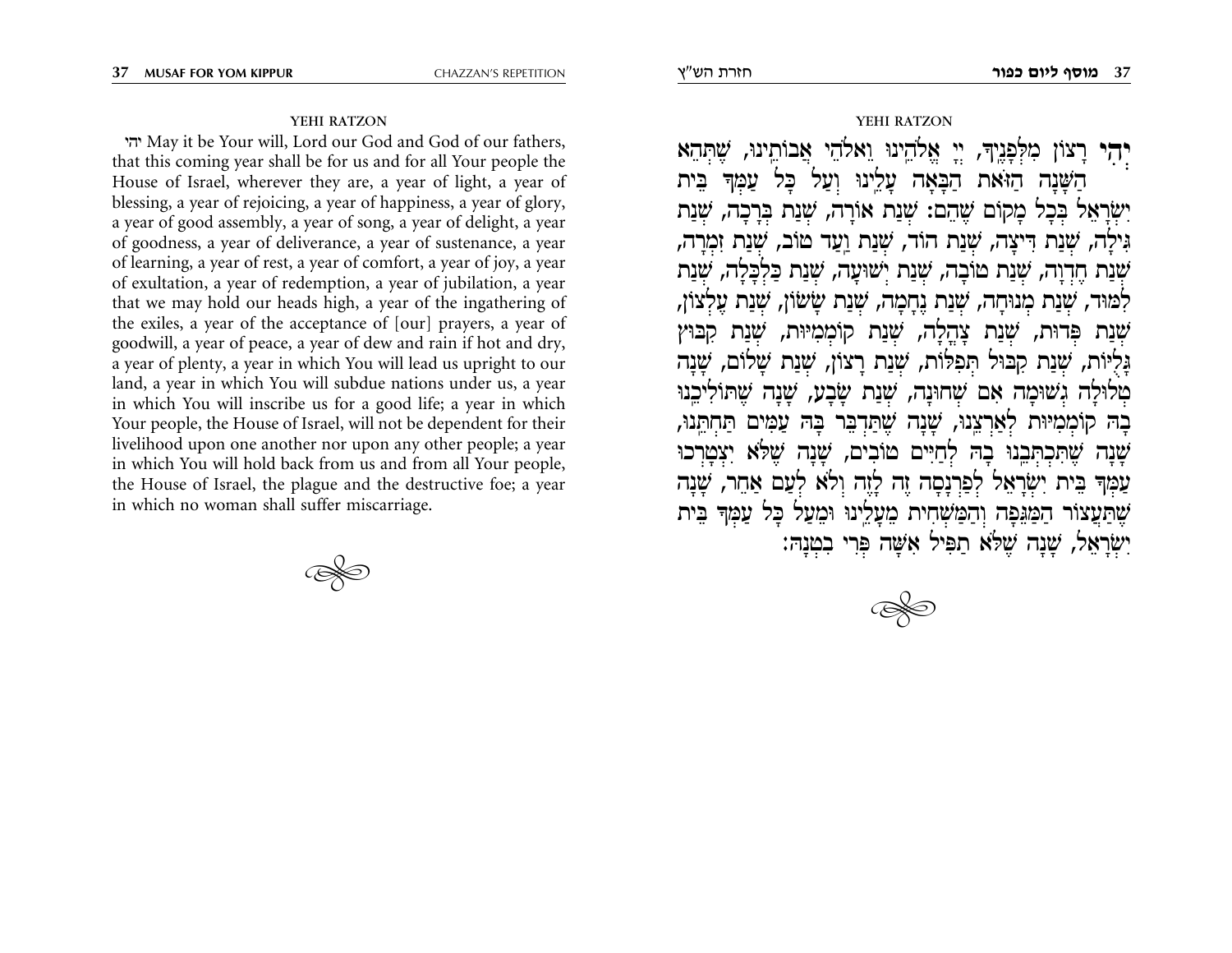## YEHI RATZON

יהי May it be Your will, Lord our God and God of our fathers, that this coming year shall be for us and for all Your people the House of Israel, wherever they are, a year of light, a year of blessing, a year of rejoicing, a year of happiness, a year of glory, a year of good assembly, a year of song, a year of delight, a year of goodness, a year of deliverance, a year of sustenance, a year of learning, a year of rest, a year of comfort, a year of joy, a year of exultation, a year of redemption, a year of jubilation, a year that we may hold our heads high, a year of the ingathering of the exiles, a year of the acceptance of [our] prayers, a year of goodwill, a year of peace, a year of dew and rain if hot and dry, a year of plenty, a year in which You will lead us upright to our land, a year in which You will subdue nations under us, a year in which You will inscribe us for a good life; a year in which Your people, the House of Israel, will not be dependent for their livelihood upon one another nor upon any other people; a year in which You will hold back from us and from all Your people, the House of Israel, the plague and the destructive foe; a year in which no woman shall suffer miscarriage.

## YEHI RATZON

יְהִי רָצוֹן מִלְּפָנֶיךָ, יְיָ אֱלֹהֵינוּ וֵאלֹהֵי אֲבוֹתֵינוּ, שֶׁתְּהֵא הַשָּׁנָה הַזֹּאת הַבָּאָה עָלֵינוּ וְעַל כָּל עַמְּךָ בֵּית יִשְׂרָאֵל בְּכָל מָקוֹם שֶׁהֵם: שְׁנַת אוֹרָה, שְׁנַת בְּרָכָה, שְׁנַת גִּילָה, שְׁנַת דִּיצָה, שְׁנַת הוֹד, שְׁנַת וַעַד טוֹב, שְׁנַת זִמְרָה, שְׁנַת חֶדְוָה, שְׁנַת טוֹבָה, שְׁנַת יְשׁוּעָה, שְׁנַת כַּלְכָּלָה, שְׁנַת לִמּוּד, שְׁנַת מְנוּחָה, שְׁנַת נֶחָמָה, שְׁנַת שָׂשׂוֹן, שְׁנַת עֶלְצוֹן, שְׁנַת פְּדוּת, שְׁנַת צָהֳלָה, שְׁנַת קוֹמְמִיּוּת, שְׁנַת קִבּוּץ גָּלֻיּוֹת, שְׁנַת קִבּוּל תְּפִלּוֹת, שְׁנַת רָצוֹן, שְׁנַת שָׁלוֹם, שָׁנָה טְלוּלָה גְשׁוּמָה אִם שְׁחוּנָה, שְׁנַת שָׂבָע, שָׁנָה שֶׁתּוֹלִיכֵנוּ בָהּ קוֹמְמִיּוּת לְאַרְצֵנוּ, שָׁנָה שֶׁתַּדְבֵּר בָּהּ עַמִּים תַּחְתֵּנוּ, שָׁנָה שֶׁתִּכְתְּבֵנוּ בָהּ לְחַיִּים טוֹבִים, שָׁנָה שֶׁלֹּא יִצְטָרְכוּ עַמְּךָ בֵּית יִשְׂרָאֵל לְפַרְנָסָה זֶה לָזֶה וְלֹא לְעַם אַחֵר, שָׁנָה שֶׁתַּעֲצוֹר הַמַּגֵּפָה וְהַמַּשְׁחִית מֵעָלֵינוּ וּמֵעַל כָּל עַמְּךָ בֵּית יִשְׂרָאֵל, שָׁנָה שֶׁלֹּא תַפִּיל אִשָּׁה פְּרִי בִטְנָהּ: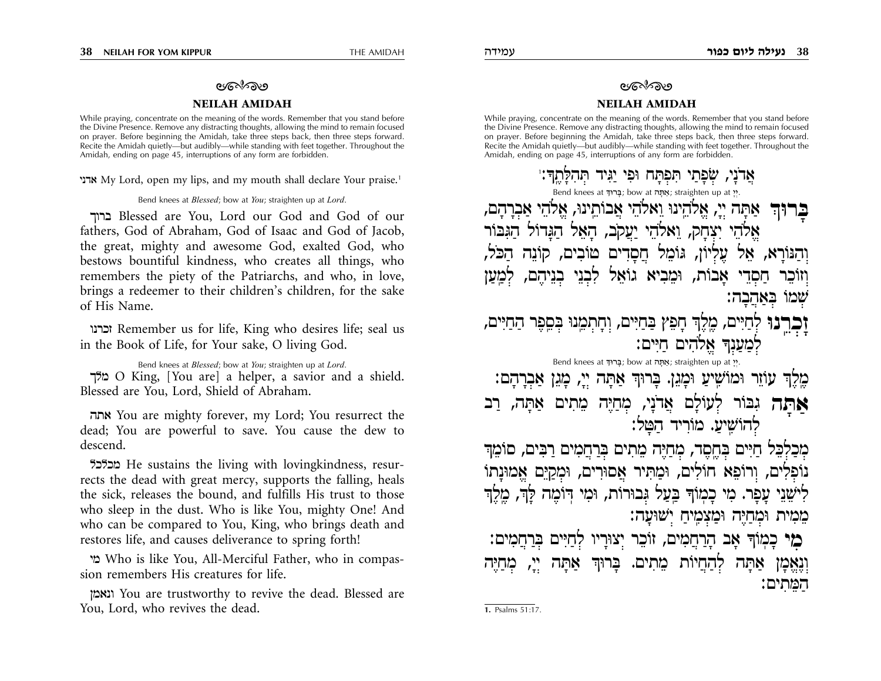## NEILAH AMIDAH

While praying, concentrate on the meaning of the words. Remember that you stand before the Divine Presence. Remove any distracting thoughts, allowing the mind to remain focused on prayer. Before beginning the Amidah, take three steps back, then three steps forward. Recite the Amidah quietly—but audibly—while standing with feet together. Throughout the Amidah, ending on page 45, interruptions of any form are forbidden.

אדני My Lord, open my lips, and my mouth shall declare Your praise.[1]

*Bend knees at Blessed; bow at You; straighten up at Lord.*

ברוך Blessed are You, Lord our God and God of our fathers, God of Abraham, God of Isaac and God of Jacob, the great, mighty and awesome God, exalted God, who bestows bountiful kindness, who creates all things, who remembers the piety of the Patriarchs, and who, in love, brings a redeemer to their children's children, for the sake of His Name.

זכרנו Remember us for life, King who desires life; seal us in the Book of Life, for Your sake, O living God.

*Bend knees at Blessed; bow at You; straighten up at Lord.*

מלך O King, [You are] a helper, a savior and a shield. Blessed are You, Lord, Shield of Abraham.

אתה You are mighty forever, my Lord; You resurrect the dead; You are powerful to save. You cause the dew to descend.

מכלכל He sustains the living with lovingkindness, resurrects the dead with great mercy, supports the falling, heals the sick, releases the bound, and fulfills His trust to those who sleep in the dust. Who is like You, mighty One! And who can be compared to You, King, who brings death and restores life, and causes deliverance to spring forth!

מי Who is like You, All-Merciful Father, who in compassion remembers His creatures for life.

ונאמן You are trustworthy to revive the dead. Blessed are You, Lord, who revives the dead.

## NEILAH AMIDAH

While praying, concentrate on the meaning of the words. Remember that you stand before the Divine Presence. Remove any distracting thoughts, allowing the mind to remain focused on prayer. Before beginning the Amidah, take three steps back, then three steps forward. Recite the Amidah quietly—but audibly—while standing with feet together. Throughout the Amidah, ending on page 45, interruptions of any form are forbidden.

אֲדֹנָי, שְׂפָתַי תִּפְתָּח וּפִי יַגִּיד תְּהִלָּתֶךָ:[1]

*Bend knees at* בָּרוּךְ*; bow at* אַתָּה*; straighten up at* יְיָ.

**בָּרוּךְ** אַתָּה יְיָ, אֱלֹהֵינוּ וֵאלֹהֵי אֲבוֹתֵינוּ, אֱלֹהֵי אַבְרָהָם, אֱלֹהֵי יִצְחָק, וֵאלֹהֵי יַעֲקֹב, הָאֵל הַגָּדוֹל הַגִּבּוֹר וְהַנּוֹרָא, אֵל עֶלְיוֹן, גּוֹמֵל חֲסָדִים טוֹבִים, קוֹנֵה הַכֹּל, וְזוֹכֵר חַסְדֵי אָבוֹת, וּמֵבִיא גוֹאֵל לִבְנֵי בְנֵיהֶם, לְמַעַן שְׁמוֹ בְּאַהֲבָה:

**זָכְרֵנוּ** לְחַיִּים, מֶלֶךְ חָפֵץ בַּחַיִּים, וְחָתְמֵנוּ בְּסֵפֶר הַחַיִּים, לְמַעַנְךָ אֱלֹהִים חַיִּים:

*Bend knees at* בָּרוּךְ*; bow at* אַתָּה*; straighten up at* יְיָ.

מֶלֶךְ עוֹזֵר וּמוֹשִׁיעַ וּמָגֵן. בָּרוּךְ אַתָּה יְיָ, מָגֵן אַבְרָהָם:

**אַתָּה** גִּבּוֹר לְעוֹלָם אֲדֹנָי, מְחַיֶּה מֵתִים אַתָּה, רַב לְהוֹשִׁיעַ. מוֹרִיד הַטָּל:

מְכַלְכֵּל חַיִּים בְּחֶסֶד, מְחַיֵּה מֵתִים בְּרַחֲמִים רַבִּים, סוֹמֵךְ נוֹפְלִים, וְרוֹפֵא חוֹלִים, וּמַתִּיר אֲסוּרִים, וּמְקַיֵּם אֱמוּנָתוֹ לִישֵׁנֵי עָפָר. מִי כָמוֹךָ בַּעַל גְּבוּרוֹת, וּמִי דּוֹמֶה לָּךְ, מֶלֶךְ מֵמִית וּמְחַיֶּה וּמַצְמִיחַ יְשׁוּעָה:

**מִי** כָמוֹךָ אָב הָרַחֲמִים, זוֹכֵר יְצוּרָיו לְחַיִּים בְּרַחֲמִים:

וְנֶאֱמָן אַתָּה לְהַחֲיוֹת מֵתִים. בָּרוּךְ אַתָּה יְיָ, מְחַיֵּה הַמֵּתִים:

1. Psalms 51:17.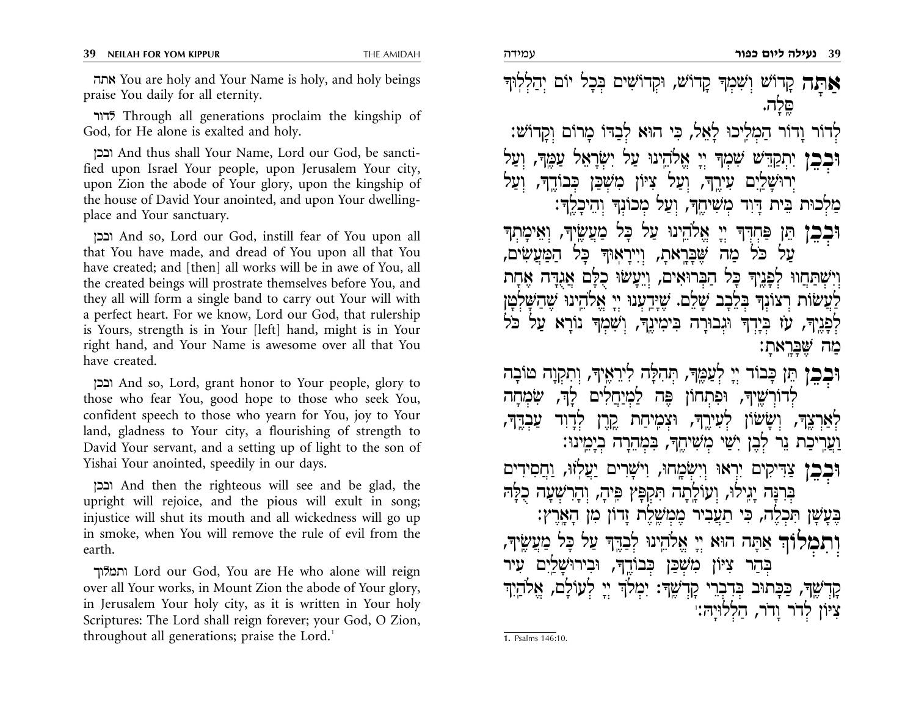אתה You are holy and Your Name is holy, and holy beings praise You daily for all eternity.

לדור Through all generations proclaim the kingship of God, for He alone is exalted and holy.

ובכן And thus shall Your Name, Lord our God, be sanctified upon Israel Your people, upon Jerusalem Your city, upon Zion the abode of Your glory, upon the kingship of the house of David Your anointed, and upon Your dwelling-place and Your sanctuary.

ובכן And so, Lord our God, instill fear of You upon all that You have made, and dread of You upon all that You have created; and [then] all works will be in awe of You, all the created beings will prostrate themselves before You, and they all will form a single band to carry out Your will with a perfect heart. For we know, Lord our God, that rulership is Yours, strength is in Your [left] hand, might is in Your right hand, and Your Name is awesome over all that You have created.

ובכן And so, Lord, grant honor to Your people, glory to those who fear You, good hope to those who seek You, confident speech to those who yearn for You, joy to Your land, gladness to Your city, a flourishing of strength to David Your servant, and a setting up of light to the son of Yishai Your anointed, speedily in our days.

ובכן And then the righteous will see and be glad, the upright will rejoice, and the pious will exult in song; injustice will shut its mouth and all wickedness will go up in smoke, when You will remove the rule of evil from the earth.

ותמלוך Lord our God, You are He who alone will reign over all Your works, in Mount Zion the abode of Your glory, in Jerusalem Your holy city, as it is written in Your holy Scriptures: The Lord shall reign forever; your God, O Zion, throughout all generations; praise the Lord.[1]

**אַתָּה** קָדוֹשׁ וְשִׁמְךָ קָדוֹשׁ, וּקְדוֹשִׁים בְּכָל יוֹם יְהַלְלוּךָ סֶּלָה.

לְדוֹר וָדוֹר הַמְלִיכוּ לָאֵל, כִּי הוּא לְבַדּוֹ מָרוֹם וְקָדוֹשׁ:

**וּבְכֵן** יִתְקַדֵּשׁ שִׁמְךָ יְיָ אֱלֹהֵינוּ עַל יִשְׂרָאֵל עַמֶּךָ, וְעַל יְרוּשָׁלַיִם עִירֶךָ, וְעַל צִיּוֹן מִשְׁכַּן כְּבוֹדֶךָ, וְעַל מַלְכוּת בֵּית דָּוִד מְשִׁיחֶךָ, וְעַל מְכוֹנְךָ וְהֵיכָלֶךָ:

**וּבְכֵן** תֵּן פַּחְדְּךָ יְיָ אֱלֹהֵינוּ עַל כָּל מַעֲשֶׂיךָ, וְאֵימָתְךָ עַל כֹּל מַה שֶּׁבָּרָאתָ, וְיִירָאוּךָ כָּל הַמַּעֲשִׂים, וְיִשְׁתַּחֲווּ לְפָנֶיךָ כָּל הַבְּרוּאִים, וְיֵעָשׂוּ כֻלָּם אֲגֻדָּה אַחַת לַעֲשׂוֹת רְצוֹנְךָ בְּלֵבָב שָׁלֵם. שֶׁיָּדַעְנוּ יְיָ אֱלֹהֵינוּ שֶׁהַשָּׁלְטָן לְפָנֶיךָ, עֹז בְּיָדְךָ וּגְבוּרָה בִּימִינֶךָ, וְשִׁמְךָ נוֹרָא עַל כֹּל מַה שֶּׁבָּרָאתָ:

**וּבְכֵן** תֵּן כָּבוֹד יְיָ לְעַמֶּךָ, תְּהִלָּה לִירֵאֶיךָ, וְתִקְוָה טוֹבָה לְדוֹרְשֶׁיךָ, וּפִתְחוֹן פֶּה לַמְיַחֲלִים לָךְ, שִׂמְחָה לְאַרְצֶךָ, וְשָׂשׂוֹן לְעִירֶךָ, וּצְמִיחַת קֶרֶן לְדָוִד עַבְדֶּךָ, וַעֲרִיכַת נֵר לְבֶן יִשַׁי מְשִׁיחֶךָ, בִּמְהֵרָה בְיָמֵינוּ:

**וּבְכֵן** צַדִּיקִים יִרְאוּ וְיִשְׂמָחוּ, וִישָׁרִים יַעֲלֹזוּ, וַחֲסִידִים בְּרִנָּה יָגִילוּ, וְעוֹלָתָה תִּקְפָּץ פִּיהָ, וְהָרִשְׁעָה כֻלָּהּ בְּעָשָׁן תִּכְלֶה, כִּי תַעֲבִיר מֶמְשֶׁלֶת זָדוֹן מִן הָאָרֶץ:

**וְתִמְלוֹךְ** אַתָּה הוּא יְיָ אֱלֹהֵינוּ לְבַדֶּךָ עַל כָּל מַעֲשֶׂיךָ, בְּהַר צִיּוֹן מִשְׁכַּן כְּבוֹדֶךָ, וּבִירוּשָׁלַיִם עִיר קָדְשֶׁךָ, כַּכָּתוּב בְּדִבְרֵי קָדְשֶׁךָ: יִמְלֹךְ יְיָ לְעוֹלָם, אֱלֹהַיִךְ צִיּוֹן לְדֹר וָדֹר, הַלְלוּיָהּ:

---

1. Psalms 146:10.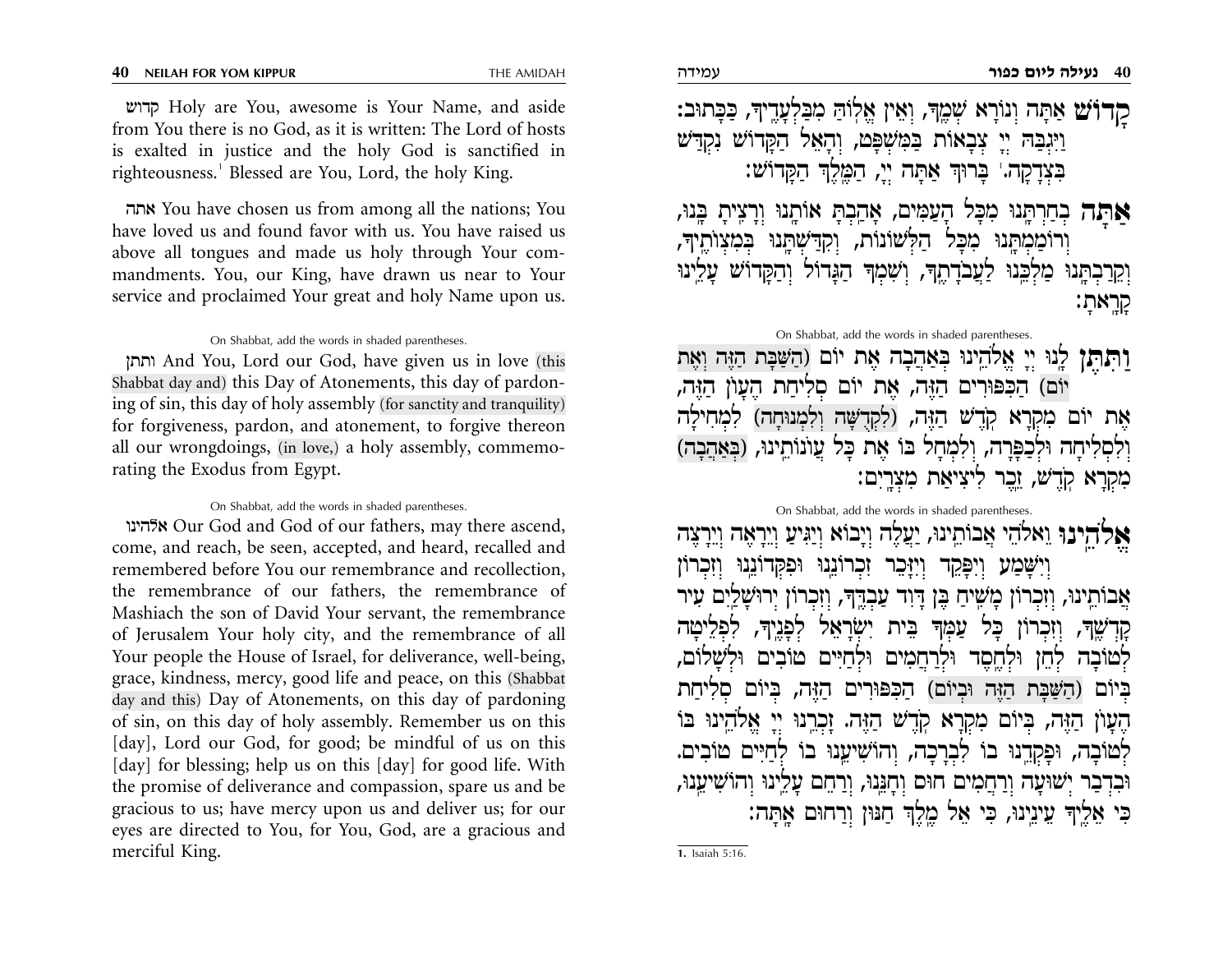קדוש Holy are You, awesome is Your Name, and aside from You there is no God, as it is written: The Lord of hosts is exalted in justice and the holy God is sanctified in righteousness.[1] Blessed are You, Lord, the holy King.

אתה You have chosen us from among all the nations; You have loved us and found favor with us. You have raised us above all tongues and made us holy through Your commandments. You, our King, have drawn us near to Your service and proclaimed Your great and holy Name upon us.

On Shabbat, add the words in shaded parentheses.

ותתן And You, Lord our God, have given us in love (this Shabbat day and) this Day of Atonements, this day of pardoning of sin, this day of holy assembly (for sanctity and tranquility) for forgiveness, pardon, and atonement, to forgive thereon all our wrongdoings, (in love,) a holy assembly, commemorating the Exodus from Egypt.

On Shabbat, add the words in shaded parentheses.

אלהינו Our God and God of our fathers, may there ascend, come, and reach, be seen, accepted, and heard, recalled and remembered before You our remembrance and recollection, the remembrance of our fathers, the remembrance of Mashiach the son of David Your servant, the remembrance of Jerusalem Your holy city, and the remembrance of all Your people the House of Israel, for deliverance, well-being, grace, kindness, mercy, good life and peace, on this (Shabbat day and this) Day of Atonements, on this day of pardoning of sin, on this day of holy assembly. Remember us on this [day], Lord our God, for good; be mindful of us on this [day] for blessing; help us on this [day] for good life. With the promise of deliverance and compassion, spare us and be gracious to us; have mercy upon us and deliver us; for our eyes are directed to You, for You, God, are a gracious and merciful King.

קָדוֹשׁ אַתָּה וְנוֹרָא שְׁמֶךָ, וְאֵין אֱלוֹהַּ מִבַּלְעָדֶיךָ, כַּכָּתוּב: וַיִּגְבַּהּ יְיָ צְבָאוֹת בַּמִּשְׁפָּט, וְהָאֵל הַקָּדוֹשׁ נִקְדַּשׁ בִּצְדָקָה.[1] בָּרוּךְ אַתָּה יְיָ, הַמֶּלֶךְ הַקָּדוֹשׁ:

אַתָּה בְחַרְתָּנוּ מִכָּל הָעַמִּים, אָהַבְתָּ אוֹתָנוּ וְרָצִיתָ בָּנוּ, וְרוֹמַמְתָּנוּ מִכָּל הַלְּשׁוֹנוֹת, וְקִדַּשְׁתָּנוּ בְּמִצְוֹתֶיךָ, וְקֵרַבְתָּנוּ מַלְכֵּנוּ לַעֲבוֹדָתֶךָ, וְשִׁמְךָ הַגָּדוֹל וְהַקָּדוֹשׁ עָלֵינוּ קָרָאתָ:

On Shabbat, add the words in shaded parentheses.

וַתִּתֶּן לָנוּ יְיָ אֱלֹהֵינוּ בְּאַהֲבָה אֶת יוֹם (הַשַּׁבָּת הַזֶּה וְאֶת יוֹם) הַכִּפּוּרִים הַזֶּה, אֶת יוֹם סְלִיחַת הֶעָוֹן הַזֶּה, אֶת יוֹם מִקְרָא קֹדֶשׁ הַזֶּה, (לִקְדֻשָּׁה וְלִמְנוּחָה) לִמְחִילָה וְלִסְלִיחָה וּלְכַפָּרָה, וְלִמְחָל בּוֹ אֶת כָּל עֲוֹנוֹתֵינוּ, (בְּאַהֲבָה) מִקְרָא קֹדֶשׁ, זֵכֶר לִיצִיאַת מִצְרָיִם:

On Shabbat, add the words in shaded parentheses.

אֱלֹהֵינוּ וֵאלֹהֵי אֲבוֹתֵינוּ, יַעֲלֶה וְיָבוֹא וְיַגִּיעַ וְיֵרָאֶה וְיֵרָצֶה וְיִשָּׁמַע וְיִפָּקֵד וְיִזָּכֵר זִכְרוֹנֵנוּ וּפִקְדוֹנֵנוּ וְזִכְרוֹן אֲבוֹתֵינוּ, וְזִכְרוֹן מָשִׁיחַ בֶּן דָּוִד עַבְדֶּךָ, וְזִכְרוֹן יְרוּשָׁלַיִם עִיר קָדְשֶׁךָ, וְזִכְרוֹן כָּל עַמְּךָ בֵּית יִשְׂרָאֵל לְפָנֶיךָ, לִפְלֵיטָה לְטוֹבָה לְחֵן וּלְחֶסֶד וּלְרַחֲמִים וּלְחַיִּים טוֹבִים וּלְשָׁלוֹם, בְּיוֹם (הַשַּׁבָּת הַזֶּה וּבְיוֹם) הַכִּפּוּרִים הַזֶּה, בְּיוֹם סְלִיחַת הֶעָוֹן הַזֶּה, בְּיוֹם מִקְרָא קֹדֶשׁ הַזֶּה. זָכְרֵנוּ יְיָ אֱלֹהֵינוּ בּוֹ לְטוֹבָה, וּפָקְדֵנוּ בוֹ לִבְרָכָה, וְהוֹשִׁיעֵנוּ בוֹ לְחַיִּים טוֹבִים. וּבִדְבַר יְשׁוּעָה וְרַחֲמִים חוּס וְחָנֵּנוּ, וְרַחֵם עָלֵינוּ וְהוֹשִׁיעֵנוּ, כִּי אֵלֶיךָ עֵינֵינוּ, כִּי אֵל מֶלֶךְ חַנּוּן וְרַחוּם אָתָּה:

1. Isaiah 5:16.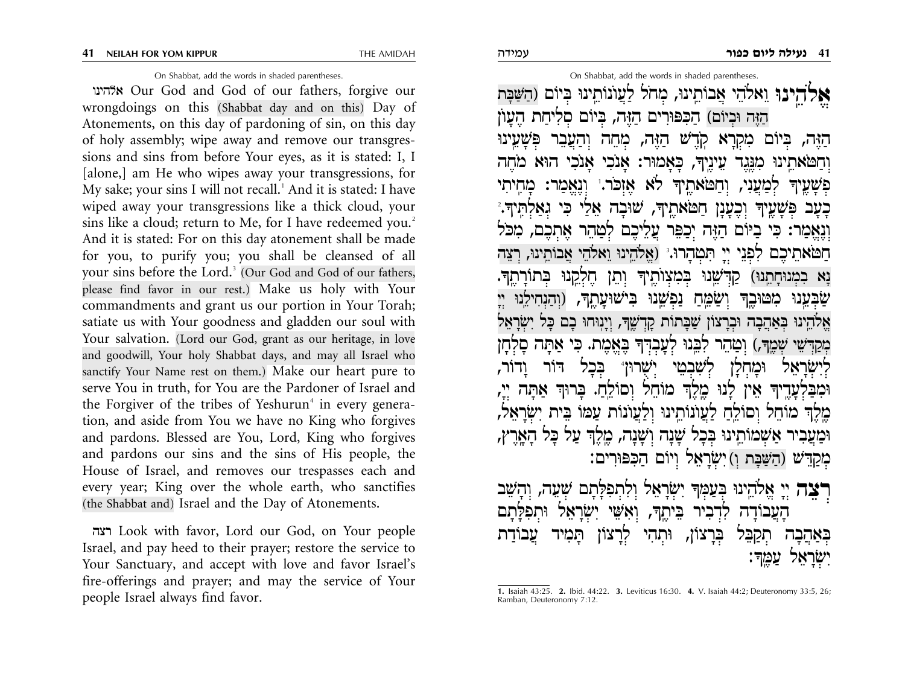On Shabbat, add the words in shaded parentheses.

אלהינו Our God and God of our fathers, forgive our wrongdoings on this (Shabbat day and on this) Day of Atonements, on this day of pardoning of sin, on this day of holy assembly; wipe away and remove our transgressions and sins from before Your eyes, as it is stated: I, I [alone,] am He who wipes away your transgressions, for My sake; your sins I will not recall.[1] And it is stated: I have wiped away your transgressions like a thick cloud, your sins like a cloud; return to Me, for I have redeemed you.[2] And it is stated: For on this day atonement shall be made for you, to purify you; you shall be cleansed of all your sins before the Lord.[3] (Our God and God of our fathers, please find favor in our rest.) Make us holy with Your commandments and grant us our portion in Your Torah; satiate us with Your goodness and gladden our soul with Your salvation. (Lord our God, grant as our heritage, in love and goodwill, Your holy Shabbat days, and may all Israel who sanctify Your Name rest on them.) Make our heart pure to serve You in truth, for You are the Pardoner of Israel and the Forgiver of the tribes of Yeshurun[4] in every generation, and aside from You we have no King who forgives and pardons. Blessed are You, Lord, King who forgives and pardons our sins and the sins of His people, the House of Israel, and removes our trespasses each and every year; King over the whole earth, who sanctifies (the Shabbat and) Israel and the Day of Atonements.

רצה Look with favor, Lord our God, on Your people Israel, and pay heed to their prayer; restore the service to Your Sanctuary, and accept with love and favor Israel's fire-offerings and prayer; and may the service of Your people Israel always find favor.

On Shabbat, add the words in shaded parentheses.

**אֱלֹהֵינוּ** וֵאלֹהֵי אֲבוֹתֵינוּ, מְחֹל לַעֲוֹנוֹתֵינוּ בְּיוֹם (הַשַּׁבָּת הַזֶּה וּבְיוֹם) הַכִּפּוּרִים הַזֶּה, בְּיוֹם סְלִיחַת הֶעָוֹן הַזֶּה, בְּיוֹם מִקְרָא קֹדֶשׁ הַזֶּה, מְחֵה וְהַעֲבֵר פְּשָׁעֵינוּ וְחַטֹּאתֵינוּ מִנֶּגֶד עֵינֶיךָ, כָּאָמוּר: אָנֹכִי אָנֹכִי הוּא מֹחֶה פְשָׁעֶיךָ לְמַעֲנִי, וְחַטֹּאתֶיךָ לֹא אֶזְכֹּר.[1] וְנֶאֱמַר: מָחִיתִי כָעָב פְּשָׁעֶיךָ וְכֶעָנָן חַטֹּאתֶיךָ, שׁוּבָה אֵלַי כִּי גְאַלְתִּיךָ.[2] וְנֶאֱמַר: כִּי בַיּוֹם הַזֶּה יְכַפֵּר עֲלֵיכֶם לְטַהֵר אֶתְכֶם, מִכֹּל חַטֹּאתֵיכֶם לִפְנֵי יְיָ תִּטְהָרוּ.[3] (אֱלֹהֵינוּ וֵאלֹהֵי אֲבוֹתֵינוּ, רְצֵה נָא בִמְנוּחָתֵנוּ) קַדְּשֵׁנוּ בְּמִצְוֹתֶיךָ וְתֵן חֶלְקֵנוּ בְּתוֹרָתֶךָ. שַׂבְּעֵנוּ מִטּוּבֶךָ וְשַׂמַּח נַפְשֵׁנוּ בִּישׁוּעָתֶךָ, (וְהַנְחִילֵנוּ יְיָ אֱלֹהֵינוּ בְּאַהֲבָה וּבְרָצוֹן שַׁבְּתוֹת קָדְשֶׁךָ, וְיָנוּחוּ בָם כָּל יִשְׂרָאֵל מְקַדְּשֵׁי שְׁמֶךָ,) וְטַהֵר לִבֵּנוּ לְעָבְדְּךָ בֶּאֱמֶת. כִּי אַתָּה סָלְחָן לְיִשְׂרָאֵל וּמָחֳלָן לְשִׁבְטֵי יְשֻׁרוּן[4] בְּכָל דּוֹר וָדוֹר, וּמִבַּלְעָדֶיךָ אֵין לָנוּ מֶלֶךְ מוֹחֵל וְסוֹלֵחַ. בָּרוּךְ אַתָּה יְיָ, מֶלֶךְ מוֹחֵל וְסוֹלֵחַ לַעֲוֹנוֹתֵינוּ וְלַעֲוֹנוֹת עַמּוֹ בֵּית יִשְׂרָאֵל, וּמַעֲבִיר אַשְׁמוֹתֵינוּ בְּכָל שָׁנָה וְשָׁנָה, מֶלֶךְ עַל כָּל הָאָרֶץ, מְקַדֵּשׁ (הַשַּׁבָּת וְ) יִשְׂרָאֵל וְיוֹם הַכִּפּוּרִים:

**רְצֵה** יְיָ אֱלֹהֵינוּ בְּעַמְּךָ יִשְׂרָאֵל וְלִתְפִלָּתָם שְׁעֵה, וְהָשֵׁב הָעֲבוֹדָה לִדְבִיר בֵּיתֶךָ, וְאִשֵּׁי יִשְׂרָאֵל וּתְפִלָּתָם בְּאַהֲבָה תְקַבֵּל בְּרָצוֹן, וּתְהִי לְרָצוֹן תָּמִיד עֲבוֹדַת יִשְׂרָאֵל עַמֶּךָ:

---

**1.** Isaiah 43:25. **2.** Ibid. 44:22. **3.** Leviticus 16:30. **4.** V. Isaiah 44:2; Deuteronomy 33:5, 26; Ramban, Deuteronomy 7:12.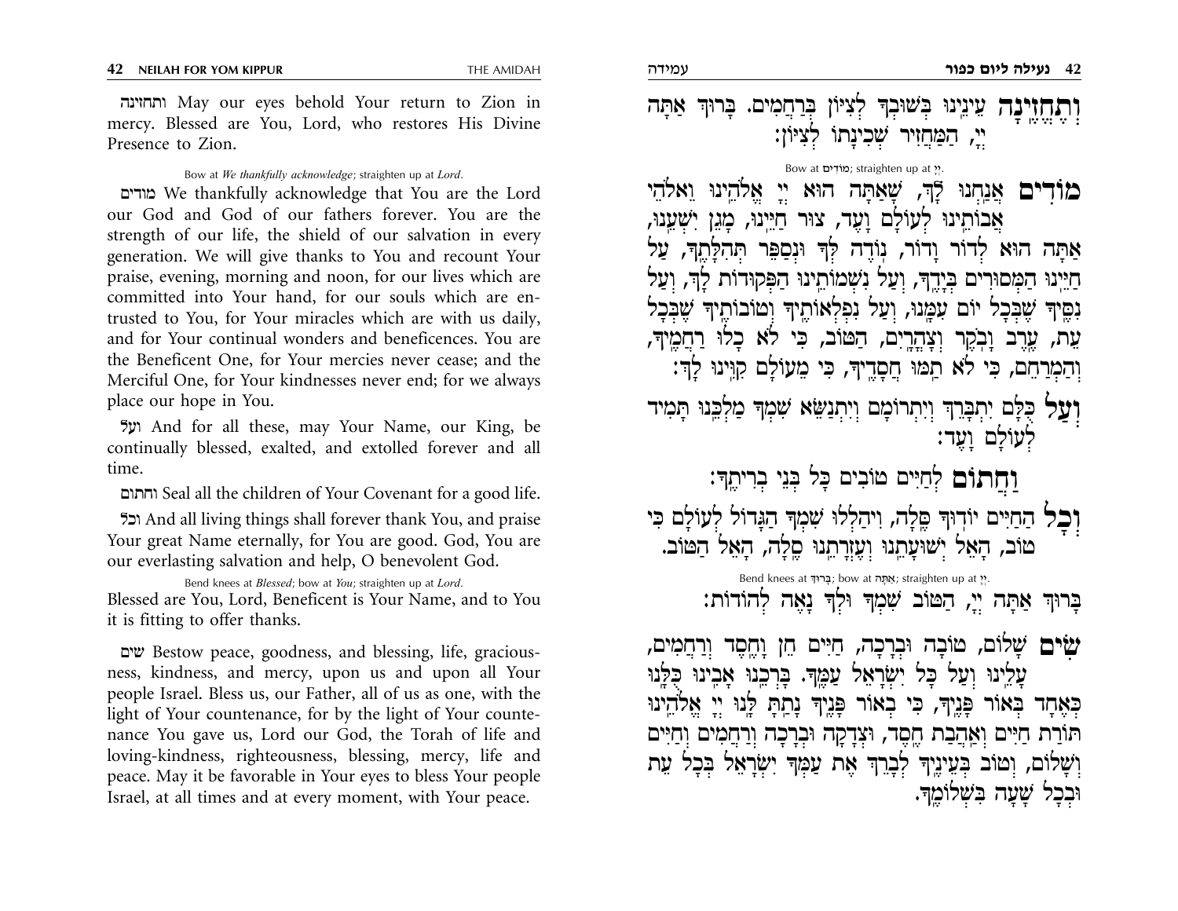ותחזינה May our eyes behold Your return to Zion in mercy. Blessed are You, Lord, who restores His Divine Presence to Zion.

Bow at *We thankfully acknowledge*; straighten up at *Lord*.

מודים We thankfully acknowledge that You are the Lord our God and God of our fathers forever. You are the strength of our life, the shield of our salvation in every generation. We will give thanks to You and recount Your praise, evening, morning and noon, for our lives which are committed into Your hand, for our souls which are entrusted to You, for Your miracles which are with us daily, and for Your continual wonders and beneficences. You are the Beneficent One, for Your mercies never cease; and the Merciful One, for Your kindnesses never end; for we always place our hope in You.

ועל And for all these, may Your Name, our King, be continually blessed, exalted, and extolled forever and all time.

וחתום Seal all the children of Your Covenant for a good life.

וכל And all living things shall forever thank You, and praise Your great Name eternally, for You are good. God, You are our everlasting salvation and help, O benevolent God.

Bend knees at *Blessed*; bow at *You*; straighten up at *Lord*.

Blessed are You, Lord, Beneficent is Your Name, and to You it is fitting to offer thanks.

שים Bestow peace, goodness, and blessing, life, graciousness, kindness, and mercy, upon us and upon all Your people Israel. Bless us, our Father, all of us as one, with the light of Your countenance, for by the light of Your countenance You gave us, Lord our God, the Torah of life and loving-kindness, righteousness, blessing, mercy, life and peace. May it be favorable in Your eyes to bless Your people Israel, at all times and at every moment, with Your peace.

**וְתֶחֱזֶינָה** עֵינֵינוּ בְּשׁוּבְךָ לְצִיּוֹן בְּרַחֲמִים. בָּרוּךְ אַתָּה יְיָ, הַמַּחֲזִיר שְׁכִינָתוֹ לְצִיּוֹן:

Bow at מוֹדִים; straighten up at יְיָ.

**מוֹדִים** אֲנַחְנוּ לָךְ, שָׁאַתָּה הוּא יְיָ אֱלֹהֵינוּ וֵאלֹהֵי אֲבוֹתֵינוּ לְעוֹלָם וָעֶד, צוּר חַיֵּינוּ, מָגֵן יִשְׁעֵנוּ, אַתָּה הוּא לְדוֹר וָדוֹר, נוֹדֶה לְּךָ וּנְסַפֵּר תְּהִלָּתֶךָ, עַל חַיֵּינוּ הַמְּסוּרִים בְּיָדֶךָ, וְעַל נִשְׁמוֹתֵינוּ הַפְּקוּדוֹת לָךְ, וְעַל נִסֶּיךָ שֶׁבְּכָל יוֹם עִמָּנוּ, וְעַל נִפְלְאוֹתֶיךָ וְטוֹבוֹתֶיךָ שֶׁבְּכָל עֵת, עֶרֶב וָבֹקֶר וְצָהֳרָיִם, הַטּוֹב, כִּי לֹא כָלוּ רַחֲמֶיךָ, וְהַמְרַחֵם, כִּי לֹא תַמּוּ חֲסָדֶיךָ, כִּי מֵעוֹלָם קִוִּינוּ לָךְ:

**וְעַל** כֻּלָּם יִתְבָּרַךְ וְיִתְרוֹמַם וְיִתְנַשֵּׂא שִׁמְךָ מַלְכֵּנוּ תָּמִיד לְעוֹלָם וָעֶד:

**וַחֲתוֹם** לְחַיִּים טוֹבִים כָּל בְּנֵי בְרִיתֶךָ:

**וְכָל** הַחַיִּים יוֹדוּךָ סֶּלָה, וִיהַלְלוּ שִׁמְךָ הַגָּדוֹל לְעוֹלָם כִּי טוֹב, הָאֵל יְשׁוּעָתֵנוּ וְעֶזְרָתֵנוּ סֶלָה, הָאֵל הַטּוֹב.

Bend knees at בָּרוּךְ; bow at אַתָּה; straighten up at יְיָ.

בָּרוּךְ אַתָּה יְיָ, הַטּוֹב שִׁמְךָ וּלְךָ נָאֶה לְהוֹדוֹת:

**שִׂים** שָׁלוֹם, טוֹבָה וּבְרָכָה, חַיִּים חֵן וָחֶסֶד וְרַחֲמִים, עָלֵינוּ וְעַל כָּל יִשְׂרָאֵל עַמֶּךָ. בָּרְכֵנוּ אָבִינוּ כֻּלָּנוּ כְּאֶחָד בְּאוֹר פָּנֶיךָ, כִּי בְאוֹר פָּנֶיךָ נָתַתָּ לָּנוּ יְיָ אֱלֹהֵינוּ תּוֹרַת חַיִּים וְאַהֲבַת חֶסֶד, וּצְדָקָה וּבְרָכָה וְרַחֲמִים וְחַיִּים וְשָׁלוֹם, וְטוֹב בְּעֵינֶיךָ לְבָרֵךְ אֶת עַמְּךָ יִשְׂרָאֵל בְּכָל עֵת וּבְכָל שָׁעָה בִּשְׁלוֹמֶךָ.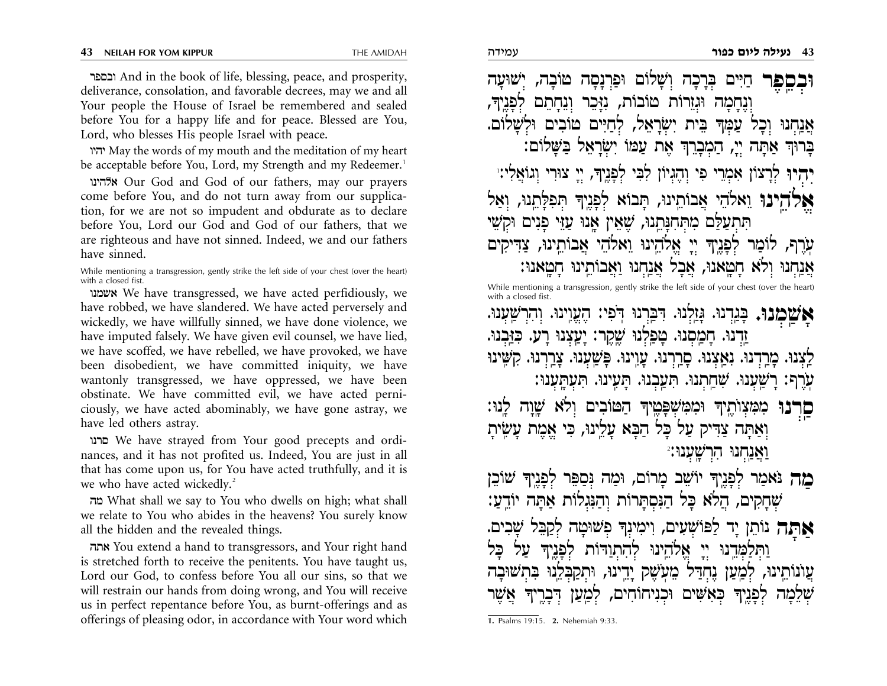ובספר And in the book of life, blessing, peace, and prosperity, deliverance, consolation, and favorable decrees, may we and all Your people the House of Israel be remembered and sealed before You for a happy life and for peace. Blessed are You, Lord, who blesses His people Israel with peace.

יהיו May the words of my mouth and the meditation of my heart be acceptable before You, Lord, my Strength and my Redeemer.[1]

אלהינו Our God and God of our fathers, may our prayers come before You, and do not turn away from our supplication, for we are not so impudent and obdurate as to declare before You, Lord our God and God of our fathers, that we are righteous and have not sinned. Indeed, we and our fathers have sinned.

While mentioning a transgression, gently strike the left side of your chest (over the heart) with a closed fist.

אשמנו We have transgressed, we have acted perfidiously, we have robbed, we have slandered. We have acted perversely and wickedly, we have willfully sinned, we have done violence, we have imputed falsely. We have given evil counsel, we have lied, we have scoffed, we have rebelled, we have provoked, we have been disobedient, we have committed iniquity, we have wantonly transgressed, we have oppressed, we have been obstinate. We have committed evil, we have acted perniciously, we have acted abominably, we have gone astray, we have led others astray.

סרנו We have strayed from Your good precepts and ordinances, and it has not profited us. Indeed, You are just in all that has come upon us, for You have acted truthfully, and it is we who have acted wickedly.[2]

מה What shall we say to You who dwells on high; what shall we relate to You who abides in the heavens? You surely know all the hidden and the revealed things.

אתה You extend a hand to transgressors, and Your right hand is stretched forth to receive the penitents. You have taught us, Lord our God, to confess before You all our sins, so that we will restrain our hands from doing wrong, and You will receive us in perfect repentance before You, as burnt-offerings and as offerings of pleasing odor, in accordance with Your word which

**וּבְסֵפֶר** חַיִּים בְּרָכָה וְשָׁלוֹם וּפַרְנָסָה טוֹבָה, יְשׁוּעָה וְנֶחָמָה וּגְזֵרוֹת טוֹבוֹת, נִזָּכֵר וְנֵחָתֵם לְפָנֶיךָ, אֲנַחְנוּ וְכָל עַמְּךָ בֵּית יִשְׂרָאֵל, לְחַיִּים טוֹבִים וּלְשָׁלוֹם. בָּרוּךְ אַתָּה יְיָ, הַמְבָרֵךְ אֶת עַמּוֹ יִשְׂרָאֵל בַּשָּׁלוֹם:

**יִהְיוּ** לְרָצוֹן אִמְרֵי פִי וְהֶגְיוֹן לִבִּי לְפָנֶיךָ, יְיָ צוּרִי וְגוֹאֲלִי:[1]

**אֱלֹהֵינוּ** וֵאלֹהֵי אֲבוֹתֵינוּ, תָּבוֹא לְפָנֶיךָ תְּפִלָּתֵנוּ, וְאַל תִּתְעַלַּם מִתְּחִנָּתֵנוּ, שֶׁאֵין אָנוּ עַזֵּי פָנִים וּקְשֵׁי עֹרֶף, לוֹמַר לְפָנֶיךָ יְיָ אֱלֹהֵינוּ וֵאלֹהֵי אֲבוֹתֵינוּ, צַדִּיקִים אֲנַחְנוּ וְלֹא חָטָאנוּ, אֲבָל אֲנַחְנוּ וַאֲבוֹתֵינוּ חָטָאנוּ:

While mentioning a transgression, gently strike the left side of your chest (over the heart) with a closed fist.

**אָשַׁמְנוּ.** בָּגַדְנוּ. גָּזַלְנוּ. דִּבַּרְנוּ דֹפִי: הֶעֱוִינוּ. וְהִרְשַׁעְנוּ. זַדְנוּ. חָמַסְנוּ. טָפַלְנוּ שֶׁקֶר: יָעַצְנוּ רָע. כִּזַּבְנוּ. לַצְנוּ. מָרַדְנוּ. נִאַצְנוּ. סָרַרְנוּ. עָוִינוּ. פָּשַׁעְנוּ. צָרַרְנוּ. קִשִּׁינוּ עֹרֶף: רָשַׁעְנוּ. שִׁחַתְנוּ. תִּעַבְנוּ. תָּעִינוּ. תִּעְתָּעְנוּ:

**סַרְנוּ** מִמִּצְוֹתֶיךָ וּמִמִּשְׁפָּטֶיךָ הַטּוֹבִים וְלֹא שָׁוָה לָנוּ: וְאַתָּה צַדִּיק עַל כָּל הַבָּא עָלֵינוּ, כִּי אֱמֶת עָשִׂיתָ וַאֲנַחְנוּ הִרְשָׁעְנוּ:[2]

**מַה** נֹּאמַר לְפָנֶיךָ יוֹשֵׁב מָרוֹם, וּמַה נְּסַפֵּר לְפָנֶיךָ שׁוֹכֵן שְׁחָקִים, הֲלֹא כָּל הַנִּסְתָּרוֹת וְהַנִּגְלוֹת אַתָּה יוֹדֵעַ:

**אַתָּה** נוֹתֵן יָד לְפוֹשְׁעִים, וִימִינְךָ פְשׁוּטָה לְקַבֵּל שָׁבִים. וַתְּלַמְּדֵנוּ יְיָ אֱלֹהֵינוּ לְהִתְוַדּוֹת לְפָנֶיךָ עַל כָּל עֲוֹנוֹתֵינוּ, לְמַעַן נֶחְדַּל מֵעֹשֶׁק יָדֵינוּ, וּתְקַבְּלֵנוּ בִּתְשׁוּבָה שְׁלֵמָה לְפָנֶיךָ כְּאִשִּׁים וּכְנִיחוֹחִים, לְמַעַן דְּבָרֶיךָ אֲשֶׁר

1. Psalms 19:15. 2. Nehemiah 9:33.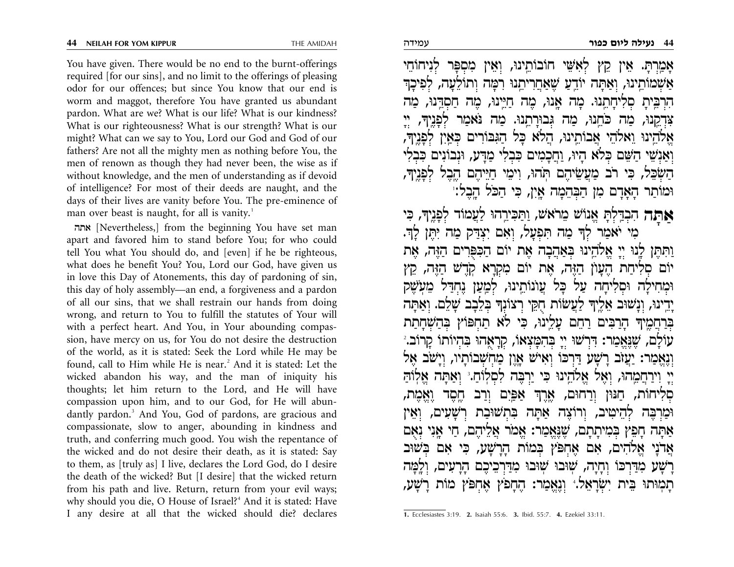You have given. There would be no end to the burnt-offerings required [for our sins], and no limit to the offerings of pleasing odor for our offences; but since You know that our end is worm and maggot, therefore You have granted us abundant pardon. What are we? What is our life? What is our kindness? What is our righteousness? What is our strength? What is our might? What can we say to You, Lord our God and God of our fathers? Are not all the mighty men as nothing before You, the men of renown as though they had never been, the wise as if without knowledge, and the men of understanding as if devoid of intelligence? For most of their deeds are naught, and the days of their lives are vanity before You. The pre-eminence of man over beast is naught, for all is vanity.[1]

אתה [Nevertheless,] from the beginning You have set man apart and favored him to stand before You; for who could tell You what You should do, and [even] if he be righteous, what does he benefit You? You, Lord our God, have given us in love this Day of Atonements, this day of pardoning of sin, this day of holy assembly—an end, a forgiveness and a pardon of all our sins, that we shall restrain our hands from doing wrong, and return to You to fulfill the statutes of Your will with a perfect heart. And You, in Your abounding compassion, have mercy on us, for You do not desire the destruction of the world, as it is stated: Seek the Lord while He may be found, call to Him while He is near.[2] And it is stated: Let the wicked abandon his way, and the man of iniquity his thoughts; let him return to the Lord, and He will have compassion upon him, and to our God, for He will abundantly pardon.[3] And You, God of pardons, are gracious and compassionate, slow to anger, abounding in kindness and truth, and conferring much good. You wish the repentance of the wicked and do not desire their death, as it is stated: Say to them, as [truly as] I live, declares the Lord God, do I desire the death of the wicked? But [I desire] that the wicked return from his path and live. Return, return from your evil ways; why should you die, O House of Israel?[4] And it is stated: Have I any desire at all that the wicked should die? declares

אָמַרְתָּ. אֵין קֵץ לְאִשֵּׁי חוֹבוֹתֵינוּ, וְאֵין מִסְפָּר לְנִיחוֹחֵי אַשְׁמוֹתֵינוּ, וְאַתָּה יוֹדֵעַ שֶׁאַחֲרִיתֵנוּ רִמָּה וְתוֹלֵעָה, לְפִיכָךְ הִרְבֵּיתָ סְלִיחָתֵנוּ. מָה אָנוּ, מֶה חַיֵּינוּ, מֶה חַסְדֵּנוּ, מַה צִּדְקֵנוּ, מַה כֹּחֵנוּ, מַה גְּבוּרָתֵנוּ. מַה נֹּאמַר לְפָנֶיךָ, יְיָ אֱלֹהֵינוּ וֵאלֹהֵי אֲבוֹתֵינוּ, הֲלֹא כָּל הַגִּבּוֹרִים כְּאַיִן לְפָנֶיךָ, וְאַנְשֵׁי הַשֵּׁם כְּלֹא הָיוּ, וַחֲכָמִים כִּבְלִי מַדָּע, וּנְבוֹנִים כִּבְלִי הַשְׂכֵּל, כִּי רֹב מַעֲשֵׂיהֶם תֹּהוּ, וִימֵי חַיֵּיהֶם הֶבֶל לְפָנֶיךָ, וּמוֹתַר הָאָדָם מִן הַבְּהֵמָה אָיִן, כִּי הַכֹּל הָבֶל:[1]

**אַתָּה** הִבְדַּלְתָּ אֱנוֹשׁ מֵרֹאשׁ, וַתַּכִּירֵהוּ לַעֲמוֹד לְפָנֶיךָ, כִּי מִי יֹאמַר לְךָ מַה תִּפְעָל, וְאִם יִצְדַּק מַה יִּתֶּן לָךְ. וַתִּתֶּן לָנוּ יְיָ אֱלֹהֵינוּ בְּאַהֲבָה אֶת יוֹם הַכִּפֻּרִים הַזֶּה, אֶת יוֹם סְלִיחַת הֶעָוֹן הַזֶּה, אֶת יוֹם מִקְרָא קֹדֶשׁ הַזֶּה, קֵץ וּמְחִילָה וּסְלִיחָה עַל כָּל עֲוֹנוֹתֵינוּ, לְמַעַן נֶחְדַּל מֵעֹשֶׁק יָדֵינוּ, וְנָשׁוּב אֵלֶיךָ לַעֲשׂוֹת חֻקֵּי רְצוֹנְךָ בְּלֵבָב שָׁלֵם. וְאַתָּה בְּרַחֲמֶיךָ הָרַבִּים רַחֵם עָלֵינוּ, כִּי לֹא תַחְפֹּץ בְּהַשְׁחָתַת עוֹלָם, שֶׁנֶּאֱמַר: דִּרְשׁוּ יְיָ בְּהִמָּצְאוֹ, קְרָאֻהוּ בִּהְיוֹתוֹ קָרוֹב.[2] וְנֶאֱמַר: יַעֲזֹב רָשָׁע דַּרְכּוֹ וְאִישׁ אָוֶן מַחְשְׁבוֹתָיו, וְיָשֹׁב אֶל יְיָ וִירַחֲמֵהוּ, וְאֶל אֱלֹהֵינוּ כִּי יַרְבֶּה לִסְלוֹחַ.[3] וְאַתָּה אֱלוֹהַּ סְלִיחוֹת, חַנּוּן וְרַחוּם, אֶרֶךְ אַפַּיִם וְרַב חֶסֶד וֶאֱמֶת, וּמַרְבֶּה לְהֵיטִיב, וְרוֹצֶה אַתָּה בִּתְשׁוּבַת רְשָׁעִים, וְאֵין אַתָּה חָפֵץ בְּמִיתָתָם, שֶׁנֶּאֱמַר: אֱמֹר אֲלֵיהֶם, חַי אָנִי נְאֻם אֲדֹנָי אֱלֹהִים, אִם אֶחְפֹּץ בְּמוֹת הָרָשָׁע, כִּי אִם בְּשׁוּב רָשָׁע מִדַּרְכּוֹ וְחָיָה, שׁוּבוּ שׁוּבוּ מִדַּרְכֵיכֶם הָרָעִים, וְלָמָּה תָמוּתוּ בֵּית יִשְׂרָאֵל.[4] וְנֶאֱמַר: הֶחָפֹץ אֶחְפֹּץ מוֹת רָשָׁע,

1. Ecclesiastes 3:19. 2. Isaiah 55:6. 3. Ibid. 55:7. 4. Ezekiel 33:11.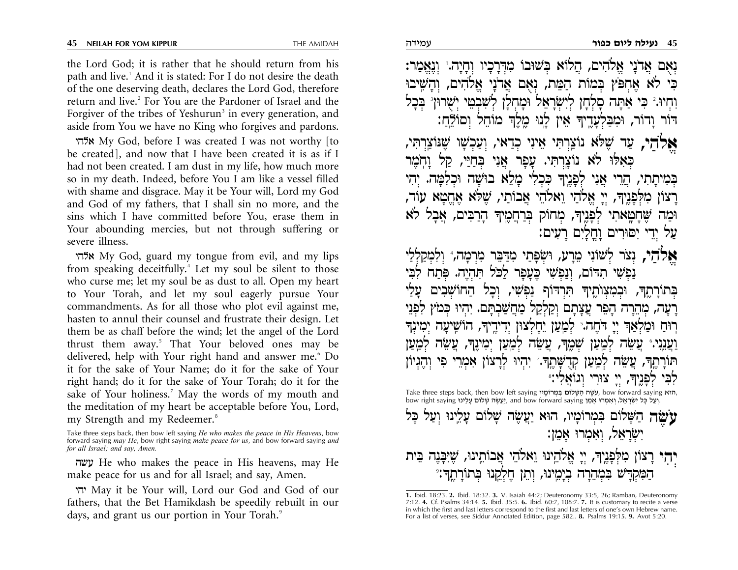the Lord God; it is rather that he should return from his path and live.[1] And it is stated: For I do not desire the death of the one deserving death, declares the Lord God, therefore return and live.[2] For You are the Pardoner of Israel and the Forgiver of the tribes of Yeshurun[3] in every generation, and aside from You we have no King who forgives and pardons.

אלהי My God, before I was created I was not worthy [to be created], and now that I have been created it is as if I had not been created. I am dust in my life, how much more so in my death. Indeed, before You I am like a vessel filled with shame and disgrace. May it be Your will, Lord my God and God of my fathers, that I shall sin no more, and the sins which I have committed before You, erase them in Your abounding mercies, but not through suffering or severe illness.

אלהי My God, guard my tongue from evil, and my lips from speaking deceitfully.[4] Let my soul be silent to those who curse me; let my soul be as dust to all. Open my heart to Your Torah, and let my soul eagerly pursue Your commandments. As for all those who plot evil against me, hasten to annul their counsel and frustrate their design. Let them be as chaff before the wind; let the angel of the Lord thrust them away.[5] That Your beloved ones may be delivered, help with Your right hand and answer me.[6] Do it for the sake of Your Name; do it for the sake of Your right hand; do it for the sake of Your Torah; do it for the sake of Your holiness.[7] May the words of my mouth and the meditation of my heart be acceptable before You, Lord, my Strength and my Redeemer.[8]

*Take three steps back, then bow left saying He who makes the peace in His Heavens, bow forward saying may He, bow right saying make peace for us, and bow forward saying and for all Israel; and say, Amen.*

עשה He who makes the peace in His heavens, may He make peace for us and for all Israel; and say, Amen.

יהי May it be Your will, Lord our God and God of our fathers, that the Bet Hamikdash be speedily rebuilt in our days, and grant us our portion in Your Torah.[9]

נְאֻם אֲדֹנָי אֱלֹהִים, הֲלוֹא בְּשׁוּבוֹ מִדְּרָכָיו וְחָיָה.[1] וְנֶאֱמַר: כִּי לֹא אֶחְפֹּץ בְּמוֹת הַמֵּת, נְאֻם אֲדֹנָי אֱלֹהִים, וְהָשִׁיבוּ וִחְיוּ.[2] כִּי אַתָּה סָלְחָן לְיִשְׂרָאֵל וּמָחֳלָן לְשִׁבְטֵי יְשֻׁרוּן[3] בְּכָל דּוֹר וָדוֹר, וּמִבַּלְעָדֶיךָ אֵין לָנוּ מֶלֶךְ מוֹחֵל וְסוֹלֵחַ:

**אֱלֹהַי,** עַד שֶׁלֹּא נוֹצַרְתִּי אֵינִי כְדַאי, וְעַכְשָׁו שֶׁנּוֹצַרְתִּי, כְּאִלּוּ לֹא נוֹצַרְתִּי. עָפָר אֲנִי בְּחַיַּי, קַל וָחֹמֶר בְּמִיתָתִי, הֲרֵי אֲנִי לְפָנֶיךָ כִּכְלִי מָלֵא בוּשָׁה וּכְלִמָּה. יְהִי רָצוֹן מִלְּפָנֶיךָ, יְיָ אֱלֹהַי וֵאלֹהֵי אֲבוֹתַי, שֶׁלֹּא אֶחֱטָא עוֹד, וּמַה שֶּׁחָטָאתִי לְפָנֶיךָ, מְחוֹק בְּרַחֲמֶיךָ הָרַבִּים, אֲבָל לֹא עַל יְדֵי יִסּוּרִים וָחֳלָיִם רָעִים:

**אֱלֹהַי,** נְצֹר לְשׁוֹנִי מֵרָע, וּשְׂפָתַי מִדַּבֵּר מִרְמָה,[4] וְלִמְקַלְלַי נַפְשִׁי תִדֹּם, וְנַפְשִׁי כֶּעָפָר לַכֹּל תִּהְיֶה. פְּתַח לִבִּי בְּתוֹרָתֶךָ, וּבְמִצְוֹתֶיךָ תִּרְדּוֹף נַפְשִׁי, וְכָל הַחוֹשְׁבִים עָלַי רָעָה, מְהֵרָה הָפֵר עֲצָתָם וְקַלְקֵל מַחֲשַׁבְתָּם. יִהְיוּ כְּמֹץ לִפְנֵי רוּחַ וּמַלְאַךְ יְיָ דֹּחֶה.[5] לְמַעַן יֵחָלְצוּן יְדִידֶיךָ, הוֹשִׁיעָה יְמִינְךָ וַעֲנֵנִי.[6] עֲשֵׂה לְמַעַן שְׁמֶךָ, עֲשֵׂה לְמַעַן יְמִינֶךָ, עֲשֵׂה לְמַעַן תּוֹרָתֶךָ, עֲשֵׂה לְמַעַן קְדֻשָּׁתֶךָ.[7] יִהְיוּ לְרָצוֹן אִמְרֵי פִי וְהֶגְיוֹן לִבִּי לְפָנֶיךָ, יְיָ צוּרִי וְגוֹאֲלִי:[8]

*Take three steps back, then bow left saying* עֹשֶׂה הַשָּׁלוֹם בִּמְרוֹמָיו, *bow forward saying* הוּא, *bow right saying* יַעֲשֶׂה שָׁלוֹם עָלֵינוּ, *and bow forward saying* וְעַל כָּל יִשְׂרָאֵל, וְאִמְרוּ אָמֵן.

**עֹשֶׂה** הַשָּׁלוֹם בִּמְרוֹמָיו, הוּא יַעֲשֶׂה שָׁלוֹם עָלֵינוּ וְעַל כָּל יִשְׂרָאֵל, וְאִמְרוּ אָמֵן:

**יְהִי** רָצוֹן מִלְּפָנֶיךָ, יְיָ אֱלֹהֵינוּ וֵאלֹהֵי אֲבוֹתֵינוּ, שֶׁיִּבָּנֶה בֵּית הַמִּקְדָּשׁ בִּמְהֵרָה בְיָמֵינוּ, וְתֵן חֶלְקֵנוּ בְּתוֹרָתֶךָ:[9]

---

1. Ibid. 18:23. 2. Ibid. 18:32. 3. V. Isaiah 44:2; Deuteronomy 33:5, 26; Ramban, Deuteronomy 7:12. 4. Cf. Psalms 34:14. 5. Ibid. 35:5. 6. Ibid. 60:7, 108:7. 7. It is customary to recite a verse in which the first and last letters correspond to the first and last letters of one's own Hebrew name. For a list of verses, see Siddur Annotated Edition, page 582.. 8. Psalms 19:15. 9. Avot 5:20.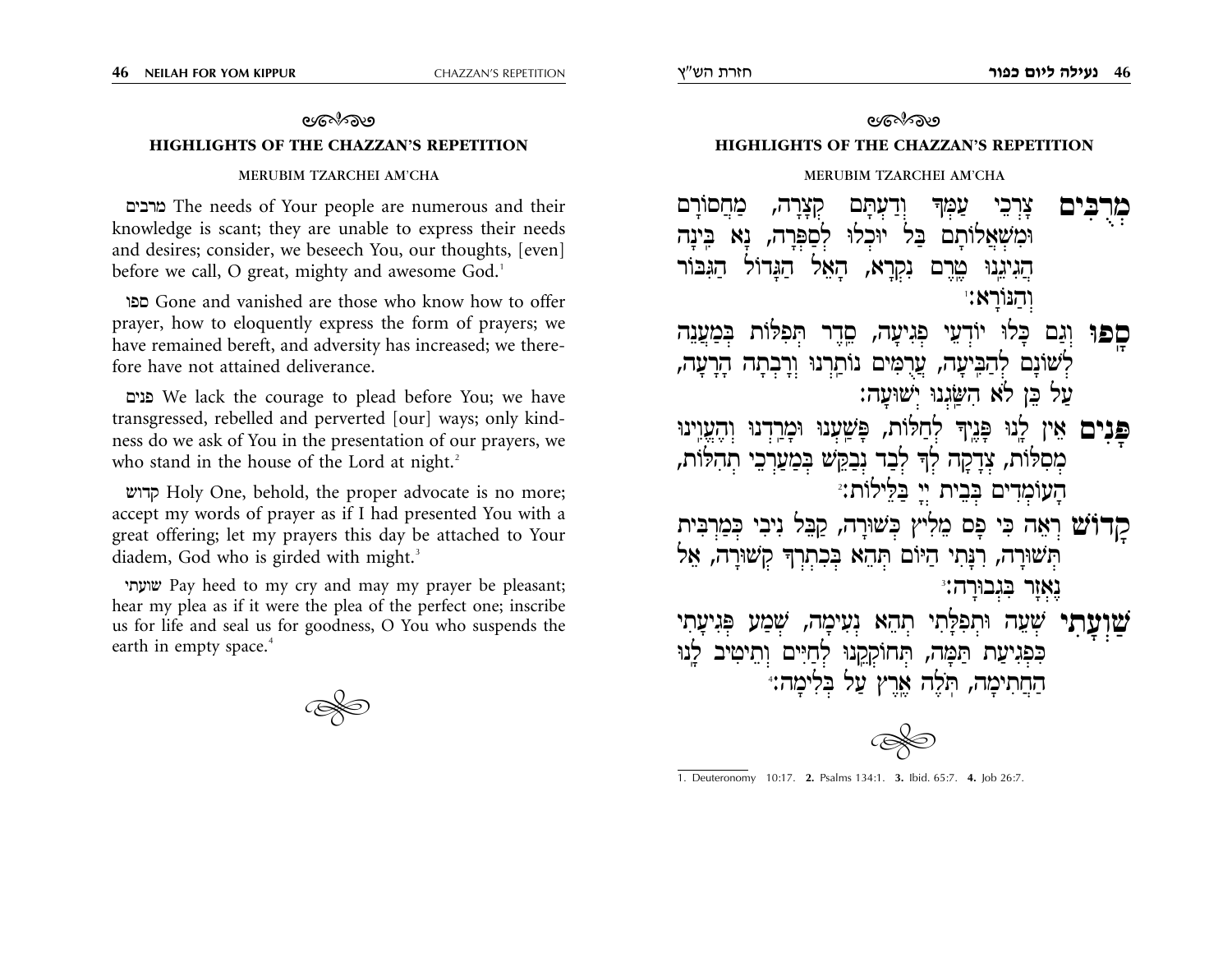## HIGHLIGHTS OF THE CHAZZAN'S REPETITION

### MERUBIM TZARCHEI AM'CHA

מרבים The needs of Your people are numerous and their knowledge is scant; they are unable to express their needs and desires; consider, we beseech You, our thoughts, [even] before we call, O great, mighty and awesome God.[1]

ספו Gone and vanished are those who know how to offer prayer, how to eloquently express the form of prayers; we have remained bereft, and adversity has increased; we therefore have not attained deliverance.

פנים We lack the courage to plead before You; we have transgressed, rebelled and perverted [our] ways; only kindness do we ask of You in the presentation of our prayers, we who stand in the house of the Lord at night.[2]

קדוש Holy One, behold, the proper advocate is no more; accept my words of prayer as if I had presented You with a great offering; let my prayers this day be attached to Your diadem, God who is girded with might.[3]

שועתי Pay heed to my cry and may my prayer be pleasant; hear my plea as if it were the plea of the perfect one; inscribe us for life and seal us for goodness, O You who suspends the earth in empty space.[4]

## HIGHLIGHTS OF THE CHAZZAN'S REPETITION

### MERUBIM TZARCHEI AM'CHA

**מְרֻבִּים** צָרְכֵי עַמְּךָ וְדַעְתָּם קְצָרָה, מַחְסוֹרָם וּמִשְׁאֲלוֹתָם בַּל יוּכְלוּ לְסַפְּרָה, נָא בִּינָה הֲגִיגֵנוּ טֶרֶם נִקְרָא, הָאֵל הַגָּדוֹל הַגִּבּוֹר וְהַנּוֹרָא:[1]

**סָפוּ** וְגַם כָּלוּ יוֹדְעֵי פְגִיעָה, סֶדֶר תְּפִלּוֹת בְּמַעֲנֵה לְשׁוֹנָם לְהַבִּיעָה, עֲרֻמִּים נוֹתַרְנוּ וְרַבְּתָה הָרָעָה, עַל כֵּן לֹא הִשַּׂגְנוּ יְשׁוּעָה:

**פָּנִים** אֵין לָנוּ פָּנֶיךָ לְחַלּוֹת, פָּשַׁעְנוּ וּמָרַדְנוּ וְהֶעֱוִינוּ מְסִלּוֹת, צְדָקָה לְךָ לְבַד נְבַקֵּשׁ בְּמַעַרְכֵי תְהִלּוֹת, הָעוֹמְדִים בְּבֵית יְיָ בַּלֵּילוֹת:[2]

**קָדוֹשׁ** רְאֵה כִּי פָּס מֵלִיץ כְּשׁוּרָה, קַבֵּל נִיבִי כְּמַרְבִּית תְּשׁוּרָה, רִנָּתִי הַיּוֹם תְּהֵא בְּכִתְרְךָ קְשׁוּרָה, אֵל נֶאְזָר בִּגְבוּרָה:[3]

**שַׁוְעָתִי** שְׁעֵה וּתְפִלָּתִי תְהֵא נְעִימָה, שְׁמַע פְּגִיעָתִי כִּפְגִיעַת תַּמָּה, תְּחוֹקְקֵנוּ לְחַיִּים וְתֵיטִיב לָנוּ הַחֲתִימָה, תֹּלֶה אֶרֶץ עַל בְּלִימָה:[4]

1. Deuteronomy 10:17. 2. Psalms 134:1. 3. Ibid. 65:7. 4. Job 26:7.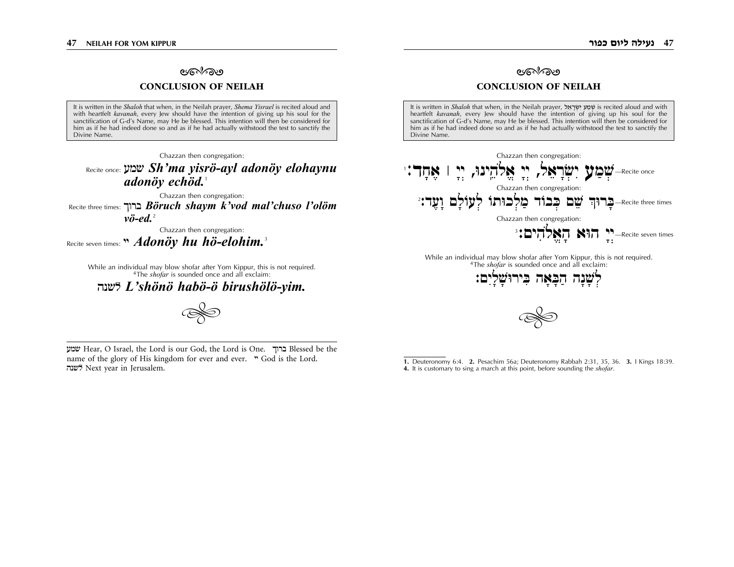## CONCLUSION OF NEILAH

It is written in the *Shaloh* that when, in the Neilah prayer, *Shema Yisrael* is recited aloud and with heartfelt *kavanah*, every Jew should have the intention of giving up his soul for the sanctification of G-d's Name, may He be blessed. This intention will then be considered for him as if he had indeed done so and as if he had actually withstood the test to sanctify the Divine Name.

Chazzan then congregation:

Recite once: שמע ***Sh'ma yisrö-ayl adonöy elohaynu adonöy echöd.***[1]

Chazzan then congregation:

Recite three times: ברוך ***Böruch shaym k'vod mal'chuso l'olöm vö-ed.***[2]

Chazzan then congregation:

Recite seven times: יי ***Adonöy hu hö-elohim.***[3]

While an individual may blow shofar after Yom Kippur, this is not required. [4]The *shofar* is sounded once and all exclaim:

לשנה ***L'shönö habö-ö birushölö-yim.***

---

שמע Hear, O Israel, the Lord is our God, the Lord is One. ברוך Blessed be the name of the glory of His kingdom for ever and ever. יי God is the Lord. לשנה Next year in Jerusalem.

## CONCLUSION OF NEILAH

It is written in *Shaloh* that when, in the Neilah prayer, שְׁמַע יִשְׂרָאֵל is recited aloud and with heartfelt *kavanah*, every Jew should have the intention of giving up his soul for the sanctification of G-d's Name, may He be blessed. This intention will then be considered for him as if he had indeed done so and as if he had actually withstood the test to sanctify the Divine Name.

Chazzan then congregation:

Recite once—שְׁמַע יִשְׂרָאֵל, יְיָ אֱלֹהֵינוּ, יְיָ | אֶחָד:[1]

Chazzan then congregation:

Recite three times—בָּרוּךְ שֵׁם כְּבוֹד מַלְכוּתוֹ לְעוֹלָם וָעֶד:[2]

Chazzan then congregation:

Recite seven times—יְיָ הוּא הָאֱלֹהִים:[3]

While an individual may blow shofar after Yom Kippur, this is not required. [4]The *shofar* is sounded once and all exclaim:

לְשָׁנָה הַבָּאָה בִּירוּשָׁלָיִם:

---

1. Deuteronomy 6:4. 2. Pesachim 56a; Deuteronomy Rabbah 2:31, 35, 36. 3. I Kings 18:39.
4. It is customary to sing a march at this point, before sounding the *shofar*.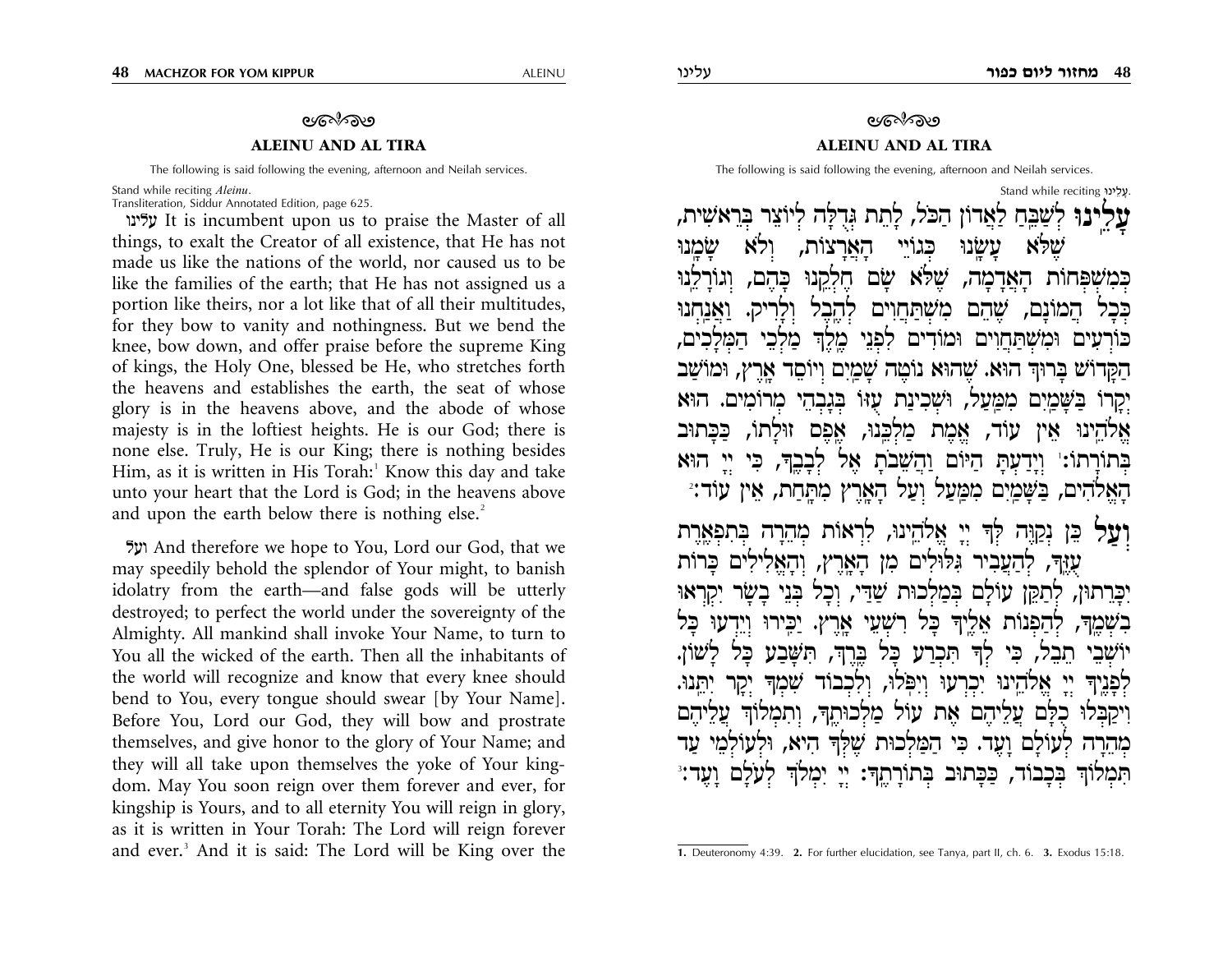## ALEINU AND AL TIRA

The following is said following the evening, afternoon and Neilah services.

Stand while reciting *Aleinu*.
Transliteration, Siddur Annotated Edition, page 625.

עלינו It is incumbent upon us to praise the Master of all things, to exalt the Creator of all existence, that He has not made us like the nations of the world, nor caused us to be like the families of the earth; that He has not assigned us a portion like theirs, nor a lot like that of all their multitudes, for they bow to vanity and nothingness. But we bend the knee, bow down, and offer praise before the supreme King of kings, the Holy One, blessed be He, who stretches forth the heavens and establishes the earth, the seat of whose glory is in the heavens above, and the abode of whose majesty is in the loftiest heights. He is our God; there is none else. Truly, He is our King; there is nothing besides Him, as it is written in His Torah:[1] Know this day and take unto your heart that the Lord is God; in the heavens above and upon the earth below there is nothing else.[2]

ועל And therefore we hope to You, Lord our God, that we may speedily behold the splendor of Your might, to banish idolatry from the earth—and false gods will be utterly destroyed; to perfect the world under the sovereignty of the Almighty. All mankind shall invoke Your Name, to turn to You all the wicked of the earth. Then all the inhabitants of the world will recognize and know that every knee should bend to You, every tongue should swear [by Your Name]. Before You, Lord our God, they will bow and prostrate themselves, and give honor to the glory of Your Name; and they will all take upon themselves the yoke of Your kingdom. May You soon reign over them forever and ever, for kingship is Yours, and to all eternity You will reign in glory, as it is written in Your Torah: The Lord will reign forever and ever.[3] And it is said: The Lord will be King over the

## ALEINU AND AL TIRA

The following is said following the evening, afternoon and Neilah services.

Stand while reciting עָלֵינוּ.

**עָלֵינוּ** לְשַׁבֵּחַ לַאֲדוֹן הַכֹּל, לָתֵת גְּדֻלָּה לְיוֹצֵר בְּרֵאשִׁית, שֶׁלֹּא עָשָׂנוּ כְּגוֹיֵי הָאֲרָצוֹת, וְלֹא שָׂמָנוּ כְּמִשְׁפְּחוֹת הָאֲדָמָה, שֶׁלֹּא שָׂם חֶלְקֵנוּ כָּהֶם, וְגוֹרָלֵנוּ כְּכָל הֲמוֹנָם, שֶׁהֵם מִשְׁתַּחֲוִים לְהֶבֶל וָלָרִיק. וַאֲנַחְנוּ כּוֹרְעִים וּמִשְׁתַּחֲוִים וּמוֹדִים לִפְנֵי מֶלֶךְ מַלְכֵי הַמְּלָכִים, הַקָּדוֹשׁ בָּרוּךְ הוּא. שֶׁהוּא נוֹטֶה שָׁמַיִם וְיוֹסֵד אָרֶץ, וּמוֹשַׁב יְקָרוֹ בַּשָּׁמַיִם מִמַּעַל, וּשְׁכִינַת עֻזּוֹ בְּגָבְהֵי מְרוֹמִים. הוּא אֱלֹהֵינוּ אֵין עוֹד, אֱמֶת מַלְכֵּנוּ, אֶפֶס זוּלָתוֹ, כַּכָּתוּב בְּתוֹרָתוֹ:[1] וְיָדַעְתָּ הַיּוֹם וַהֲשֵׁבֹתָ אֶל לְבָבֶךָ, כִּי יְיָ הוּא הָאֱלֹהִים, בַּשָּׁמַיִם מִמַּעַל וְעַל הָאָרֶץ מִתָּחַת, אֵין עוֹד:[2]

**וְעַל** כֵּן נְקַוֶּה לְּךָ יְיָ אֱלֹהֵינוּ, לִרְאוֹת מְהֵרָה בְּתִפְאֶרֶת עֻזֶּךָ, לְהַעֲבִיר גִּלּוּלִים מִן הָאָרֶץ, וְהָאֱלִילִים כָּרוֹת יִכָּרֵתוּן, לְתַקֵּן עוֹלָם בְּמַלְכוּת שַׁדַּי, וְכָל בְּנֵי בָשָׂר יִקְרְאוּ בִשְׁמֶךָ, לְהַפְנוֹת אֵלֶיךָ כָּל רִשְׁעֵי אָרֶץ. יַכִּירוּ וְיֵדְעוּ כָּל יוֹשְׁבֵי תֵבֵל, כִּי לְךָ תִּכְרַע כָּל בֶּרֶךְ, תִּשָּׁבַע כָּל לָשׁוֹן. לְפָנֶיךָ יְיָ אֱלֹהֵינוּ יִכְרְעוּ וְיִפֹּלוּ, וְלִכְבוֹד שִׁמְךָ יְקָר יִתֵּנוּ. וִיקַבְּלוּ כֻלָּם עֲלֵיהֶם אֶת עוֹל מַלְכוּתֶךָ, וְתִמְלוֹךְ עֲלֵיהֶם מְהֵרָה לְעוֹלָם וָעֶד. כִּי הַמַּלְכוּת שֶׁלְּךָ הִיא, וּלְעוֹלְמֵי עַד תִּמְלוֹךְ בְּכָבוֹד, כַּכָּתוּב בְּתוֹרָתֶךָ: יְיָ יִמְלֹךְ לְעֹלָם וָעֶד:[3]

1. Deuteronomy 4:39. 2. For further elucidation, see Tanya, part II, ch. 6. 3. Exodus 15:18.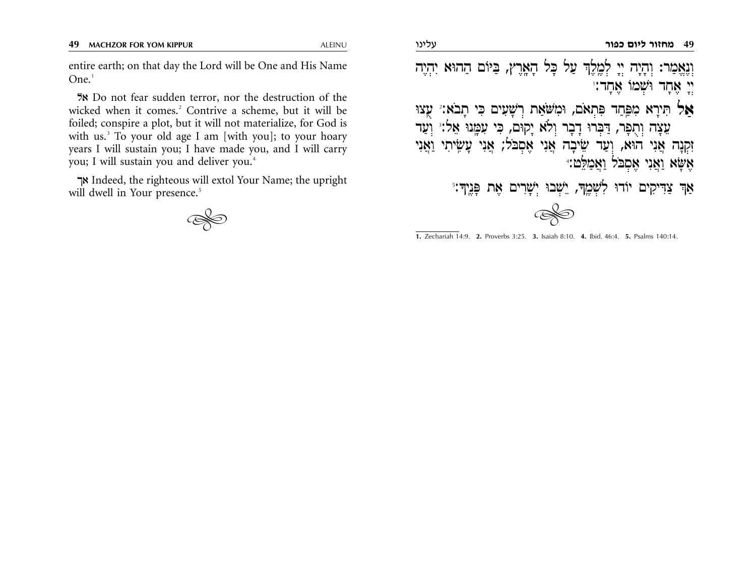entire earth; on that day the Lord will be One and His Name One.[1]

**אל** Do not fear sudden terror, nor the destruction of the wicked when it comes.[2] Contrive a scheme, but it will be foiled; conspire a plot, but it will not materialize, for God is with us.[3] To your old age I am [with you]; to your hoary years I will sustain you; I have made you, and I will carry you; I will sustain you and deliver you.[4]

**אך** Indeed, the righteous will extol Your Name; the upright will dwell in Your presence.[5]

וְנֶאֱמַר: וְהָיָה יְיָ לְמֶלֶךְ עַל כָּל הָאָרֶץ, בַּיּוֹם הַהוּא יִהְיֶה יְיָ אֶחָד וּשְׁמוֹ אֶחָד:[1]

**אַל** תִּירָא מִפַּחַד פִּתְאֹם, וּמִשֹּׁאַת רְשָׁעִים כִּי תָבֹא:[2] עֻצוּ עֵצָה וְתֻפָר, דַּבְּרוּ דָבָר וְלֹא יָקוּם, כִּי עִמָּנוּ אֵל:[3] וְעַד זִקְנָה אֲנִי הוּא, וְעַד שֵׂיבָה אֲנִי אֶסְבֹּל; אֲנִי עָשִׂיתִי וַאֲנִי אֶשָּׂא וַאֲנִי אֶסְבֹּל וַאֲמַלֵּט:[4]

אַךְ צַדִּיקִים יוֹדוּ לִשְׁמֶךָ, יֵשְׁבוּ יְשָׁרִים אֶת פָּנֶיךָ:[5]

---

**1.** Zechariah 14:9. **2.** Proverbs 3:25. **3.** Isaiah 8:10. **4.** Ibid. 46:4. **5.** Psalms 140:14.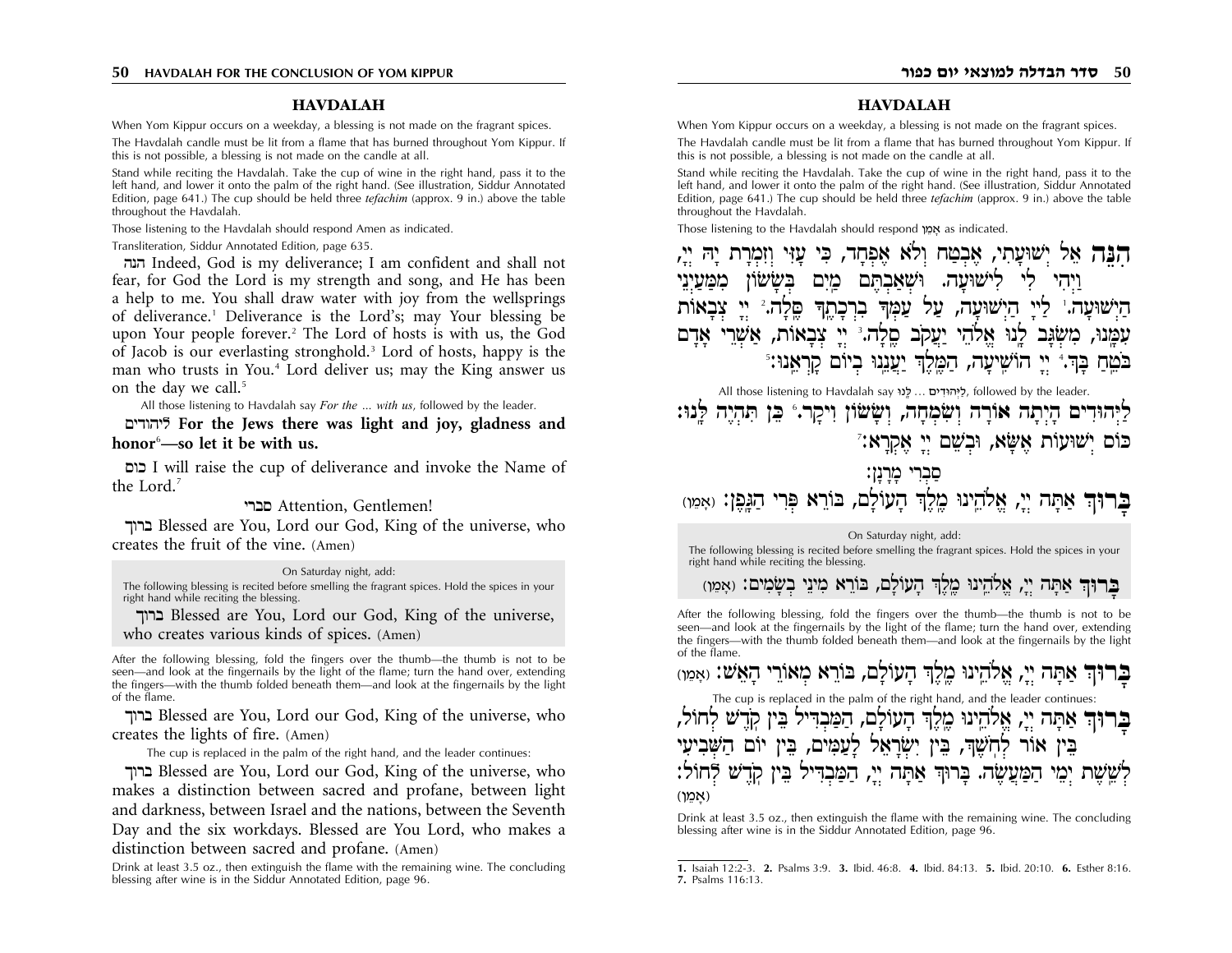## HAVDALAH

When Yom Kippur occurs on a weekday, a blessing is not made on the fragrant spices.

The Havdalah candle must be lit from a flame that has burned throughout Yom Kippur. If this is not possible, a blessing is not made on the candle at all.

Stand while reciting the Havdalah. Take the cup of wine in the right hand, pass it to the left hand, and lower it onto the palm of the right hand. (See illustration, Siddur Annotated Edition, page 641.) The cup should be held three *tefachim* (approx. 9 in.) above the table throughout the Havdalah.

Those listening to the Havdalah should respond Amen as indicated.

Transliteration, Siddur Annotated Edition, page 635.

הנה Indeed, God is my deliverance; I am confident and shall not fear, for God the Lord is my strength and song, and He has been a help to me. You shall draw water with joy from the wellsprings of deliverance.[1] Deliverance is the Lord's; may Your blessing be upon Your people forever.[2] The Lord of hosts is with us, the God of Jacob is our everlasting stronghold.[3] Lord of hosts, happy is the man who trusts in You.[4] Lord deliver us; may the King answer us on the day we call.[5]

All those listening to Havdalah say *For the ... with us*, followed by the leader.

ליהודים **For the Jews there was light and joy, gladness and honor[6]—so let it be with us.**

כוס I will raise the cup of deliverance and invoke the Name of the Lord.[7]

סברי Attention, Gentlemen!

ברוך Blessed are You, Lord our God, King of the universe, who creates the fruit of the vine. (Amen)

On Saturday night, add:

The following blessing is recited before smelling the fragrant spices. Hold the spices in your right hand while reciting the blessing.

ברוך Blessed are You, Lord our God, King of the universe, who creates various kinds of spices. (Amen)

After the following blessing, fold the fingers over the thumb—the thumb is not to be seen—and look at the fingernails by the light of the flame; turn the hand over, extending the fingers—with the thumb folded beneath them—and look at the fingernails by the light of the flame.

ברוך Blessed are You, Lord our God, King of the universe, who creates the lights of fire. (Amen)

The cup is replaced in the palm of the right hand, and the leader continues:

ברוך Blessed are You, Lord our God, King of the universe, who makes a distinction between sacred and profane, between light and darkness, between Israel and the nations, between the Seventh Day and the six workdays. Blessed are You Lord, who makes a distinction between sacred and profane. (Amen)

Drink at least 3.5 oz., then extinguish the flame with the remaining wine. The concluding blessing after wine is in the Siddur Annotated Edition, page 96.

## HAVDALAH

When Yom Kippur occurs on a weekday, a blessing is not made on the fragrant spices.

The Havdalah candle must be lit from a flame that has burned throughout Yom Kippur. If this is not possible, a blessing is not made on the candle at all.

Stand while reciting the Havdalah. Take the cup of wine in the right hand, pass it to the left hand, and lower it onto the palm of the right hand. (See illustration, Siddur Annotated Edition, page 641.) The cup should be held three *tefachim* (approx. 9 in.) above the table throughout the Havdalah.

Those listening to the Havdalah should respond אָמֵן as indicated.

**הִנֵּה** אֵל יְשׁוּעָתִי, אֶבְטַח וְלֹא אֶפְחָד, כִּי עָזִּי וְזִמְרָת יָהּ יְיָ, וַיְהִי לִי לִישׁוּעָה. וּשְׁאַבְתֶּם מַיִם בְּשָׂשׂוֹן מִמַּעַיְנֵי הַיְשׁוּעָה.[1] לַייָ הַיְשׁוּעָה, עַל עַמְּךָ בִרְכָתֶךָ סֶּלָה.[2] יְיָ צְבָאוֹת עִמָּנוּ, מִשְׂגָּב לָנוּ אֱלֹהֵי יַעֲקֹב סֶלָה.[3] יְיָ צְבָאוֹת, אַשְׁרֵי אָדָם בֹּטֵחַ בָּךְ.[4] יְיָ הוֹשִׁיעָה, הַמֶּלֶךְ יַעֲנֵנוּ בְיוֹם קָרְאֵנוּ:[5]

All those listening to Havdalah say לַיְּהוּדִים ... לָנוּ, followed by the leader.

**לַיְּהוּדִים הָיְתָה אוֹרָה וְשִׂמְחָה, וְשָׂשׂוֹן וִיקָר.[6] כֵּן תִּהְיֶה לָנוּ:**

כּוֹס יְשׁוּעוֹת אֶשָּׂא, וּבְשֵׁם יְיָ אֶקְרָא:[7]

סַבְרִי מָרָנָן:

**בָּרוּךְ** אַתָּה יְיָ, אֱלֹהֵינוּ מֶלֶךְ הָעוֹלָם, בּוֹרֵא פְּרִי הַגָּפֶן: (אָמֵן)

On Saturday night, add:

The following blessing is recited before smelling the fragrant spices. Hold the spices in your right hand while reciting the blessing.

**בָּרוּךְ** אַתָּה יְיָ, אֱלֹהֵינוּ מֶלֶךְ הָעוֹלָם, בּוֹרֵא מִינֵי בְשָׂמִים: (אָמֵן)

After the following blessing, fold the fingers over the thumb—the thumb is not to be seen—and look at the fingernails by the light of the flame; turn the hand over, extending the fingers—with the thumb folded beneath them—and look at the fingernails by the light of the flame.

**בָּרוּךְ** אַתָּה יְיָ, אֱלֹהֵינוּ מֶלֶךְ הָעוֹלָם, בּוֹרֵא מְאוֹרֵי הָאֵשׁ: (אָמֵן)

The cup is replaced in the palm of the right hand, and the leader continues:

**בָּרוּךְ** אַתָּה יְיָ, אֱלֹהֵינוּ מֶלֶךְ הָעוֹלָם, הַמַּבְדִּיל בֵּין קֹדֶשׁ לְחוֹל, בֵּין אוֹר לְחֹשֶׁךְ, בֵּין יִשְׂרָאֵל לָעַמִּים, בֵּין יוֹם הַשְּׁבִיעִי לְשֵׁשֶׁת יְמֵי הַמַּעֲשֶׂה. בָּרוּךְ אַתָּה יְיָ, הַמַּבְדִּיל בֵּין קֹדֶשׁ לְחוֹל: (אָמֵן)

Drink at least 3.5 oz., then extinguish the flame with the remaining wine. The concluding blessing after wine is in the Siddur Annotated Edition, page 96.

---

**1.** Isaiah 12:2-3. **2.** Psalms 3:9. **3.** Ibid. 46:8. **4.** Ibid. 84:13. **5.** Ibid. 20:10. **6.** Esther 8:16. **7.** Psalms 116:13.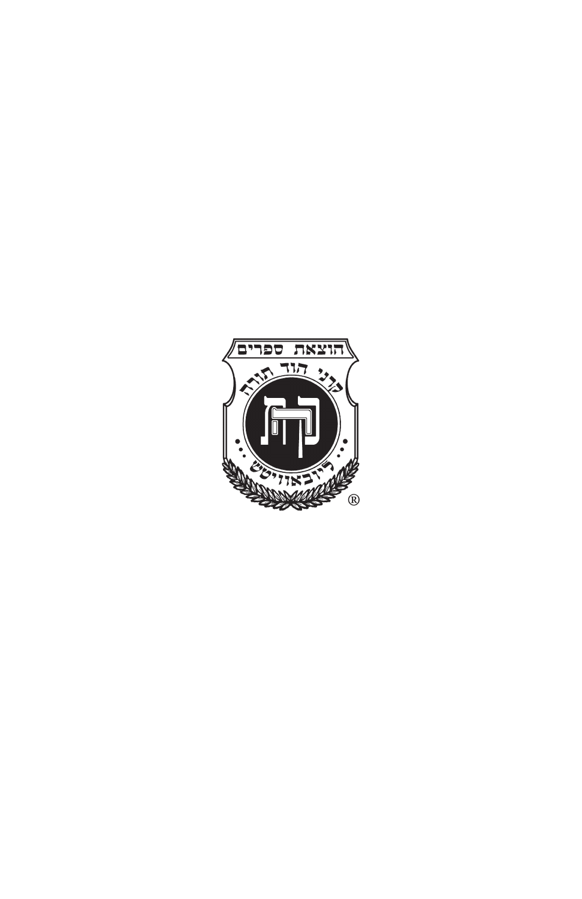הוצאת ספרים

קרני הוד תורה

קה״ת

ליובאוויטש

®